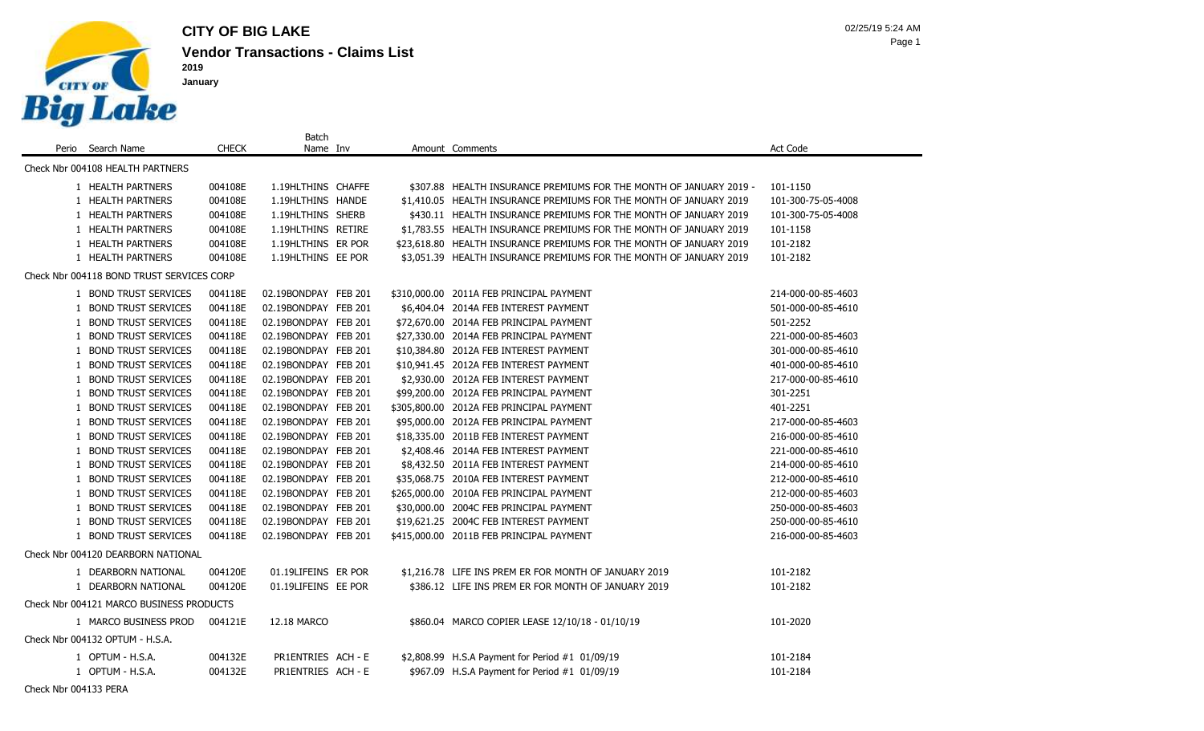# CITY OF BIG LAKE

## Vendor Transactions - Claims List

**2019**

**January**

02/25/19 5:24 AM

| Perio | Search Name | CHECK | Batch Name | Inv | Amount | Comments | Act Code |
|---|---|---|---|---|---|---|---|
| Check Nbr 004108 HEALTH PARTNERS | | | | | | | |
| 1 | HEALTH PARTNERS | 004108E | 1.19HLTHINS | CHAFFE | $307.88 | HEALTH INSURANCE PREMIUMS FOR THE MONTH OF JANUARY 2019 - | 101-1150 |
| 1 | HEALTH PARTNERS | 004108E | 1.19HLTHINS | HANDE | $1,410.05 | HEALTH INSURANCE PREMIUMS FOR THE MONTH OF JANUARY 2019 | 101-300-75-05-4008 |
| 1 | HEALTH PARTNERS | 004108E | 1.19HLTHINS | SHERB | $430.11 | HEALTH INSURANCE PREMIUMS FOR THE MONTH OF JANUARY 2019 | 101-300-75-05-4008 |
| 1 | HEALTH PARTNERS | 004108E | 1.19HLTHINS | RETIRE | $1,783.55 | HEALTH INSURANCE PREMIUMS FOR THE MONTH OF JANUARY 2019 | 101-1158 |
| 1 | HEALTH PARTNERS | 004108E | 1.19HLTHINS | ER POR | $23,618.80 | HEALTH INSURANCE PREMIUMS FOR THE MONTH OF JANUARY 2019 | 101-2182 |
| 1 | HEALTH PARTNERS | 004108E | 1.19HLTHINS | EE POR | $3,051.39 | HEALTH INSURANCE PREMIUMS FOR THE MONTH OF JANUARY 2019 | 101-2182 |
| Check Nbr 004118 BOND TRUST SERVICES CORP | | | | | | | |
| 1 | BOND TRUST SERVICES | 004118E | 02.19BONDPAY | FEB 201 | $310,000.00 | 2011A FEB PRINCIPAL PAYMENT | 214-000-00-85-4603 |
| 1 | BOND TRUST SERVICES | 004118E | 02.19BONDPAY | FEB 201 | $6,404.04 | 2014A FEB INTEREST PAYMENT | 501-000-00-85-4610 |
| 1 | BOND TRUST SERVICES | 004118E | 02.19BONDPAY | FEB 201 | $72,670.00 | 2014A FEB PRINCIPAL PAYMENT | 501-2252 |
| 1 | BOND TRUST SERVICES | 004118E | 02.19BONDPAY | FEB 201 | $27,330.00 | 2014A FEB PRINCIPAL PAYMENT | 221-000-00-85-4603 |
| 1 | BOND TRUST SERVICES | 004118E | 02.19BONDPAY | FEB 201 | $10,384.80 | 2012A FEB INTEREST PAYMENT | 301-000-00-85-4610 |
| 1 | BOND TRUST SERVICES | 004118E | 02.19BONDPAY | FEB 201 | $10,941.45 | 2012A FEB INTEREST PAYMENT | 401-000-00-85-4610 |
| 1 | BOND TRUST SERVICES | 004118E | 02.19BONDPAY | FEB 201 | $2,930.00 | 2012A FEB INTEREST PAYMENT | 217-000-00-85-4610 |
| 1 | BOND TRUST SERVICES | 004118E | 02.19BONDPAY | FEB 201 | $99,200.00 | 2012A FEB PRINCIPAL PAYMENT | 301-2251 |
| 1 | BOND TRUST SERVICES | 004118E | 02.19BONDPAY | FEB 201 | $305,800.00 | 2012A FEB PRINCIPAL PAYMENT | 401-2251 |
| 1 | BOND TRUST SERVICES | 004118E | 02.19BONDPAY | FEB 201 | $95,000.00 | 2012A FEB PRINCIPAL PAYMENT | 217-000-00-85-4603 |
| 1 | BOND TRUST SERVICES | 004118E | 02.19BONDPAY | FEB 201 | $18,335.00 | 2011B FEB INTEREST PAYMENT | 216-000-00-85-4610 |
| 1 | BOND TRUST SERVICES | 004118E | 02.19BONDPAY | FEB 201 | $2,408.46 | 2014A FEB INTEREST PAYMENT | 221-000-00-85-4610 |
| 1 | BOND TRUST SERVICES | 004118E | 02.19BONDPAY | FEB 201 | $8,432.50 | 2011A FEB INTEREST PAYMENT | 214-000-00-85-4610 |
| 1 | BOND TRUST SERVICES | 004118E | 02.19BONDPAY | FEB 201 | $35,068.75 | 2010A FEB INTEREST PAYMENT | 212-000-00-85-4610 |
| 1 | BOND TRUST SERVICES | 004118E | 02.19BONDPAY | FEB 201 | $265,000.00 | 2010A FEB PRINCIPAL PAYMENT | 212-000-00-85-4603 |
| 1 | BOND TRUST SERVICES | 004118E | 02.19BONDPAY | FEB 201 | $30,000.00 | 2004C FEB PRINCIPAL PAYMENT | 250-000-00-85-4603 |
| 1 | BOND TRUST SERVICES | 004118E | 02.19BONDPAY | FEB 201 | $19,621.25 | 2004C FEB INTEREST PAYMENT | 250-000-00-85-4610 |
| 1 | BOND TRUST SERVICES | 004118E | 02.19BONDPAY | FEB 201 | $415,000.00 | 2011B FEB PRINCIPAL PAYMENT | 216-000-00-85-4603 |
| Check Nbr 004120 DEARBORN NATIONAL | | | | | | | |
| 1 | DEARBORN NATIONAL | 004120E | 01.19LIFEINS | ER POR | $1,216.78 | LIFE INS PREM ER FOR MONTH OF JANUARY 2019 | 101-2182 |
| 1 | DEARBORN NATIONAL | 004120E | 01.19LIFEINS | EE POR | $386.12 | LIFE INS PREM ER FOR MONTH OF JANUARY 2019 | 101-2182 |
| Check Nbr 004121 MARCO BUSINESS PRODUCTS | | | | | | | |
| 1 | MARCO BUSINESS PROD | 004121E | 12.18 MARCO | | $860.04 | MARCO COPIER LEASE 12/10/18 - 01/10/19 | 101-2020 |
| Check Nbr 004132 OPTUM - H.S.A. | | | | | | | |
| 1 | OPTUM - H.S.A. | 004132E | PR1ENTRIES | ACH - E | $2,808.99 | H.S.A Payment for Period #1 01/09/19 | 101-2184 |
| 1 | OPTUM - H.S.A. | 004132E | PR1ENTRIES | ACH - E | $967.09 | H.S.A Payment for Period #1 01/09/19 | 101-2184 |
| Check Nbr 004133 PERA | | | | | | | |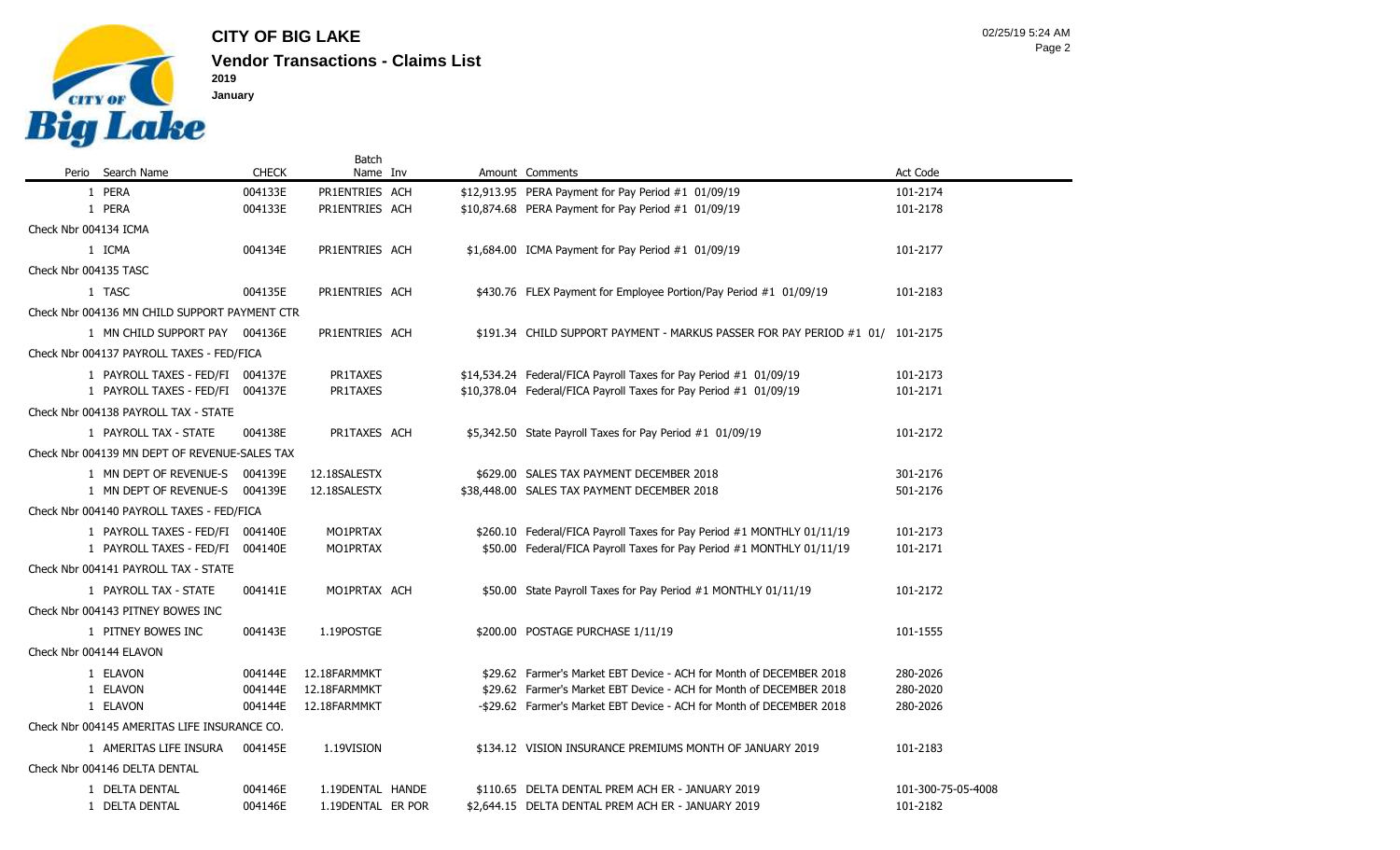# CITY OF BIG LAKE

## Vendor Transactions - Claims List

**2019**

**January**

| Perio | Search Name | CHECK | Batch Name | Inv | Amount | Comments | Act Code |
|---|---|---|---|---|---|---|---|
| 1 | PERA | 004133E | PR1ENTRIES | ACH | $12,913.95 | PERA Payment for Pay Period #1 01/09/19 | 101-2174 |
| 1 | PERA | 004133E | PR1ENTRIES | ACH | $10,874.68 | PERA Payment for Pay Period #1 01/09/19 | 101-2178 |
| Check Nbr 004134 ICMA | | | | | | | |
| 1 | ICMA | 004134E | PR1ENTRIES | ACH | $1,684.00 | ICMA Payment for Pay Period #1 01/09/19 | 101-2177 |
| Check Nbr 004135 TASC | | | | | | | |
| 1 | TASC | 004135E | PR1ENTRIES | ACH | $430.76 | FLEX Payment for Employee Portion/Pay Period #1 01/09/19 | 101-2183 |
| Check Nbr 004136 MN CHILD SUPPORT PAYMENT CTR | | | | | | | |
| 1 | MN CHILD SUPPORT PAY | 004136E | PR1ENTRIES | ACH | $191.34 | CHILD SUPPORT PAYMENT - MARKUS PASSER FOR PAY PERIOD #1 01/ | 101-2175 |
| Check Nbr 004137 PAYROLL TAXES - FED/FICA | | | | | | | |
| 1 | PAYROLL TAXES - FED/FI | 004137E | PR1TAXES | | $14,534.24 | Federal/FICA Payroll Taxes for Pay Period #1 01/09/19 | 101-2173 |
| 1 | PAYROLL TAXES - FED/FI | 004137E | PR1TAXES | | $10,378.04 | Federal/FICA Payroll Taxes for Pay Period #1 01/09/19 | 101-2171 |
| Check Nbr 004138 PAYROLL TAX - STATE | | | | | | | |
| 1 | PAYROLL TAX - STATE | 004138E | PR1TAXES | ACH | $5,342.50 | State Payroll Taxes for Pay Period #1 01/09/19 | 101-2172 |
| Check Nbr 004139 MN DEPT OF REVENUE-SALES TAX | | | | | | | |
| 1 | MN DEPT OF REVENUE-S | 004139E | 12.18SALESTX | | $629.00 | SALES TAX PAYMENT DECEMBER 2018 | 301-2176 |
| 1 | MN DEPT OF REVENUE-S | 004139E | 12.18SALESTX | | $38,448.00 | SALES TAX PAYMENT DECEMBER 2018 | 501-2176 |
| Check Nbr 004140 PAYROLL TAXES - FED/FICA | | | | | | | |
| 1 | PAYROLL TAXES - FED/FI | 004140E | MO1PRTAX | | $260.10 | Federal/FICA Payroll Taxes for Pay Period #1 MONTHLY 01/11/19 | 101-2173 |
| 1 | PAYROLL TAXES - FED/FI | 004140E | MO1PRTAX | | $50.00 | Federal/FICA Payroll Taxes for Pay Period #1 MONTHLY 01/11/19 | 101-2171 |
| Check Nbr 004141 PAYROLL TAX - STATE | | | | | | | |
| 1 | PAYROLL TAX - STATE | 004141E | MO1PRTAX | ACH | $50.00 | State Payroll Taxes for Pay Period #1 MONTHLY 01/11/19 | 101-2172 |
| Check Nbr 004143 PITNEY BOWES INC | | | | | | | |
| 1 | PITNEY BOWES INC | 004143E | 1.19POSTGE | | $200.00 | POSTAGE PURCHASE 1/11/19 | 101-1555 |
| Check Nbr 004144 ELAVON | | | | | | | |
| 1 | ELAVON | 004144E | 12.18FARMMKT | | $29.62 | Farmer's Market EBT Device - ACH for Month of DECEMBER 2018 | 280-2026 |
| 1 | ELAVON | 004144E | 12.18FARMMKT | | $29.62 | Farmer's Market EBT Device - ACH for Month of DECEMBER 2018 | 280-2020 |
| 1 | ELAVON | 004144E | 12.18FARMMKT | | -$29.62 | Farmer's Market EBT Device - ACH for Month of DECEMBER 2018 | 280-2026 |
| Check Nbr 004145 AMERITAS LIFE INSURANCE CO. | | | | | | | |
| 1 | AMERITAS LIFE INSURA | 004145E | 1.19VISION | | $134.12 | VISION INSURANCE PREMIUMS MONTH OF JANUARY 2019 | 101-2183 |
| Check Nbr 004146 DELTA DENTAL | | | | | | | |
| 1 | DELTA DENTAL | 004146E | 1.19DENTAL | HANDE | $110.65 | DELTA DENTAL PREM ACH ER - JANUARY 2019 | 101-300-75-05-4008 |
| 1 | DELTA DENTAL | 004146E | 1.19DENTAL | ER POR | $2,644.15 | DELTA DENTAL PREM ACH ER - JANUARY 2019 | 101-2182 |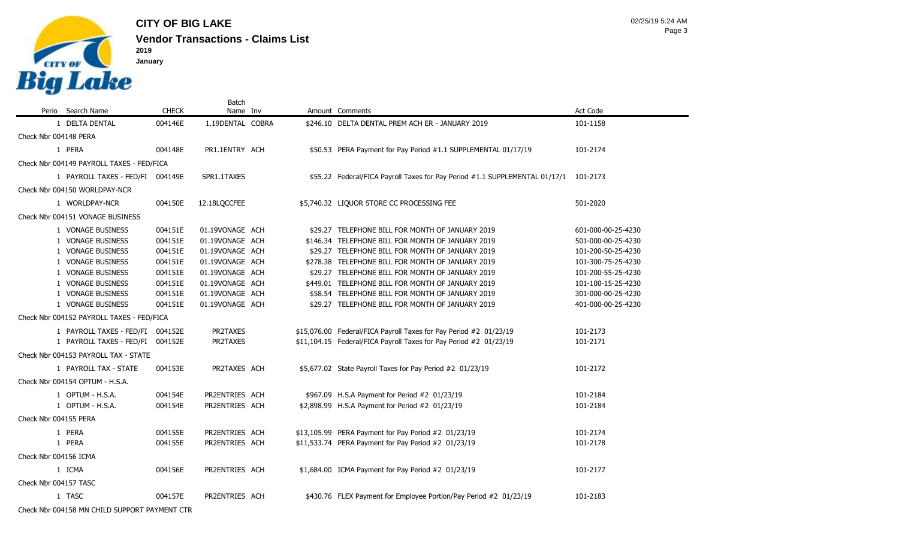# CITY OF BIG LAKE

## Vendor Transactions - Claims List

**2019**

**January**

| Perio | Search Name | CHECK | Batch Name | Inv | Amount | Comments | Act Code |
|---|---|---|---|---|---|---|---|
| 1 | DELTA DENTAL | 004146E | 1.19DENTAL | COBRA | $246.10 | DELTA DENTAL PREM ACH ER - JANUARY 2019 | 101-1158 |
| Check Nbr 004148 PERA | | | | | | | |
| 1 | PERA | 004148E | PR1.1ENTRY | ACH | $50.53 | PERA Payment for Pay Period #1.1 SUPPLEMENTAL 01/17/19 | 101-2174 |
| Check Nbr 004149 PAYROLL TAXES - FED/FICA | | | | | | | |
| 1 | PAYROLL TAXES - FED/FI | 004149E | SPR1.1TAXES | | $55.22 | Federal/FICA Payroll Taxes for Pay Period #1.1 SUPPLEMENTAL 01/17/1 | 101-2173 |
| Check Nbr 004150 WORLDPAY-NCR | | | | | | | |
| 1 | WORLDPAY-NCR | 004150E | 12.18LQCCFEE | | $5,740.32 | LIQUOR STORE CC PROCESSING FEE | 501-2020 |
| Check Nbr 004151 VONAGE BUSINESS | | | | | | | |
| 1 | VONAGE BUSINESS | 004151E | 01.19VONAGE | ACH | $29.27 | TELEPHONE BILL FOR MONTH OF JANUARY 2019 | 601-000-00-25-4230 |
| 1 | VONAGE BUSINESS | 004151E | 01.19VONAGE | ACH | $146.34 | TELEPHONE BILL FOR MONTH OF JANUARY 2019 | 501-000-00-25-4230 |
| 1 | VONAGE BUSINESS | 004151E | 01.19VONAGE | ACH | $29.27 | TELEPHONE BILL FOR MONTH OF JANUARY 2019 | 101-200-50-25-4230 |
| 1 | VONAGE BUSINESS | 004151E | 01.19VONAGE | ACH | $278.38 | TELEPHONE BILL FOR MONTH OF JANUARY 2019 | 101-300-75-25-4230 |
| 1 | VONAGE BUSINESS | 004151E | 01.19VONAGE | ACH | $29.27 | TELEPHONE BILL FOR MONTH OF JANUARY 2019 | 101-200-55-25-4230 |
| 1 | VONAGE BUSINESS | 004151E | 01.19VONAGE | ACH | $449.01 | TELEPHONE BILL FOR MONTH OF JANUARY 2019 | 101-100-15-25-4230 |
| 1 | VONAGE BUSINESS | 004151E | 01.19VONAGE | ACH | $58.54 | TELEPHONE BILL FOR MONTH OF JANUARY 2019 | 301-000-00-25-4230 |
| 1 | VONAGE BUSINESS | 004151E | 01.19VONAGE | ACH | $29.27 | TELEPHONE BILL FOR MONTH OF JANUARY 2019 | 401-000-00-25-4230 |
| Check Nbr 004152 PAYROLL TAXES - FED/FICA | | | | | | | |
| 1 | PAYROLL TAXES - FED/FI | 004152E | PR2TAXES | | $15,076.00 | Federal/FICA Payroll Taxes for Pay Period #2 01/23/19 | 101-2173 |
| 1 | PAYROLL TAXES - FED/FI | 004152E | PR2TAXES | | $11,104.15 | Federal/FICA Payroll Taxes for Pay Period #2 01/23/19 | 101-2171 |
| Check Nbr 004153 PAYROLL TAX - STATE | | | | | | | |
| 1 | PAYROLL TAX - STATE | 004153E | PR2TAXES | ACH | $5,677.02 | State Payroll Taxes for Pay Period #2 01/23/19 | 101-2172 |
| Check Nbr 004154 OPTUM - H.S.A. | | | | | | | |
| 1 | OPTUM - H.S.A. | 004154E | PR2ENTRIES | ACH | $967.09 | H.S.A Payment for Period #2 01/23/19 | 101-2184 |
| 1 | OPTUM - H.S.A. | 004154E | PR2ENTRIES | ACH | $2,898.99 | H.S.A Payment for Period #2 01/23/19 | 101-2184 |
| Check Nbr 004155 PERA | | | | | | | |
| 1 | PERA | 004155E | PR2ENTRIES | ACH | $13,105.99 | PERA Payment for Pay Period #2 01/23/19 | 101-2174 |
| 1 | PERA | 004155E | PR2ENTRIES | ACH | $11,533.74 | PERA Payment for Pay Period #2 01/23/19 | 101-2178 |
| Check Nbr 004156 ICMA | | | | | | | |
| 1 | ICMA | 004156E | PR2ENTRIES | ACH | $1,684.00 | ICMA Payment for Pay Period #2 01/23/19 | 101-2177 |
| Check Nbr 004157 TASC | | | | | | | |
| 1 | TASC | 004157E | PR2ENTRIES | ACH | $430.76 | FLEX Payment for Employee Portion/Pay Period #2 01/23/19 | 101-2183 |
| Check Nbr 004158 MN CHILD SUPPORT PAYMENT CTR | | | | | | | |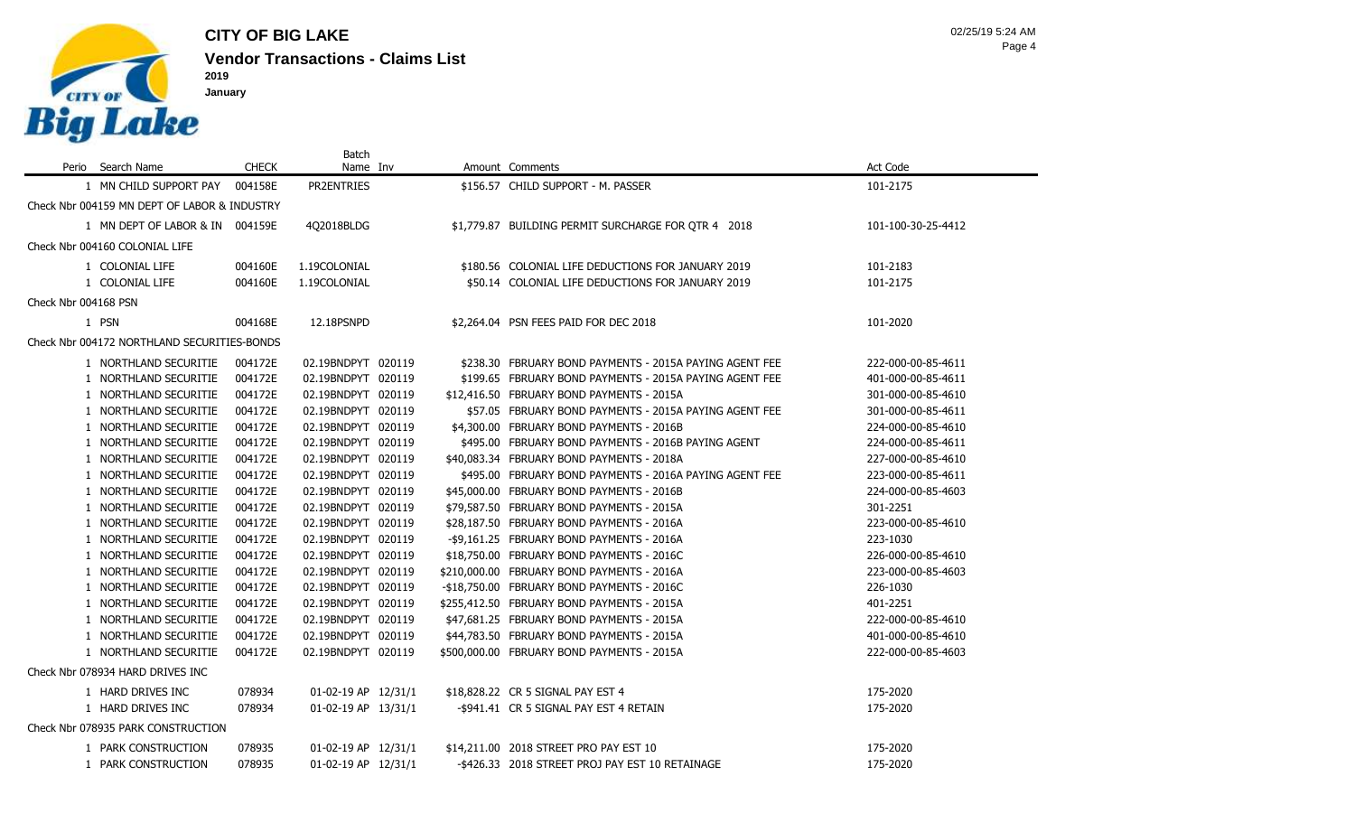# CITY OF BIG LAKE

## Vendor Transactions - Claims List

**2019**

**January**

| Perio | Search Name | CHECK | Batch Name | Inv | Amount | Comments | Act Code |
|---|---|---|---|---|---|---|---|
| 1 | MN CHILD SUPPORT PAY | 004158E | PR2ENTRIES | | $156.57 | CHILD SUPPORT - M. PASSER | 101-2175 |
| Check Nbr 004159 MN DEPT OF LABOR & INDUSTRY | | | | | | | |
| 1 | MN DEPT OF LABOR & IN | 004159E | 4Q2018BLDG | | $1,779.87 | BUILDING PERMIT SURCHARGE FOR QTR 4 2018 | 101-100-30-25-4412 |
| Check Nbr 004160 COLONIAL LIFE | | | | | | | |
| 1 | COLONIAL LIFE | 004160E | 1.19COLONIAL | | $180.56 | COLONIAL LIFE DEDUCTIONS FOR JANUARY 2019 | 101-2183 |
| 1 | COLONIAL LIFE | 004160E | 1.19COLONIAL | | $50.14 | COLONIAL LIFE DEDUCTIONS FOR JANUARY 2019 | 101-2175 |
| Check Nbr 004168 PSN | | | | | | | |
| 1 | PSN | 004168E | 12.18PSNPD | | $2,264.04 | PSN FEES PAID FOR DEC 2018 | 101-2020 |
| Check Nbr 004172 NORTHLAND SECURITIES-BONDS | | | | | | | |
| 1 | NORTHLAND SECURITIE | 004172E | 02.19BNDPYT | 020119 | $238.30 | FBRUARY BOND PAYMENTS - 2015A PAYING AGENT FEE | 222-000-00-85-4611 |
| 1 | NORTHLAND SECURITIE | 004172E | 02.19BNDPYT | 020119 | $199.65 | FBRUARY BOND PAYMENTS - 2015A PAYING AGENT FEE | 401-000-00-85-4611 |
| 1 | NORTHLAND SECURITIE | 004172E | 02.19BNDPYT | 020119 | $12,416.50 | FBRUARY BOND PAYMENTS - 2015A | 301-000-00-85-4610 |
| 1 | NORTHLAND SECURITIE | 004172E | 02.19BNDPYT | 020119 | $57.05 | FBRUARY BOND PAYMENTS - 2015A PAYING AGENT FEE | 301-000-00-85-4611 |
| 1 | NORTHLAND SECURITIE | 004172E | 02.19BNDPYT | 020119 | $4,300.00 | FBRUARY BOND PAYMENTS - 2016B | 224-000-00-85-4610 |
| 1 | NORTHLAND SECURITIE | 004172E | 02.19BNDPYT | 020119 | $495.00 | FBRUARY BOND PAYMENTS - 2016B PAYING AGENT | 224-000-00-85-4611 |
| 1 | NORTHLAND SECURITIE | 004172E | 02.19BNDPYT | 020119 | $40,083.34 | FBRUARY BOND PAYMENTS - 2018A | 227-000-00-85-4610 |
| 1 | NORTHLAND SECURITIE | 004172E | 02.19BNDPYT | 020119 | $495.00 | FBRUARY BOND PAYMENTS - 2016A PAYING AGENT FEE | 223-000-00-85-4611 |
| 1 | NORTHLAND SECURITIE | 004172E | 02.19BNDPYT | 020119 | $45,000.00 | FBRUARY BOND PAYMENTS - 2016B | 224-000-00-85-4603 |
| 1 | NORTHLAND SECURITIE | 004172E | 02.19BNDPYT | 020119 | $79,587.50 | FBRUARY BOND PAYMENTS - 2015A | 301-2251 |
| 1 | NORTHLAND SECURITIE | 004172E | 02.19BNDPYT | 020119 | $28,187.50 | FBRUARY BOND PAYMENTS - 2016A | 223-000-00-85-4610 |
| 1 | NORTHLAND SECURITIE | 004172E | 02.19BNDPYT | 020119 | -$9,161.25 | FBRUARY BOND PAYMENTS - 2016A | 223-1030 |
| 1 | NORTHLAND SECURITIE | 004172E | 02.19BNDPYT | 020119 | $18,750.00 | FBRUARY BOND PAYMENTS - 2016C | 226-000-00-85-4610 |
| 1 | NORTHLAND SECURITIE | 004172E | 02.19BNDPYT | 020119 | $210,000.00 | FBRUARY BOND PAYMENTS - 2016A | 223-000-00-85-4603 |
| 1 | NORTHLAND SECURITIE | 004172E | 02.19BNDPYT | 020119 | -$18,750.00 | FBRUARY BOND PAYMENTS - 2016C | 226-1030 |
| 1 | NORTHLAND SECURITIE | 004172E | 02.19BNDPYT | 020119 | $255,412.50 | FBRUARY BOND PAYMENTS - 2015A | 401-2251 |
| 1 | NORTHLAND SECURITIE | 004172E | 02.19BNDPYT | 020119 | $47,681.25 | FBRUARY BOND PAYMENTS - 2015A | 222-000-00-85-4610 |
| 1 | NORTHLAND SECURITIE | 004172E | 02.19BNDPYT | 020119 | $44,783.50 | FBRUARY BOND PAYMENTS - 2015A | 401-000-00-85-4610 |
| 1 | NORTHLAND SECURITIE | 004172E | 02.19BNDPYT | 020119 | $500,000.00 | FBRUARY BOND PAYMENTS - 2015A | 222-000-00-85-4603 |
| Check Nbr 078934 HARD DRIVES INC | | | | | | | |
| 1 | HARD DRIVES INC | 078934 | 01-02-19 AP | 12/31/1 | $18,828.22 | CR 5 SIGNAL PAY EST 4 | 175-2020 |
| 1 | HARD DRIVES INC | 078934 | 01-02-19 AP | 13/31/1 | -$941.41 | CR 5 SIGNAL PAY EST 4 RETAIN | 175-2020 |
| Check Nbr 078935 PARK CONSTRUCTION | | | | | | | |
| 1 | PARK CONSTRUCTION | 078935 | 01-02-19 AP | 12/31/1 | $14,211.00 | 2018 STREET PRO PAY EST 10 | 175-2020 |
| 1 | PARK CONSTRUCTION | 078935 | 01-02-19 AP | 12/31/1 | -$426.33 | 2018 STREET PROJ PAY EST 10 RETAINAGE | 175-2020 |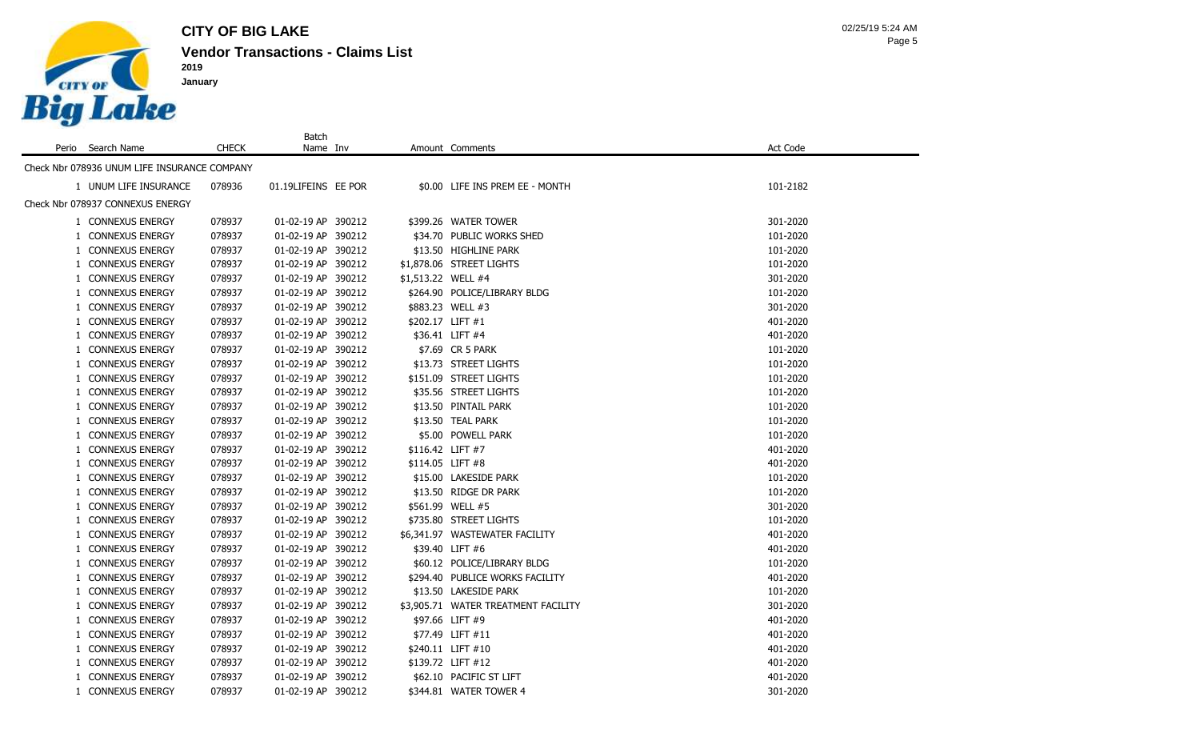# CITY OF BIG LAKE

## Vendor Transactions - Claims List

**2019**

**January**

| Perio | Search Name | CHECK | Batch Name | Inv | Amount | Comments | Act Code |
|---|---|---|---|---|---|---|---|
| Check Nbr 078936 UNUM LIFE INSURANCE COMPANY | | | | | | | |
| 1 | UNUM LIFE INSURANCE | 078936 | 01.19LIFEINS | EE POR | $0.00 | LIFE INS PREM EE - MONTH | 101-2182 |
| Check Nbr 078937 CONNEXUS ENERGY | | | | | | | |
| 1 | CONNEXUS ENERGY | 078937 | 01-02-19 AP | 390212 | $399.26 | WATER TOWER | 301-2020 |
| 1 | CONNEXUS ENERGY | 078937 | 01-02-19 AP | 390212 | $34.70 | PUBLIC WORKS SHED | 101-2020 |
| 1 | CONNEXUS ENERGY | 078937 | 01-02-19 AP | 390212 | $13.50 | HIGHLINE PARK | 101-2020 |
| 1 | CONNEXUS ENERGY | 078937 | 01-02-19 AP | 390212 | $1,878.06 | STREET LIGHTS | 101-2020 |
| 1 | CONNEXUS ENERGY | 078937 | 01-02-19 AP | 390212 | $1,513.22 | WELL #4 | 301-2020 |
| 1 | CONNEXUS ENERGY | 078937 | 01-02-19 AP | 390212 | $264.90 | POLICE/LIBRARY BLDG | 101-2020 |
| 1 | CONNEXUS ENERGY | 078937 | 01-02-19 AP | 390212 | $883.23 | WELL #3 | 301-2020 |
| 1 | CONNEXUS ENERGY | 078937 | 01-02-19 AP | 390212 | $202.17 | LIFT #1 | 401-2020 |
| 1 | CONNEXUS ENERGY | 078937 | 01-02-19 AP | 390212 | $36.41 | LIFT #4 | 401-2020 |
| 1 | CONNEXUS ENERGY | 078937 | 01-02-19 AP | 390212 | $7.69 | CR 5 PARK | 101-2020 |
| 1 | CONNEXUS ENERGY | 078937 | 01-02-19 AP | 390212 | $13.73 | STREET LIGHTS | 101-2020 |
| 1 | CONNEXUS ENERGY | 078937 | 01-02-19 AP | 390212 | $151.09 | STREET LIGHTS | 101-2020 |
| 1 | CONNEXUS ENERGY | 078937 | 01-02-19 AP | 390212 | $35.56 | STREET LIGHTS | 101-2020 |
| 1 | CONNEXUS ENERGY | 078937 | 01-02-19 AP | 390212 | $13.50 | PINTAIL PARK | 101-2020 |
| 1 | CONNEXUS ENERGY | 078937 | 01-02-19 AP | 390212 | $13.50 | TEAL PARK | 101-2020 |
| 1 | CONNEXUS ENERGY | 078937 | 01-02-19 AP | 390212 | $5.00 | POWELL PARK | 101-2020 |
| 1 | CONNEXUS ENERGY | 078937 | 01-02-19 AP | 390212 | $116.42 | LIFT #7 | 401-2020 |
| 1 | CONNEXUS ENERGY | 078937 | 01-02-19 AP | 390212 | $114.05 | LIFT #8 | 401-2020 |
| 1 | CONNEXUS ENERGY | 078937 | 01-02-19 AP | 390212 | $15.00 | LAKESIDE PARK | 101-2020 |
| 1 | CONNEXUS ENERGY | 078937 | 01-02-19 AP | 390212 | $13.50 | RIDGE DR PARK | 101-2020 |
| 1 | CONNEXUS ENERGY | 078937 | 01-02-19 AP | 390212 | $561.99 | WELL #5 | 301-2020 |
| 1 | CONNEXUS ENERGY | 078937 | 01-02-19 AP | 390212 | $735.80 | STREET LIGHTS | 101-2020 |
| 1 | CONNEXUS ENERGY | 078937 | 01-02-19 AP | 390212 | $6,341.97 | WASTEWATER FACILITY | 401-2020 |
| 1 | CONNEXUS ENERGY | 078937 | 01-02-19 AP | 390212 | $39.40 | LIFT #6 | 401-2020 |
| 1 | CONNEXUS ENERGY | 078937 | 01-02-19 AP | 390212 | $60.12 | POLICE/LIBRARY BLDG | 101-2020 |
| 1 | CONNEXUS ENERGY | 078937 | 01-02-19 AP | 390212 | $294.40 | PUBLICE WORKS FACILITY | 401-2020 |
| 1 | CONNEXUS ENERGY | 078937 | 01-02-19 AP | 390212 | $13.50 | LAKESIDE PARK | 101-2020 |
| 1 | CONNEXUS ENERGY | 078937 | 01-02-19 AP | 390212 | $3,905.71 | WATER TREATMENT FACILITY | 301-2020 |
| 1 | CONNEXUS ENERGY | 078937 | 01-02-19 AP | 390212 | $97.66 | LIFT #9 | 401-2020 |
| 1 | CONNEXUS ENERGY | 078937 | 01-02-19 AP | 390212 | $77.49 | LIFT #11 | 401-2020 |
| 1 | CONNEXUS ENERGY | 078937 | 01-02-19 AP | 390212 | $240.11 | LIFT #10 | 401-2020 |
| 1 | CONNEXUS ENERGY | 078937 | 01-02-19 AP | 390212 | $139.72 | LIFT #12 | 401-2020 |
| 1 | CONNEXUS ENERGY | 078937 | 01-02-19 AP | 390212 | $62.10 | PACIFIC ST LIFT | 401-2020 |
| 1 | CONNEXUS ENERGY | 078937 | 01-02-19 AP | 390212 | $344.81 | WATER TOWER 4 | 301-2020 |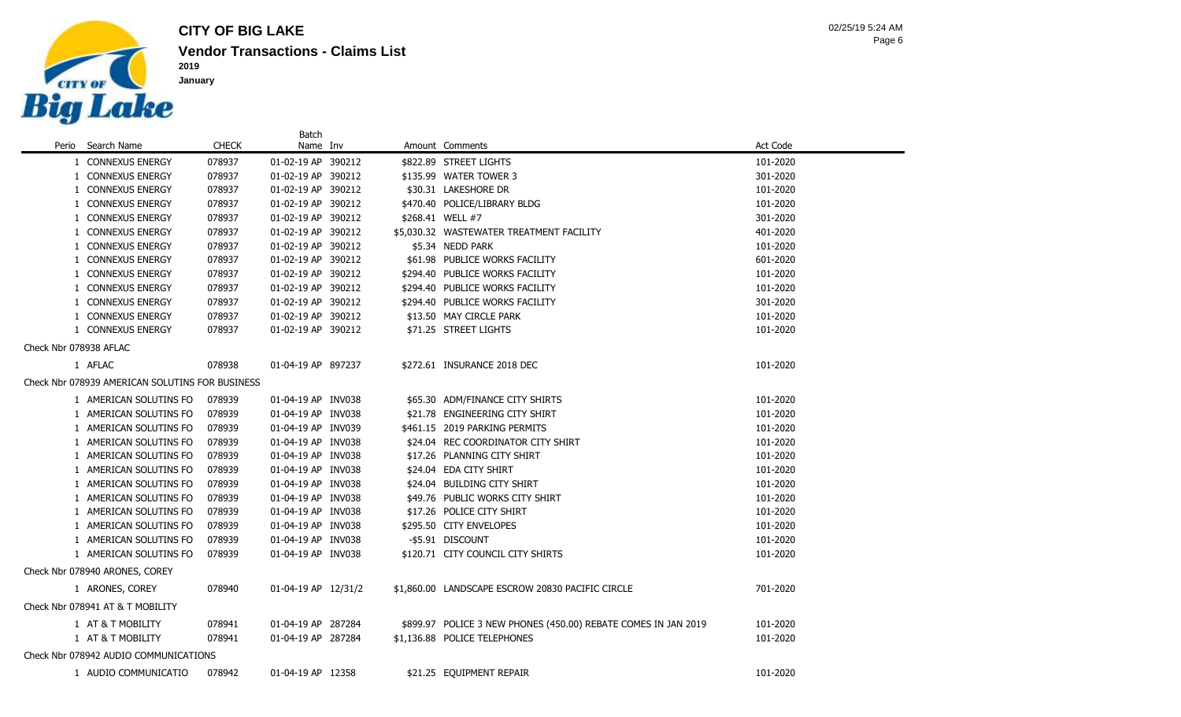**CITY OF BIG LAKE**

**Vendor Transactions - Claims List**

**2019**

**January**

| Perio | Search Name | CHECK | Batch Name | Inv | Amount | Comments | Act Code |
|---|---|---|---|---|---|---|---|
| 1 | CONNEXUS ENERGY | 078937 | 01-02-19 AP | 390212 | $822.89 | STREET LIGHTS | 101-2020 |
| 1 | CONNEXUS ENERGY | 078937 | 01-02-19 AP | 390212 | $135.99 | WATER TOWER 3 | 301-2020 |
| 1 | CONNEXUS ENERGY | 078937 | 01-02-19 AP | 390212 | $30.31 | LAKESHORE DR | 101-2020 |
| 1 | CONNEXUS ENERGY | 078937 | 01-02-19 AP | 390212 | $470.40 | POLICE/LIBRARY BLDG | 101-2020 |
| 1 | CONNEXUS ENERGY | 078937 | 01-02-19 AP | 390212 | $268.41 | WELL #7 | 301-2020 |
| 1 | CONNEXUS ENERGY | 078937 | 01-02-19 AP | 390212 | $5,030.32 | WASTEWATER TREATMENT FACILITY | 401-2020 |
| 1 | CONNEXUS ENERGY | 078937 | 01-02-19 AP | 390212 | $5.34 | NEDD PARK | 101-2020 |
| 1 | CONNEXUS ENERGY | 078937 | 01-02-19 AP | 390212 | $61.98 | PUBLICE WORKS FACILITY | 601-2020 |
| 1 | CONNEXUS ENERGY | 078937 | 01-02-19 AP | 390212 | $294.40 | PUBLICE WORKS FACILITY | 101-2020 |
| 1 | CONNEXUS ENERGY | 078937 | 01-02-19 AP | 390212 | $294.40 | PUBLICE WORKS FACILITY | 101-2020 |
| 1 | CONNEXUS ENERGY | 078937 | 01-02-19 AP | 390212 | $294.40 | PUBLICE WORKS FACILITY | 301-2020 |
| 1 | CONNEXUS ENERGY | 078937 | 01-02-19 AP | 390212 | $13.50 | MAY CIRCLE PARK | 101-2020 |
| 1 | CONNEXUS ENERGY | 078937 | 01-02-19 AP | 390212 | $71.25 | STREET LIGHTS | 101-2020 |
| Check Nbr 078938 AFLAC | | | | | | | |
| 1 | AFLAC | 078938 | 01-04-19 AP | 897237 | $272.61 | INSURANCE 2018 DEC | 101-2020 |
| Check Nbr 078939 AMERICAN SOLUTINS FOR BUSINESS | | | | | | | |
| 1 | AMERICAN SOLUTINS FO | 078939 | 01-04-19 AP | INV038 | $65.30 | ADM/FINANCE CITY SHIRTS | 101-2020 |
| 1 | AMERICAN SOLUTINS FO | 078939 | 01-04-19 AP | INV038 | $21.78 | ENGINEERING CITY SHIRT | 101-2020 |
| 1 | AMERICAN SOLUTINS FO | 078939 | 01-04-19 AP | INV039 | $461.15 | 2019 PARKING PERMITS | 101-2020 |
| 1 | AMERICAN SOLUTINS FO | 078939 | 01-04-19 AP | INV038 | $24.04 | REC COORDINATOR CITY SHIRT | 101-2020 |
| 1 | AMERICAN SOLUTINS FO | 078939 | 01-04-19 AP | INV038 | $17.26 | PLANNING CITY SHIRT | 101-2020 |
| 1 | AMERICAN SOLUTINS FO | 078939 | 01-04-19 AP | INV038 | $24.04 | EDA CITY SHIRT | 101-2020 |
| 1 | AMERICAN SOLUTINS FO | 078939 | 01-04-19 AP | INV038 | $24.04 | BUILDING CITY SHIRT | 101-2020 |
| 1 | AMERICAN SOLUTINS FO | 078939 | 01-04-19 AP | INV038 | $49.76 | PUBLIC WORKS CITY SHIRT | 101-2020 |
| 1 | AMERICAN SOLUTINS FO | 078939 | 01-04-19 AP | INV038 | $17.26 | POLICE CITY SHIRT | 101-2020 |
| 1 | AMERICAN SOLUTINS FO | 078939 | 01-04-19 AP | INV038 | $295.50 | CITY ENVELOPES | 101-2020 |
| 1 | AMERICAN SOLUTINS FO | 078939 | 01-04-19 AP | INV038 | -$5.91 | DISCOUNT | 101-2020 |
| 1 | AMERICAN SOLUTINS FO | 078939 | 01-04-19 AP | INV038 | $120.71 | CITY COUNCIL CITY SHIRTS | 101-2020 |
| Check Nbr 078940 ARONES, COREY | | | | | | | |
| 1 | ARONES, COREY | 078940 | 01-04-19 AP | 12/31/2 | $1,860.00 | LANDSCAPE ESCROW 20830 PACIFIC CIRCLE | 701-2020 |
| Check Nbr 078941 AT & T MOBILITY | | | | | | | |
| 1 | AT & T MOBILITY | 078941 | 01-04-19 AP | 287284 | $899.97 | POLICE 3 NEW PHONES (450.00) REBATE COMES IN JAN 2019 | 101-2020 |
| 1 | AT & T MOBILITY | 078941 | 01-04-19 AP | 287284 | $1,136.88 | POLICE TELEPHONES | 101-2020 |
| Check Nbr 078942 AUDIO COMMUNICATIONS | | | | | | | |
| 1 | AUDIO COMMUNICATIO | 078942 | 01-04-19 AP | 12358 | $21.25 | EQUIPMENT REPAIR | 101-2020 |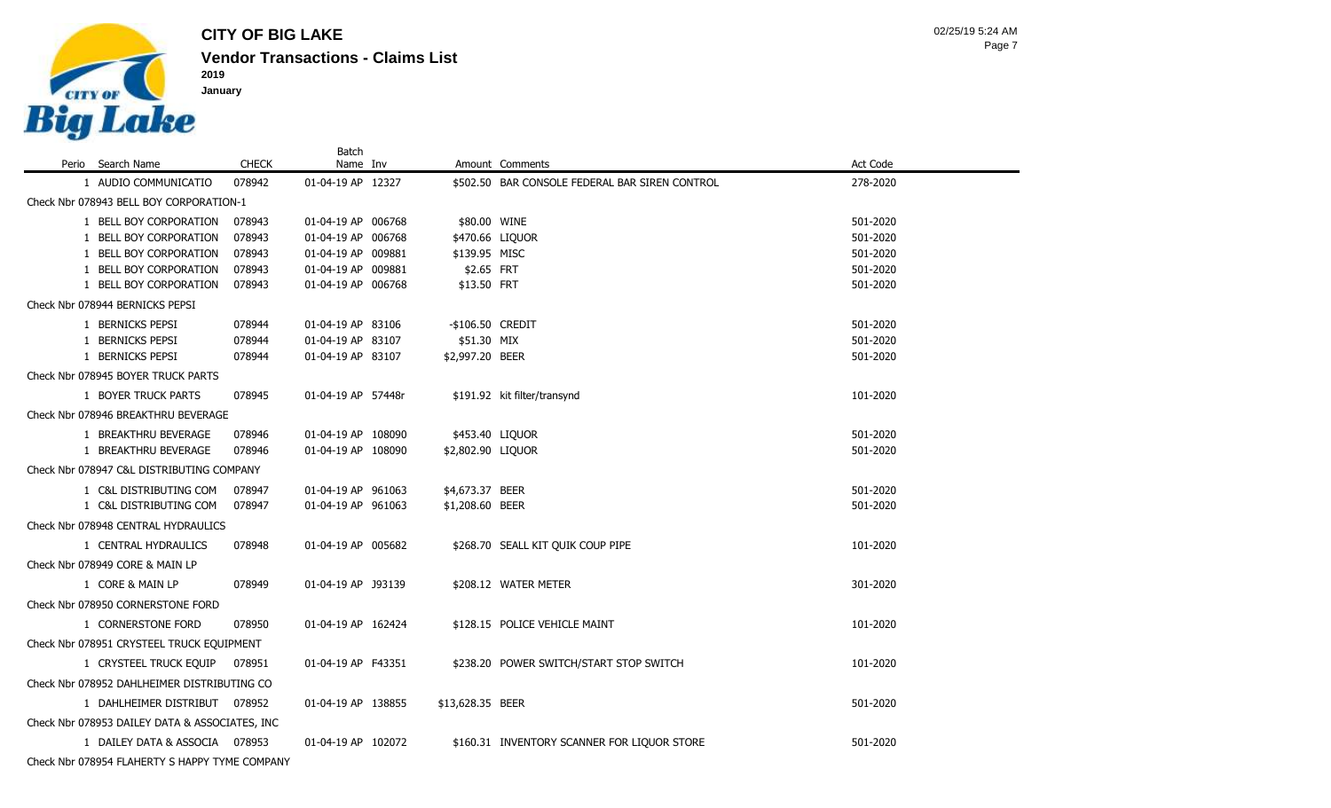# CITY OF BIG LAKE

## Vendor Transactions - Claims List

**2019**

**January**

02/25/19 5:24 AM

| Perio | Search Name | CHECK | Batch Name | Inv | Amount | Comments | Act Code |
|---|---|---|---|---|---|---|---|
| 1 | AUDIO COMMUNICATIO | 078942 | 01-04-19 AP | 12327 | $502.50 | BAR CONSOLE FEDERAL BAR SIREN CONTROL | 278-2020 |
| Check Nbr 078943 BELL BOY CORPORATION-1 | | | | | | | |
| 1 | BELL BOY CORPORATION | 078943 | 01-04-19 AP | 006768 | $80.00 | WINE | 501-2020 |
| 1 | BELL BOY CORPORATION | 078943 | 01-04-19 AP | 006768 | $470.66 | LIQUOR | 501-2020 |
| 1 | BELL BOY CORPORATION | 078943 | 01-04-19 AP | 009881 | $139.95 | MISC | 501-2020 |
| 1 | BELL BOY CORPORATION | 078943 | 01-04-19 AP | 009881 | $2.65 | FRT | 501-2020 |
| 1 | BELL BOY CORPORATION | 078943 | 01-04-19 AP | 006768 | $13.50 | FRT | 501-2020 |
| Check Nbr 078944 BERNICKS PEPSI | | | | | | | |
| 1 | BERNICKS PEPSI | 078944 | 01-04-19 AP | 83106 | -$106.50 | CREDIT | 501-2020 |
| 1 | BERNICKS PEPSI | 078944 | 01-04-19 AP | 83107 | $51.30 | MIX | 501-2020 |
| 1 | BERNICKS PEPSI | 078944 | 01-04-19 AP | 83107 | $2,997.20 | BEER | 501-2020 |
| Check Nbr 078945 BOYER TRUCK PARTS | | | | | | | |
| 1 | BOYER TRUCK PARTS | 078945 | 01-04-19 AP | 57448r | $191.92 | kit filter/transynd | 101-2020 |
| Check Nbr 078946 BREAKTHRU BEVERAGE | | | | | | | |
| 1 | BREAKTHRU BEVERAGE | 078946 | 01-04-19 AP | 108090 | $453.40 | LIQUOR | 501-2020 |
| 1 | BREAKTHRU BEVERAGE | 078946 | 01-04-19 AP | 108090 | $2,802.90 | LIQUOR | 501-2020 |
| Check Nbr 078947 C&L DISTRIBUTING COMPANY | | | | | | | |
| 1 | C&L DISTRIBUTING COM | 078947 | 01-04-19 AP | 961063 | $4,673.37 | BEER | 501-2020 |
| 1 | C&L DISTRIBUTING COM | 078947 | 01-04-19 AP | 961063 | $1,208.60 | BEER | 501-2020 |
| Check Nbr 078948 CENTRAL HYDRAULICS | | | | | | | |
| 1 | CENTRAL HYDRAULICS | 078948 | 01-04-19 AP | 005682 | $268.70 | SEALL KIT QUIK COUP PIPE | 101-2020 |
| Check Nbr 078949 CORE & MAIN LP | | | | | | | |
| 1 | CORE & MAIN LP | 078949 | 01-04-19 AP | J93139 | $208.12 | WATER METER | 301-2020 |
| Check Nbr 078950 CORNERSTONE FORD | | | | | | | |
| 1 | CORNERSTONE FORD | 078950 | 01-04-19 AP | 162424 | $128.15 | POLICE VEHICLE MAINT | 101-2020 |
| Check Nbr 078951 CRYSTEEL TRUCK EQUIPMENT | | | | | | | |
| 1 | CRYSTEEL TRUCK EQUIP | 078951 | 01-04-19 AP | F43351 | $238.20 | POWER SWITCH/START STOP SWITCH | 101-2020 |
| Check Nbr 078952 DAHLHEIMER DISTRIBUTING CO | | | | | | | |
| 1 | DAHLHEIMER DISTRIBUT | 078952 | 01-04-19 AP | 138855 | $13,628.35 | BEER | 501-2020 |
| Check Nbr 078953 DAILEY DATA & ASSOCIATES, INC | | | | | | | |
| 1 | DAILEY DATA & ASSOCIA | 078953 | 01-04-19 AP | 102072 | $160.31 | INVENTORY SCANNER FOR LIQUOR STORE | 501-2020 |
| Check Nbr 078954 FLAHERTY S HAPPY TYME COMPANY | | | | | | | |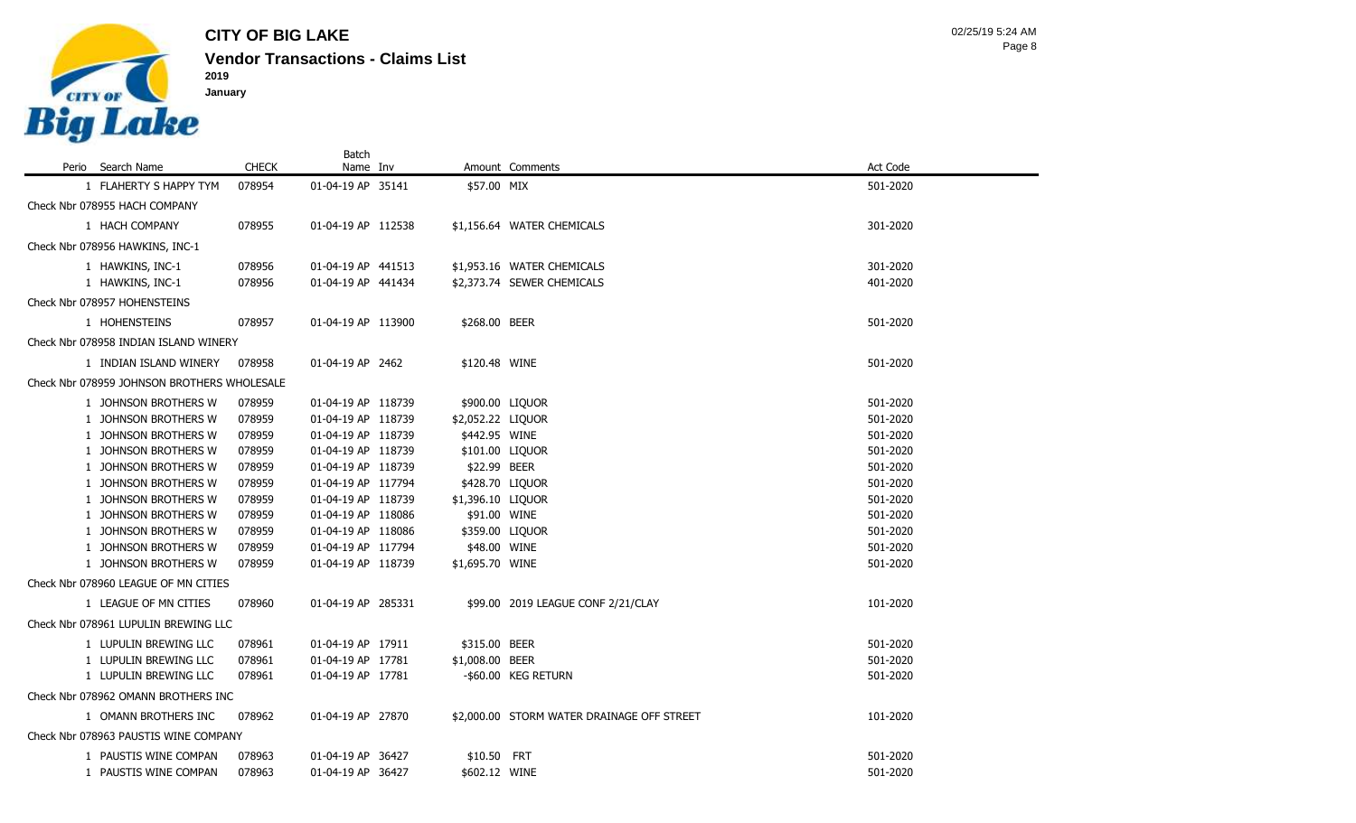# CITY OF BIG LAKE

## Vendor Transactions - Claims List

**2019**

**January**

| Perio | Search Name | CHECK | Batch Name | Inv | Amount | Comments | Act Code |
|---|---|---|---|---|---|---|---|
| 1 | FLAHERTY S HAPPY TYM | 078954 | 01-04-19 AP | 35141 | $57.00 | MIX | 501-2020 |
| Check Nbr 078955 HACH COMPANY | | | | | | | |
| 1 | HACH COMPANY | 078955 | 01-04-19 AP | 112538 | $1,156.64 | WATER CHEMICALS | 301-2020 |
| Check Nbr 078956 HAWKINS, INC-1 | | | | | | | |
| 1 | HAWKINS, INC-1 | 078956 | 01-04-19 AP | 441513 | $1,953.16 | WATER CHEMICALS | 301-2020 |
| 1 | HAWKINS, INC-1 | 078956 | 01-04-19 AP | 441434 | $2,373.74 | SEWER CHEMICALS | 401-2020 |
| Check Nbr 078957 HOHENSTEINS | | | | | | | |
| 1 | HOHENSTEINS | 078957 | 01-04-19 AP | 113900 | $268.00 | BEER | 501-2020 |
| Check Nbr 078958 INDIAN ISLAND WINERY | | | | | | | |
| 1 | INDIAN ISLAND WINERY | 078958 | 01-04-19 AP | 2462 | $120.48 | WINE | 501-2020 |
| Check Nbr 078959 JOHNSON BROTHERS WHOLESALE | | | | | | | |
| 1 | JOHNSON BROTHERS W | 078959 | 01-04-19 AP | 118739 | $900.00 | LIQUOR | 501-2020 |
| 1 | JOHNSON BROTHERS W | 078959 | 01-04-19 AP | 118739 | $2,052.22 | LIQUOR | 501-2020 |
| 1 | JOHNSON BROTHERS W | 078959 | 01-04-19 AP | 118739 | $442.95 | WINE | 501-2020 |
| 1 | JOHNSON BROTHERS W | 078959 | 01-04-19 AP | 118739 | $101.00 | LIQUOR | 501-2020 |
| 1 | JOHNSON BROTHERS W | 078959 | 01-04-19 AP | 118739 | $22.99 | BEER | 501-2020 |
| 1 | JOHNSON BROTHERS W | 078959 | 01-04-19 AP | 117794 | $428.70 | LIQUOR | 501-2020 |
| 1 | JOHNSON BROTHERS W | 078959 | 01-04-19 AP | 118739 | $1,396.10 | LIQUOR | 501-2020 |
| 1 | JOHNSON BROTHERS W | 078959 | 01-04-19 AP | 118086 | $91.00 | WINE | 501-2020 |
| 1 | JOHNSON BROTHERS W | 078959 | 01-04-19 AP | 118086 | $359.00 | LIQUOR | 501-2020 |
| 1 | JOHNSON BROTHERS W | 078959 | 01-04-19 AP | 117794 | $48.00 | WINE | 501-2020 |
| 1 | JOHNSON BROTHERS W | 078959 | 01-04-19 AP | 118739 | $1,695.70 | WINE | 501-2020 |
| Check Nbr 078960 LEAGUE OF MN CITIES | | | | | | | |
| 1 | LEAGUE OF MN CITIES | 078960 | 01-04-19 AP | 285331 | $99.00 | 2019 LEAGUE CONF 2/21/CLAY | 101-2020 |
| Check Nbr 078961 LUPULIN BREWING LLC | | | | | | | |
| 1 | LUPULIN BREWING LLC | 078961 | 01-04-19 AP | 17911 | $315.00 | BEER | 501-2020 |
| 1 | LUPULIN BREWING LLC | 078961 | 01-04-19 AP | 17781 | $1,008.00 | BEER | 501-2020 |
| 1 | LUPULIN BREWING LLC | 078961 | 01-04-19 AP | 17781 | -$60.00 | KEG RETURN | 501-2020 |
| Check Nbr 078962 OMANN BROTHERS INC | | | | | | | |
| 1 | OMANN BROTHERS INC | 078962 | 01-04-19 AP | 27870 | $2,000.00 | STORM WATER DRAINAGE OFF STREET | 101-2020 |
| Check Nbr 078963 PAUSTIS WINE COMPANY | | | | | | | |
| 1 | PAUSTIS WINE COMPAN | 078963 | 01-04-19 AP | 36427 | $10.50 | FRT | 501-2020 |
| 1 | PAUSTIS WINE COMPAN | 078963 | 01-04-19 AP | 36427 | $602.12 | WINE | 501-2020 |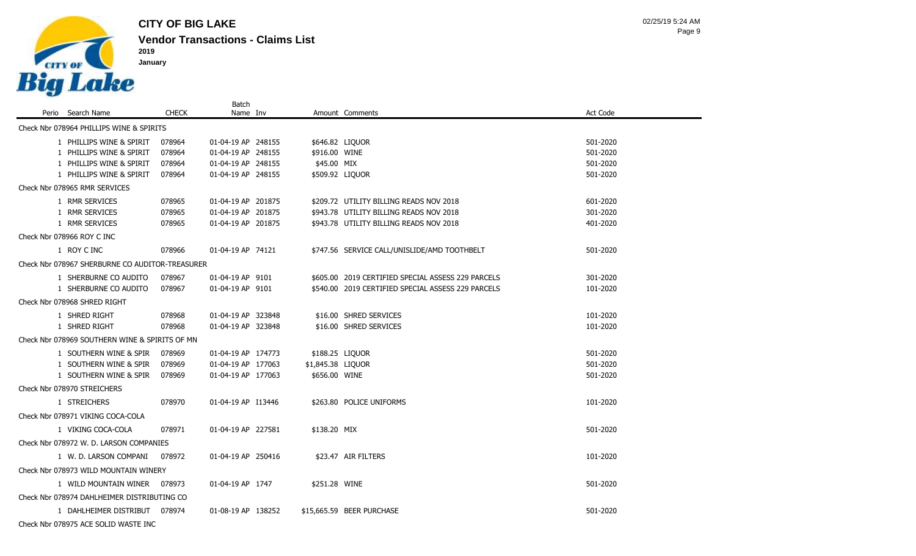**CITY OF BIG LAKE**

**Vendor Transactions - Claims List**

**2019**

**January**

| Perio | Search Name | CHECK | Batch Name | Inv | Amount | Comments | Act Code |
|---|---|---|---|---|---|---|---|
| Check Nbr 078964 PHILLIPS WINE & SPIRITS | | | | | | | |
| 1 | PHILLIPS WINE & SPIRIT | 078964 | 01-04-19 AP | 248155 | $646.82 | LIQUOR | 501-2020 |
| 1 | PHILLIPS WINE & SPIRIT | 078964 | 01-04-19 AP | 248155 | $916.00 | WINE | 501-2020 |
| 1 | PHILLIPS WINE & SPIRIT | 078964 | 01-04-19 AP | 248155 | $45.00 | MIX | 501-2020 |
| 1 | PHILLIPS WINE & SPIRIT | 078964 | 01-04-19 AP | 248155 | $509.92 | LIQUOR | 501-2020 |
| Check Nbr 078965 RMR SERVICES | | | | | | | |
| 1 | RMR SERVICES | 078965 | 01-04-19 AP | 201875 | $209.72 | UTILITY BILLING READS NOV 2018 | 601-2020 |
| 1 | RMR SERVICES | 078965 | 01-04-19 AP | 201875 | $943.78 | UTILITY BILLING READS NOV 2018 | 301-2020 |
| 1 | RMR SERVICES | 078965 | 01-04-19 AP | 201875 | $943.78 | UTILITY BILLING READS NOV 2018 | 401-2020 |
| Check Nbr 078966 ROY C INC | | | | | | | |
| 1 | ROY C INC | 078966 | 01-04-19 AP | 74121 | $747.56 | SERVICE CALL/UNISLIDE/AMD TOOTHBELT | 501-2020 |
| Check Nbr 078967 SHERBURNE CO AUDITOR-TREASURER | | | | | | | |
| 1 | SHERBURNE CO AUDITO | 078967 | 01-04-19 AP | 9101 | $605.00 | 2019 CERTIFIED SPECIAL ASSESS 229 PARCELS | 301-2020 |
| 1 | SHERBURNE CO AUDITO | 078967 | 01-04-19 AP | 9101 | $540.00 | 2019 CERTIFIED SPECIAL ASSESS 229 PARCELS | 101-2020 |
| Check Nbr 078968 SHRED RIGHT | | | | | | | |
| 1 | SHRED RIGHT | 078968 | 01-04-19 AP | 323848 | $16.00 | SHRED SERVICES | 101-2020 |
| 1 | SHRED RIGHT | 078968 | 01-04-19 AP | 323848 | $16.00 | SHRED SERVICES | 101-2020 |
| Check Nbr 078969 SOUTHERN WINE & SPIRITS OF MN | | | | | | | |
| 1 | SOUTHERN WINE & SPIR | 078969 | 01-04-19 AP | 174773 | $188.25 | LIQUOR | 501-2020 |
| 1 | SOUTHERN WINE & SPIR | 078969 | 01-04-19 AP | 177063 | $1,845.38 | LIQUOR | 501-2020 |
| 1 | SOUTHERN WINE & SPIR | 078969 | 01-04-19 AP | 177063 | $656.00 | WINE | 501-2020 |
| Check Nbr 078970 STREICHERS | | | | | | | |
| 1 | STREICHERS | 078970 | 01-04-19 AP | I13446 | $263.80 | POLICE UNIFORMS | 101-2020 |
| Check Nbr 078971 VIKING COCA-COLA | | | | | | | |
| 1 | VIKING COCA-COLA | 078971 | 01-04-19 AP | 227581 | $138.20 | MIX | 501-2020 |
| Check Nbr 078972 W. D. LARSON COMPANIES | | | | | | | |
| 1 | W. D. LARSON COMPANI | 078972 | 01-04-19 AP | 250416 | $23.47 | AIR FILTERS | 101-2020 |
| Check Nbr 078973 WILD MOUNTAIN WINERY | | | | | | | |
| 1 | WILD MOUNTAIN WINER | 078973 | 01-04-19 AP | 1747 | $251.28 | WINE | 501-2020 |
| Check Nbr 078974 DAHLHEIMER DISTRIBUTING CO | | | | | | | |
| 1 | DAHLHEIMER DISTRIBUT | 078974 | 01-08-19 AP | 138252 | $15,665.59 | BEER PURCHASE | 501-2020 |
| Check Nbr 078975 ACE SOLID WASTE INC | | | | | | | |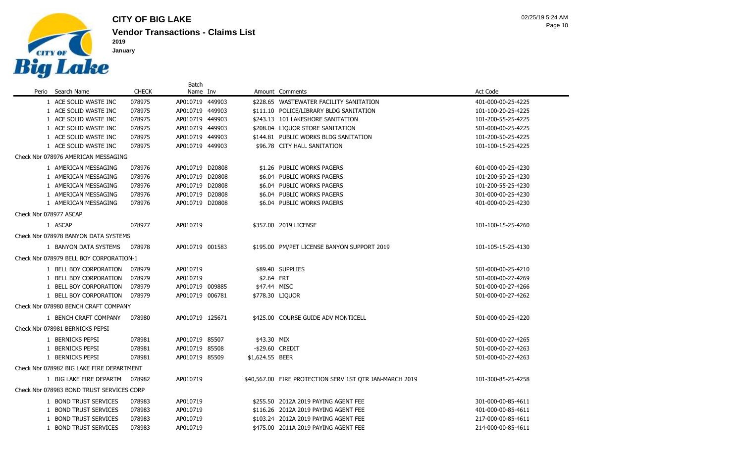# CITY OF BIG LAKE

## Vendor Transactions - Claims List

**2019**

**January**

02/25/19 5:24 AM

| Perio | Search Name | CHECK | Batch Name | Inv | Amount | Comments | Act Code |
|---|---|---|---|---|---|---|---|
| 1 | ACE SOLID WASTE INC | 078975 | AP010719 | 449903 | $228.65 | WASTEWATER FACILITY SANITATION | 401-000-00-25-4225 |
| 1 | ACE SOLID WASTE INC | 078975 | AP010719 | 449903 | $111.10 | POLICE/LIBRARY BLDG SANITATION | 101-100-20-25-4225 |
| 1 | ACE SOLID WASTE INC | 078975 | AP010719 | 449903 | $243.13 | 101 LAKESHORE SANITATION | 101-200-55-25-4225 |
| 1 | ACE SOLID WASTE INC | 078975 | AP010719 | 449903 | $208.04 | LIQUOR STORE SANITATION | 501-000-00-25-4225 |
| 1 | ACE SOLID WASTE INC | 078975 | AP010719 | 449903 | $144.81 | PUBLIC WORKS BLDG SANITATION | 101-200-50-25-4225 |
| 1 | ACE SOLID WASTE INC | 078975 | AP010719 | 449903 | $96.78 | CITY HALL SANITATION | 101-100-15-25-4225 |
| Check Nbr 078976 AMERICAN MESSAGING | | | | | | | |
| 1 | AMERICAN MESSAGING | 078976 | AP010719 | D20808 | $1.26 | PUBLIC WORKS PAGERS | 601-000-00-25-4230 |
| 1 | AMERICAN MESSAGING | 078976 | AP010719 | D20808 | $6.04 | PUBLIC WORKS PAGERS | 101-200-50-25-4230 |
| 1 | AMERICAN MESSAGING | 078976 | AP010719 | D20808 | $6.04 | PUBLIC WORKS PAGERS | 101-200-55-25-4230 |
| 1 | AMERICAN MESSAGING | 078976 | AP010719 | D20808 | $6.04 | PUBLIC WORKS PAGERS | 301-000-00-25-4230 |
| 1 | AMERICAN MESSAGING | 078976 | AP010719 | D20808 | $6.04 | PUBLIC WORKS PAGERS | 401-000-00-25-4230 |
| Check Nbr 078977 ASCAP | | | | | | | |
| 1 | ASCAP | 078977 | AP010719 | | $357.00 | 2019 LICENSE | 101-100-15-25-4260 |
| Check Nbr 078978 BANYON DATA SYSTEMS | | | | | | | |
| 1 | BANYON DATA SYSTEMS | 078978 | AP010719 | 001583 | $195.00 | PM/PET LICENSE BANYON SUPPORT 2019 | 101-105-15-25-4130 |
| Check Nbr 078979 BELL BOY CORPORATION-1 | | | | | | | |
| 1 | BELL BOY CORPORATION | 078979 | AP010719 | | $89.40 | SUPPLIES | 501-000-00-25-4210 |
| 1 | BELL BOY CORPORATION | 078979 | AP010719 | | $2.64 | FRT | 501-000-00-27-4269 |
| 1 | BELL BOY CORPORATION | 078979 | AP010719 | 009885 | $47.44 | MISC | 501-000-00-27-4266 |
| 1 | BELL BOY CORPORATION | 078979 | AP010719 | 006781 | $778.30 | LIQUOR | 501-000-00-27-4262 |
| Check Nbr 078980 BENCH CRAFT COMPANY | | | | | | | |
| 1 | BENCH CRAFT COMPANY | 078980 | AP010719 | 125671 | $425.00 | COURSE GUIDE ADV MONTICELL | 501-000-00-25-4220 |
| Check Nbr 078981 BERNICKS PEPSI | | | | | | | |
| 1 | BERNICKS PEPSI | 078981 | AP010719 | 85507 | $43.30 | MIX | 501-000-00-27-4265 |
| 1 | BERNICKS PEPSI | 078981 | AP010719 | 85508 | -$29.60 | CREDIT | 501-000-00-27-4263 |
| 1 | BERNICKS PEPSI | 078981 | AP010719 | 85509 | $1,624.55 | BEER | 501-000-00-27-4263 |
| Check Nbr 078982 BIG LAKE FIRE DEPARTMENT | | | | | | | |
| 1 | BIG LAKE FIRE DEPARTM | 078982 | AP010719 | | $40,567.00 | FIRE PROTECTION SERV 1ST QTR JAN-MARCH 2019 | 101-300-85-25-4258 |
| Check Nbr 078983 BOND TRUST SERVICES CORP | | | | | | | |
| 1 | BOND TRUST SERVICES | 078983 | AP010719 | | $255.50 | 2012A 2019 PAYING AGENT FEE | 301-000-00-85-4611 |
| 1 | BOND TRUST SERVICES | 078983 | AP010719 | | $116.26 | 2012A 2019 PAYING AGENT FEE | 401-000-00-85-4611 |
| 1 | BOND TRUST SERVICES | 078983 | AP010719 | | $103.24 | 2012A 2019 PAYING AGENT FEE | 217-000-00-85-4611 |
| 1 | BOND TRUST SERVICES | 078983 | AP010719 | | $475.00 | 2011A 2019 PAYING AGENT FEE | 214-000-00-85-4611 |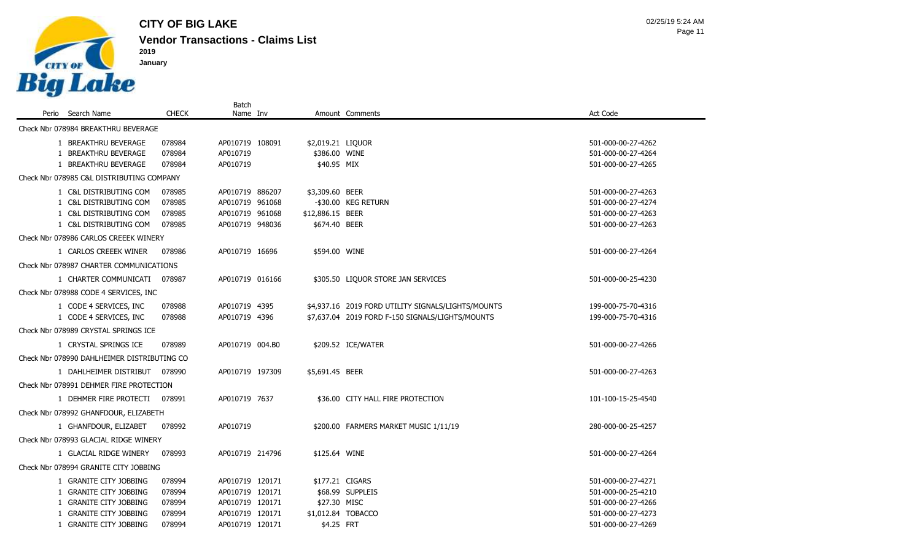# CITY OF BIG LAKE

## Vendor Transactions - Claims List

**2019**

**January**

| Perio | Search Name | CHECK | Batch Name | Inv | Amount | Comments | Act Code |
|---|---|---|---|---|---|---|---|
| Check Nbr 078984 BREAKTHRU BEVERAGE | | | | | | | |
| 1 | BREAKTHRU BEVERAGE | 078984 | AP010719 | 108091 | $2,019.21 | LIQUOR | 501-000-00-27-4262 |
| 1 | BREAKTHRU BEVERAGE | 078984 | AP010719 | | $386.00 | WINE | 501-000-00-27-4264 |
| 1 | BREAKTHRU BEVERAGE | 078984 | AP010719 | | $40.95 | MIX | 501-000-00-27-4265 |
| Check Nbr 078985 C&L DISTRIBUTING COMPANY | | | | | | | |
| 1 | C&L DISTRIBUTING COM | 078985 | AP010719 | 886207 | $3,309.60 | BEER | 501-000-00-27-4263 |
| 1 | C&L DISTRIBUTING COM | 078985 | AP010719 | 961068 | -$30.00 | KEG RETURN | 501-000-00-27-4274 |
| 1 | C&L DISTRIBUTING COM | 078985 | AP010719 | 961068 | $12,886.15 | BEER | 501-000-00-27-4263 |
| 1 | C&L DISTRIBUTING COM | 078985 | AP010719 | 948036 | $674.40 | BEER | 501-000-00-27-4263 |
| Check Nbr 078986 CARLOS CREEEK WINERY | | | | | | | |
| 1 | CARLOS CREEEK WINER | 078986 | AP010719 | 16696 | $594.00 | WINE | 501-000-00-27-4264 |
| Check Nbr 078987 CHARTER COMMUNICATIONS | | | | | | | |
| 1 | CHARTER COMMUNICATI | 078987 | AP010719 | 016166 | $305.50 | LIQUOR STORE JAN SERVICES | 501-000-00-25-4230 |
| Check Nbr 078988 CODE 4 SERVICES, INC | | | | | | | |
| 1 | CODE 4 SERVICES, INC | 078988 | AP010719 | 4395 | $4,937.16 | 2019 FORD UTILITY SIGNALS/LIGHTS/MOUNTS | 199-000-75-70-4316 |
| 1 | CODE 4 SERVICES, INC | 078988 | AP010719 | 4396 | $7,637.04 | 2019 FORD F-150 SIGNALS/LIGHTS/MOUNTS | 199-000-75-70-4316 |
| Check Nbr 078989 CRYSTAL SPRINGS ICE | | | | | | | |
| 1 | CRYSTAL SPRINGS ICE | 078989 | AP010719 | 004.B0 | $209.52 | ICE/WATER | 501-000-00-27-4266 |
| Check Nbr 078990 DAHLHEIMER DISTRIBUTING CO | | | | | | | |
| 1 | DAHLHEIMER DISTRIBUT | 078990 | AP010719 | 197309 | $5,691.45 | BEER | 501-000-00-27-4263 |
| Check Nbr 078991 DEHMER FIRE PROTECTION | | | | | | | |
| 1 | DEHMER FIRE PROTECTI | 078991 | AP010719 | 7637 | $36.00 | CITY HALL FIRE PROTECTION | 101-100-15-25-4540 |
| Check Nbr 078992 GHANFDOUR, ELIZABETH | | | | | | | |
| 1 | GHANFDOUR, ELIZABET | 078992 | AP010719 | | $200.00 | FARMERS MARKET MUSIC 1/11/19 | 280-000-00-25-4257 |
| Check Nbr 078993 GLACIAL RIDGE WINERY | | | | | | | |
| 1 | GLACIAL RIDGE WINERY | 078993 | AP010719 | 214796 | $125.64 | WINE | 501-000-00-27-4264 |
| Check Nbr 078994 GRANITE CITY JOBBING | | | | | | | |
| 1 | GRANITE CITY JOBBING | 078994 | AP010719 | 120171 | $177.21 | CIGARS | 501-000-00-27-4271 |
| 1 | GRANITE CITY JOBBING | 078994 | AP010719 | 120171 | $68.99 | SUPPLEIS | 501-000-00-25-4210 |
| 1 | GRANITE CITY JOBBING | 078994 | AP010719 | 120171 | $27.30 | MISC | 501-000-00-27-4266 |
| 1 | GRANITE CITY JOBBING | 078994 | AP010719 | 120171 | $1,012.84 | TOBACCO | 501-000-00-27-4273 |
| 1 | GRANITE CITY JOBBING | 078994 | AP010719 | 120171 | $4.25 | FRT | 501-000-00-27-4269 |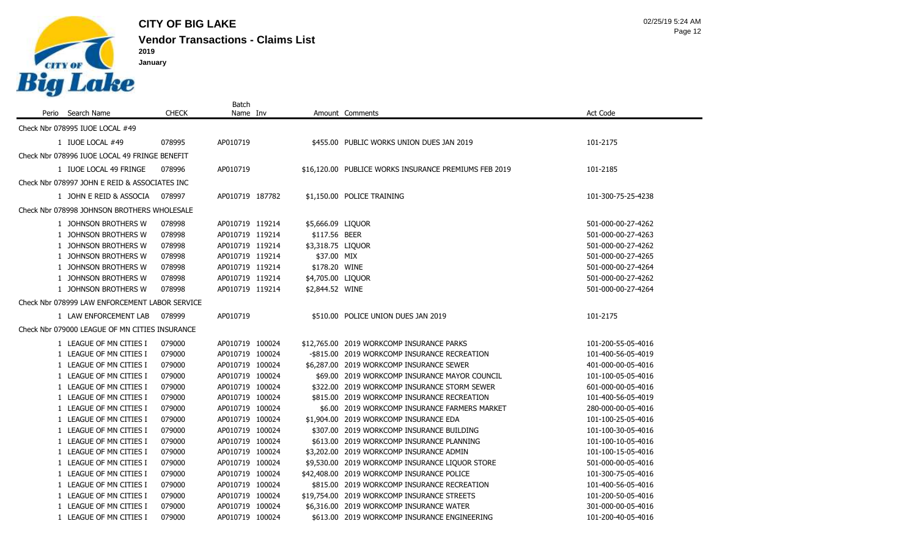# CITY OF BIG LAKE

## Vendor Transactions - Claims List

**2019**

**January**

02/25/19 5:24 AM

| Perio | Search Name | CHECK | Batch Name | Inv | Amount | Comments | Act Code |
|---|---|---|---|---|---|---|---|
| Check Nbr 078995 IUOE LOCAL #49 | | | | | | | |
| 1 | IUOE LOCAL #49 | 078995 | AP010719 | | $455.00 | PUBLIC WORKS UNION DUES JAN 2019 | 101-2175 |
| Check Nbr 078996 IUOE LOCAL 49 FRINGE BENEFIT | | | | | | | |
| 1 | IUOE LOCAL 49 FRINGE | 078996 | AP010719 | | $16,120.00 | PUBLICE WORKS INSURANCE PREMIUMS FEB 2019 | 101-2185 |
| Check Nbr 078997 JOHN E REID & ASSOCIATES INC | | | | | | | |
| 1 | JOHN E REID & ASSOCIA | 078997 | AP010719 | 187782 | $1,150.00 | POLICE TRAINING | 101-300-75-25-4238 |
| Check Nbr 078998 JOHNSON BROTHERS WHOLESALE | | | | | | | |
| 1 | JOHNSON BROTHERS W | 078998 | AP010719 | 119214 | $5,666.09 | LIQUOR | 501-000-00-27-4262 |
| 1 | JOHNSON BROTHERS W | 078998 | AP010719 | 119214 | $117.56 | BEER | 501-000-00-27-4263 |
| 1 | JOHNSON BROTHERS W | 078998 | AP010719 | 119214 | $3,318.75 | LIQUOR | 501-000-00-27-4262 |
| 1 | JOHNSON BROTHERS W | 078998 | AP010719 | 119214 | $37.00 | MIX | 501-000-00-27-4265 |
| 1 | JOHNSON BROTHERS W | 078998 | AP010719 | 119214 | $178.20 | WINE | 501-000-00-27-4264 |
| 1 | JOHNSON BROTHERS W | 078998 | AP010719 | 119214 | $4,705.00 | LIQUOR | 501-000-00-27-4262 |
| 1 | JOHNSON BROTHERS W | 078998 | AP010719 | 119214 | $2,844.52 | WINE | 501-000-00-27-4264 |
| Check Nbr 078999 LAW ENFORCEMENT LABOR SERVICE | | | | | | | |
| 1 | LAW ENFORCEMENT LAB | 078999 | AP010719 | | $510.00 | POLICE UNION DUES JAN 2019 | 101-2175 |
| Check Nbr 079000 LEAGUE OF MN CITIES INSURANCE | | | | | | | |
| 1 | LEAGUE OF MN CITIES I | 079000 | AP010719 | 100024 | $12,765.00 | 2019 WORKCOMP INSURANCE PARKS | 101-200-55-05-4016 |
| 1 | LEAGUE OF MN CITIES I | 079000 | AP010719 | 100024 | -$815.00 | 2019 WORKCOMP INSURANCE RECREATION | 101-400-56-05-4019 |
| 1 | LEAGUE OF MN CITIES I | 079000 | AP010719 | 100024 | $6,287.00 | 2019 WORKCOMP INSURANCE SEWER | 401-000-00-05-4016 |
| 1 | LEAGUE OF MN CITIES I | 079000 | AP010719 | 100024 | $69.00 | 2019 WORKCOMP INSURANCE MAYOR COUNCIL | 101-100-05-05-4016 |
| 1 | LEAGUE OF MN CITIES I | 079000 | AP010719 | 100024 | $322.00 | 2019 WORKCOMP INSURANCE STORM SEWER | 601-000-00-05-4016 |
| 1 | LEAGUE OF MN CITIES I | 079000 | AP010719 | 100024 | $815.00 | 2019 WORKCOMP INSURANCE RECREATION | 101-400-56-05-4019 |
| 1 | LEAGUE OF MN CITIES I | 079000 | AP010719 | 100024 | $6.00 | 2019 WORKCOMP INSURANCE FARMERS MARKET | 280-000-00-05-4016 |
| 1 | LEAGUE OF MN CITIES I | 079000 | AP010719 | 100024 | $1,904.00 | 2019 WORKCOMP INSURANCE EDA | 101-100-25-05-4016 |
| 1 | LEAGUE OF MN CITIES I | 079000 | AP010719 | 100024 | $307.00 | 2019 WORKCOMP INSURANCE BUILDING | 101-100-30-05-4016 |
| 1 | LEAGUE OF MN CITIES I | 079000 | AP010719 | 100024 | $613.00 | 2019 WORKCOMP INSURANCE PLANNING | 101-100-10-05-4016 |
| 1 | LEAGUE OF MN CITIES I | 079000 | AP010719 | 100024 | $3,202.00 | 2019 WORKCOMP INSURANCE ADMIN | 101-100-15-05-4016 |
| 1 | LEAGUE OF MN CITIES I | 079000 | AP010719 | 100024 | $9,530.00 | 2019 WORKCOMP INSURANCE LIQUOR STORE | 501-000-00-05-4016 |
| 1 | LEAGUE OF MN CITIES I | 079000 | AP010719 | 100024 | $42,408.00 | 2019 WORKCOMP INSURANCE POLICE | 101-300-75-05-4016 |
| 1 | LEAGUE OF MN CITIES I | 079000 | AP010719 | 100024 | $815.00 | 2019 WORKCOMP INSURANCE RECREATION | 101-400-56-05-4016 |
| 1 | LEAGUE OF MN CITIES I | 079000 | AP010719 | 100024 | $19,754.00 | 2019 WORKCOMP INSURANCE STREETS | 101-200-50-05-4016 |
| 1 | LEAGUE OF MN CITIES I | 079000 | AP010719 | 100024 | $6,316.00 | 2019 WORKCOMP INSURANCE WATER | 301-000-00-05-4016 |
| 1 | LEAGUE OF MN CITIES I | 079000 | AP010719 | 100024 | $613.00 | 2019 WORKCOMP INSURANCE ENGINEERING | 101-200-40-05-4016 |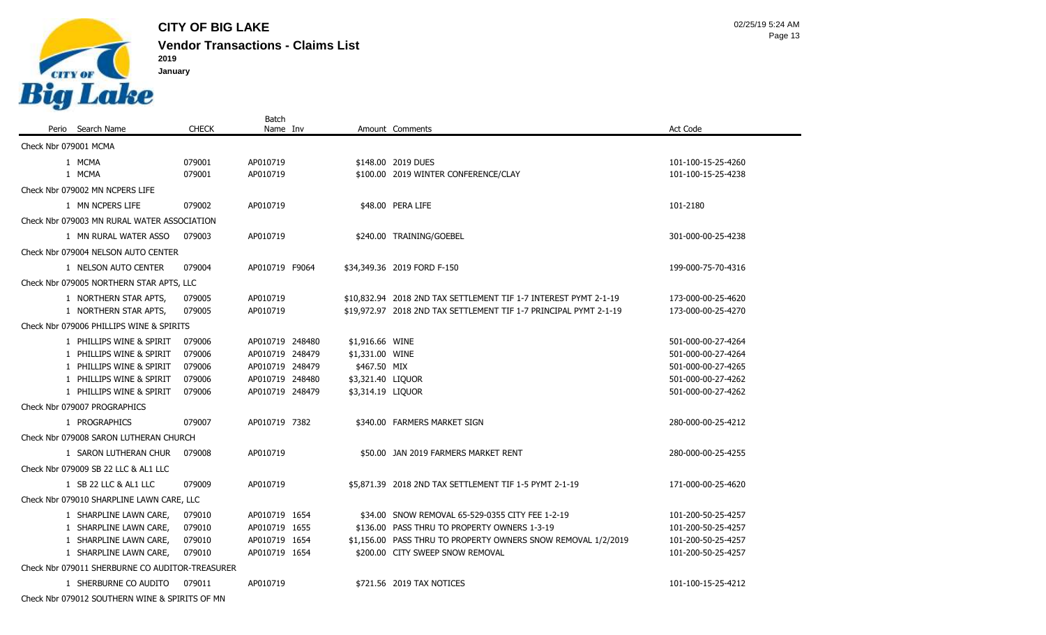# CITY OF BIG LAKE

## Vendor Transactions - Claims List

**2019**

**January**

| Perio | Search Name | CHECK | Batch Name | Inv | Amount | Comments | Act Code |
|---|---|---|---|---|---|---|---|
| Check Nbr 079001 MCMA | | | | | | | |
| 1 | MCMA | 079001 | AP010719 | | $148.00 | 2019 DUES | 101-100-15-25-4260 |
| 1 | MCMA | 079001 | AP010719 | | $100.00 | 2019 WINTER CONFERENCE/CLAY | 101-100-15-25-4238 |
| Check Nbr 079002 MN NCPERS LIFE | | | | | | | |
| 1 | MN NCPERS LIFE | 079002 | AP010719 | | $48.00 | PERA LIFE | 101-2180 |
| Check Nbr 079003 MN RURAL WATER ASSOCIATION | | | | | | | |
| 1 | MN RURAL WATER ASSO | 079003 | AP010719 | | $240.00 | TRAINING/GOEBEL | 301-000-00-25-4238 |
| Check Nbr 079004 NELSON AUTO CENTER | | | | | | | |
| 1 | NELSON AUTO CENTER | 079004 | AP010719 | F9064 | $34,349.36 | 2019 FORD F-150 | 199-000-75-70-4316 |
| Check Nbr 079005 NORTHERN STAR APTS, LLC | | | | | | | |
| 1 | NORTHERN STAR APTS, | 079005 | AP010719 | | $10,832.94 | 2018 2ND TAX SETTLEMENT TIF 1-7 INTEREST PYMT 2-1-19 | 173-000-00-25-4620 |
| 1 | NORTHERN STAR APTS, | 079005 | AP010719 | | $19,972.97 | 2018 2ND TAX SETTLEMENT TIF 1-7 PRINCIPAL PYMT 2-1-19 | 173-000-00-25-4270 |
| Check Nbr 079006 PHILLIPS WINE & SPIRITS | | | | | | | |
| 1 | PHILLIPS WINE & SPIRIT | 079006 | AP010719 | 248480 | $1,916.66 | WINE | 501-000-00-27-4264 |
| 1 | PHILLIPS WINE & SPIRIT | 079006 | AP010719 | 248479 | $1,331.00 | WINE | 501-000-00-27-4264 |
| 1 | PHILLIPS WINE & SPIRIT | 079006 | AP010719 | 248479 | $467.50 | MIX | 501-000-00-27-4265 |
| 1 | PHILLIPS WINE & SPIRIT | 079006 | AP010719 | 248480 | $3,321.40 | LIQUOR | 501-000-00-27-4262 |
| 1 | PHILLIPS WINE & SPIRIT | 079006 | AP010719 | 248479 | $3,314.19 | LIQUOR | 501-000-00-27-4262 |
| Check Nbr 079007 PROGRAPHICS | | | | | | | |
| 1 | PROGRAPHICS | 079007 | AP010719 | 7382 | $340.00 | FARMERS MARKET SIGN | 280-000-00-25-4212 |
| Check Nbr 079008 SARON LUTHERAN CHURCH | | | | | | | |
| 1 | SARON LUTHERAN CHUR | 079008 | AP010719 | | $50.00 | JAN 2019 FARMERS MARKET RENT | 280-000-00-25-4255 |
| Check Nbr 079009 SB 22 LLC & AL1 LLC | | | | | | | |
| 1 | SB 22 LLC & AL1 LLC | 079009 | AP010719 | | $5,871.39 | 2018 2ND TAX SETTLEMENT TIF 1-5 PYMT 2-1-19 | 171-000-00-25-4620 |
| Check Nbr 079010 SHARPLINE LAWN CARE, LLC | | | | | | | |
| 1 | SHARPLINE LAWN CARE, | 079010 | AP010719 | 1654 | $34.00 | SNOW REMOVAL 65-529-0355 CITY FEE 1-2-19 | 101-200-50-25-4257 |
| 1 | SHARPLINE LAWN CARE, | 079010 | AP010719 | 1655 | $136.00 | PASS THRU TO PROPERTY OWNERS 1-3-19 | 101-200-50-25-4257 |
| 1 | SHARPLINE LAWN CARE, | 079010 | AP010719 | 1654 | $1,156.00 | PASS THRU TO PROPERTY OWNERS SNOW REMOVAL 1/2/2019 | 101-200-50-25-4257 |
| 1 | SHARPLINE LAWN CARE, | 079010 | AP010719 | 1654 | $200.00 | CITY SWEEP SNOW REMOVAL | 101-200-50-25-4257 |
| Check Nbr 079011 SHERBURNE CO AUDITOR-TREASURER | | | | | | | |
| 1 | SHERBURNE CO AUDITO | 079011 | AP010719 | | $721.56 | 2019 TAX NOTICES | 101-100-15-25-4212 |
| Check Nbr 079012 SOUTHERN WINE & SPIRITS OF MN | | | | | | | |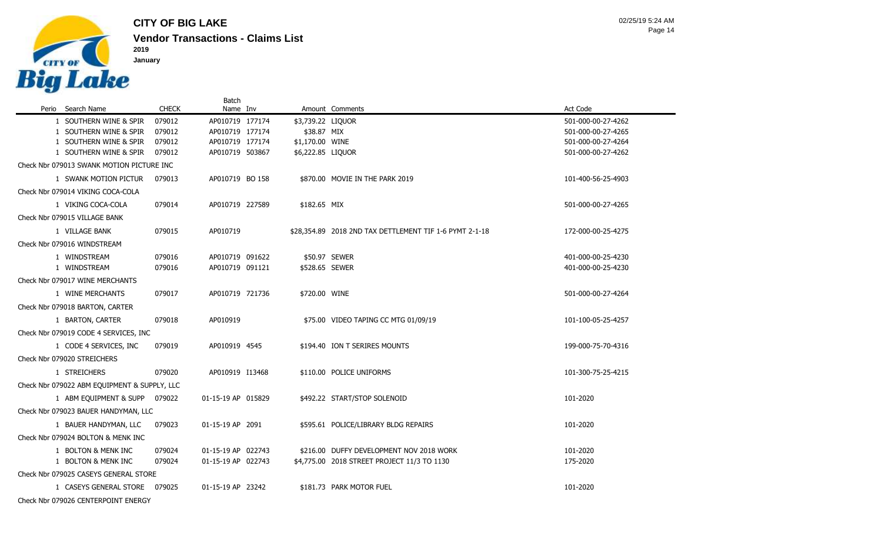# CITY OF BIG LAKE

## Vendor Transactions - Claims List

**2019**

**January**

| Perio | Search Name | CHECK | Batch Name | Inv | Amount | Comments | Act Code |
|---|---|---|---|---|---|---|---|
| 1 | SOUTHERN WINE & SPIR | 079012 | AP010719 | 177174 | $3,739.22 | LIQUOR | 501-000-00-27-4262 |
| 1 | SOUTHERN WINE & SPIR | 079012 | AP010719 | 177174 | $38.87 | MIX | 501-000-00-27-4265 |
| 1 | SOUTHERN WINE & SPIR | 079012 | AP010719 | 177174 | $1,170.00 | WINE | 501-000-00-27-4264 |
| 1 | SOUTHERN WINE & SPIR | 079012 | AP010719 | 503867 | $6,222.85 | LIQUOR | 501-000-00-27-4262 |
| Check Nbr 079013 SWANK MOTION PICTURE INC | | | | | | | |
| 1 | SWANK MOTION PICTUR | 079013 | AP010719 | BO 158 | $870.00 | MOVIE IN THE PARK 2019 | 101-400-56-25-4903 |
| Check Nbr 079014 VIKING COCA-COLA | | | | | | | |
| 1 | VIKING COCA-COLA | 079014 | AP010719 | 227589 | $182.65 | MIX | 501-000-00-27-4265 |
| Check Nbr 079015 VILLAGE BANK | | | | | | | |
| 1 | VILLAGE BANK | 079015 | AP010719 | | $28,354.89 | 2018 2ND TAX DETTLEMENT TIF 1-6 PYMT 2-1-18 | 172-000-00-25-4275 |
| Check Nbr 079016 WINDSTREAM | | | | | | | |
| 1 | WINDSTREAM | 079016 | AP010719 | 091622 | $50.97 | SEWER | 401-000-00-25-4230 |
| 1 | WINDSTREAM | 079016 | AP010719 | 091121 | $528.65 | SEWER | 401-000-00-25-4230 |
| Check Nbr 079017 WINE MERCHANTS | | | | | | | |
| 1 | WINE MERCHANTS | 079017 | AP010719 | 721736 | $720.00 | WINE | 501-000-00-27-4264 |
| Check Nbr 079018 BARTON, CARTER | | | | | | | |
| 1 | BARTON, CARTER | 079018 | AP010919 | | $75.00 | VIDEO TAPING CC MTG 01/09/19 | 101-100-05-25-4257 |
| Check Nbr 079019 CODE 4 SERVICES, INC | | | | | | | |
| 1 | CODE 4 SERVICES, INC | 079019 | AP010919 | 4545 | $194.40 | ION T SERIRES MOUNTS | 199-000-75-70-4316 |
| Check Nbr 079020 STREICHERS | | | | | | | |
| 1 | STREICHERS | 079020 | AP010919 | I13468 | $110.00 | POLICE UNIFORMS | 101-300-75-25-4215 |
| Check Nbr 079022 ABM EQUIPMENT & SUPPLY, LLC | | | | | | | |
| 1 | ABM EQUIPMENT & SUPP | 079022 | 01-15-19 AP | 015829 | $492.22 | START/STOP SOLENOID | 101-2020 |
| Check Nbr 079023 BAUER HANDYMAN, LLC | | | | | | | |
| 1 | BAUER HANDYMAN, LLC | 079023 | 01-15-19 AP | 2091 | $595.61 | POLICE/LIBRARY BLDG REPAIRS | 101-2020 |
| Check Nbr 079024 BOLTON & MENK INC | | | | | | | |
| 1 | BOLTON & MENK INC | 079024 | 01-15-19 AP | 022743 | $216.00 | DUFFY DEVELOPMENT NOV 2018 WORK | 101-2020 |
| 1 | BOLTON & MENK INC | 079024 | 01-15-19 AP | 022743 | $4,775.00 | 2018 STREET PROJECT 11/3 TO 1130 | 175-2020 |
| Check Nbr 079025 CASEYS GENERAL STORE | | | | | | | |
| 1 | CASEYS GENERAL STORE | 079025 | 01-15-19 AP | 23242 | $181.73 | PARK MOTOR FUEL | 101-2020 |
| Check Nbr 079026 CENTERPOINT ENERGY | | | | | | | |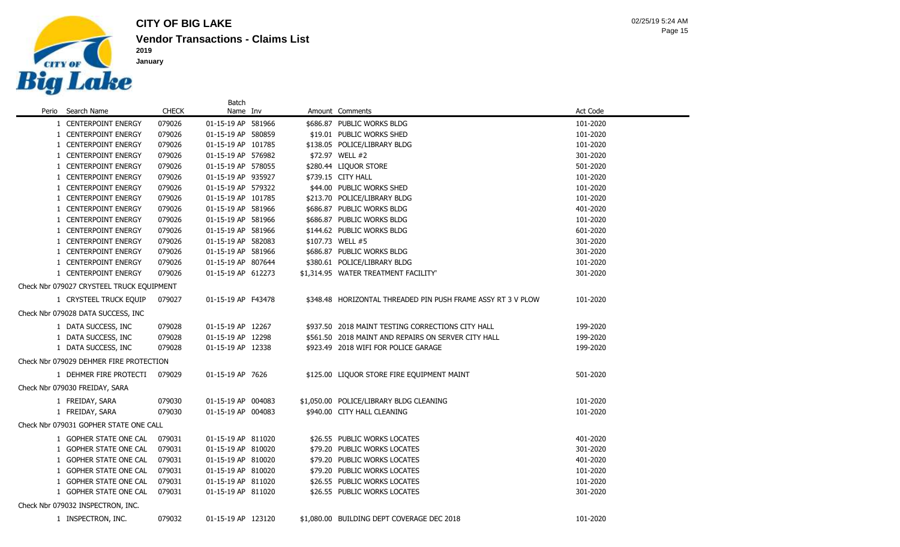# CITY OF BIG LAKE

## Vendor Transactions - Claims List

**2019**

**January**

| Perio | Search Name | CHECK | Batch Name | Inv | Amount | Comments | Act Code |
|---|---|---|---|---|---|---|---|
| 1 | CENTERPOINT ENERGY | 079026 | 01-15-19 AP | 581966 | $686.87 | PUBLIC WORKS BLDG | 101-2020 |
| 1 | CENTERPOINT ENERGY | 079026 | 01-15-19 AP | 580859 | $19.01 | PUBLIC WORKS SHED | 101-2020 |
| 1 | CENTERPOINT ENERGY | 079026 | 01-15-19 AP | 101785 | $138.05 | POLICE/LIBRARY BLDG | 101-2020 |
| 1 | CENTERPOINT ENERGY | 079026 | 01-15-19 AP | 576982 | $72.97 | WELL #2 | 301-2020 |
| 1 | CENTERPOINT ENERGY | 079026 | 01-15-19 AP | 578055 | $280.44 | LIQUOR STORE | 501-2020 |
| 1 | CENTERPOINT ENERGY | 079026 | 01-15-19 AP | 935927 | $739.15 | CITY HALL | 101-2020 |
| 1 | CENTERPOINT ENERGY | 079026 | 01-15-19 AP | 579322 | $44.00 | PUBLIC WORKS SHED | 101-2020 |
| 1 | CENTERPOINT ENERGY | 079026 | 01-15-19 AP | 101785 | $213.70 | POLICE/LIBRARY BLDG | 101-2020 |
| 1 | CENTERPOINT ENERGY | 079026 | 01-15-19 AP | 581966 | $686.87 | PUBLIC WORKS BLDG | 401-2020 |
| 1 | CENTERPOINT ENERGY | 079026 | 01-15-19 AP | 581966 | $686.87 | PUBLIC WORKS BLDG | 101-2020 |
| 1 | CENTERPOINT ENERGY | 079026 | 01-15-19 AP | 581966 | $144.62 | PUBLIC WORKS BLDG | 601-2020 |
| 1 | CENTERPOINT ENERGY | 079026 | 01-15-19 AP | 582083 | $107.73 | WELL #5 | 301-2020 |
| 1 | CENTERPOINT ENERGY | 079026 | 01-15-19 AP | 581966 | $686.87 | PUBLIC WORKS BLDG | 301-2020 |
| 1 | CENTERPOINT ENERGY | 079026 | 01-15-19 AP | 807644 | $380.61 | POLICE/LIBRARY BLDG | 101-2020 |
| 1 | CENTERPOINT ENERGY | 079026 | 01-15-19 AP | 612273 | $1,314.95 | WATER TREATMENT FACILITY' | 301-2020 |
| Check Nbr 079027 CRYSTEEL TRUCK EQUIPMENT | | | | | | | |
| 1 | CRYSTEEL TRUCK EQUIP | 079027 | 01-15-19 AP | F43478 | $348.48 | HORIZONTAL THREADED PIN PUSH FRAME ASSY RT 3 V PLOW | 101-2020 |
| Check Nbr 079028 DATA SUCCESS, INC | | | | | | | |
| 1 | DATA SUCCESS, INC | 079028 | 01-15-19 AP | 12267 | $937.50 | 2018 MAINT TESTING CORRECTIONS CITY HALL | 199-2020 |
| 1 | DATA SUCCESS, INC | 079028 | 01-15-19 AP | 12298 | $561.50 | 2018 MAINT AND REPAIRS ON SERVER CITY HALL | 199-2020 |
| 1 | DATA SUCCESS, INC | 079028 | 01-15-19 AP | 12338 | $923.49 | 2018 WIFI FOR POLICE GARAGE | 199-2020 |
| Check Nbr 079029 DEHMER FIRE PROTECTION | | | | | | | |
| 1 | DEHMER FIRE PROTECTI | 079029 | 01-15-19 AP | 7626 | $125.00 | LIQUOR STORE FIRE EQUIPMENT MAINT | 501-2020 |
| Check Nbr 079030 FREIDAY, SARA | | | | | | | |
| 1 | FREIDAY, SARA | 079030 | 01-15-19 AP | 004083 | $1,050.00 | POLICE/LIBRARY BLDG CLEANING | 101-2020 |
| 1 | FREIDAY, SARA | 079030 | 01-15-19 AP | 004083 | $940.00 | CITY HALL CLEANING | 101-2020 |
| Check Nbr 079031 GOPHER STATE ONE CALL | | | | | | | |
| 1 | GOPHER STATE ONE CAL | 079031 | 01-15-19 AP | 811020 | $26.55 | PUBLIC WORKS LOCATES | 401-2020 |
| 1 | GOPHER STATE ONE CAL | 079031 | 01-15-19 AP | 810020 | $79.20 | PUBLIC WORKS LOCATES | 301-2020 |
| 1 | GOPHER STATE ONE CAL | 079031 | 01-15-19 AP | 810020 | $79.20 | PUBLIC WORKS LOCATES | 401-2020 |
| 1 | GOPHER STATE ONE CAL | 079031 | 01-15-19 AP | 810020 | $79.20 | PUBLIC WORKS LOCATES | 101-2020 |
| 1 | GOPHER STATE ONE CAL | 079031 | 01-15-19 AP | 811020 | $26.55 | PUBLIC WORKS LOCATES | 101-2020 |
| 1 | GOPHER STATE ONE CAL | 079031 | 01-15-19 AP | 811020 | $26.55 | PUBLIC WORKS LOCATES | 301-2020 |
| Check Nbr 079032 INSPECTRON, INC. | | | | | | | |
| 1 | INSPECTRON, INC. | 079032 | 01-15-19 AP | 123120 | $1,080.00 | BUILDING DEPT COVERAGE DEC 2018 | 101-2020 |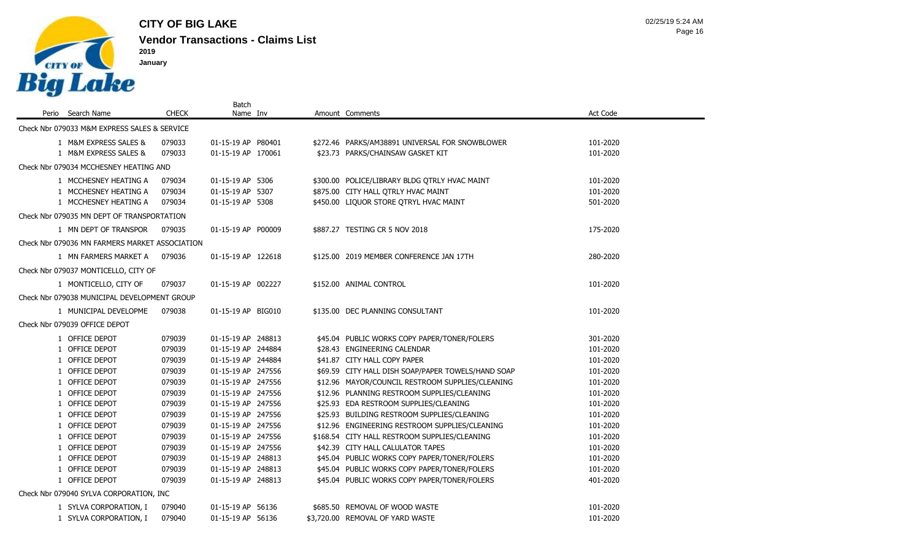**CITY OF BIG LAKE**

**Vendor Transactions - Claims List**

**2019**

**January**

| Perio | Search Name | CHECK | Batch Name | Inv | Amount | Comments | Act Code |
|---|---|---|---|---|---|---|---|
| Check Nbr 079033 M&M EXPRESS SALES & SERVICE | | | | | | | |
| 1 | M&M EXPRESS SALES & | 079033 | 01-15-19 AP | P80401 | $272.46 | PARKS/AM38891 UNIVERSAL FOR SNOWBLOWER | 101-2020 |
| 1 | M&M EXPRESS SALES & | 079033 | 01-15-19 AP | 170061 | $23.73 | PARKS/CHAINSAW GASKET KIT | 101-2020 |
| Check Nbr 079034 MCCHESNEY HEATING AND | | | | | | | |
| 1 | MCCHESNEY HEATING A | 079034 | 01-15-19 AP | 5306 | $300.00 | POLICE/LIBRARY BLDG QTRLY HVAC MAINT | 101-2020 |
| 1 | MCCHESNEY HEATING A | 079034 | 01-15-19 AP | 5307 | $875.00 | CITY HALL QTRLY HVAC MAINT | 101-2020 |
| 1 | MCCHESNEY HEATING A | 079034 | 01-15-19 AP | 5308 | $450.00 | LIQUOR STORE QTRYL HVAC MAINT | 501-2020 |
| Check Nbr 079035 MN DEPT OF TRANSPORTATION | | | | | | | |
| 1 | MN DEPT OF TRANSPOR | 079035 | 01-15-19 AP | P00009 | $887.27 | TESTING CR 5 NOV 2018 | 175-2020 |
| Check Nbr 079036 MN FARMERS MARKET ASSOCIATION | | | | | | | |
| 1 | MN FARMERS MARKET A | 079036 | 01-15-19 AP | 122618 | $125.00 | 2019 MEMBER CONFERENCE JAN 17TH | 280-2020 |
| Check Nbr 079037 MONTICELLO, CITY OF | | | | | | | |
| 1 | MONTICELLO, CITY OF | 079037 | 01-15-19 AP | 002227 | $152.00 | ANIMAL CONTROL | 101-2020 |
| Check Nbr 079038 MUNICIPAL DEVELOPMENT GROUP | | | | | | | |
| 1 | MUNICIPAL DEVELOPME | 079038 | 01-15-19 AP | BIG010 | $135.00 | DEC PLANNING CONSULTANT | 101-2020 |
| Check Nbr 079039 OFFICE DEPOT | | | | | | | |
| 1 | OFFICE DEPOT | 079039 | 01-15-19 AP | 248813 | $45.04 | PUBLIC WORKS COPY PAPER/TONER/FOLERS | 301-2020 |
| 1 | OFFICE DEPOT | 079039 | 01-15-19 AP | 244884 | $28.43 | ENGINEERING CALENDAR | 101-2020 |
| 1 | OFFICE DEPOT | 079039 | 01-15-19 AP | 244884 | $41.87 | CITY HALL COPY PAPER | 101-2020 |
| 1 | OFFICE DEPOT | 079039 | 01-15-19 AP | 247556 | $69.59 | CITY HALL DISH SOAP/PAPER TOWELS/HAND SOAP | 101-2020 |
| 1 | OFFICE DEPOT | 079039 | 01-15-19 AP | 247556 | $12.96 | MAYOR/COUNCIL RESTROOM SUPPLIES/CLEANING | 101-2020 |
| 1 | OFFICE DEPOT | 079039 | 01-15-19 AP | 247556 | $12.96 | PLANNING RESTROOM SUPPLIES/CLEANING | 101-2020 |
| 1 | OFFICE DEPOT | 079039 | 01-15-19 AP | 247556 | $25.93 | EDA RESTROOM SUPPLIES/CLEANING | 101-2020 |
| 1 | OFFICE DEPOT | 079039 | 01-15-19 AP | 247556 | $25.93 | BUILDING RESTROOM SUPPLIES/CLEANING | 101-2020 |
| 1 | OFFICE DEPOT | 079039 | 01-15-19 AP | 247556 | $12.96 | ENGINEERING RESTROOM SUPPLIES/CLEANING | 101-2020 |
| 1 | OFFICE DEPOT | 079039 | 01-15-19 AP | 247556 | $168.54 | CITY HALL RESTROOM SUPPLIES/CLEANING | 101-2020 |
| 1 | OFFICE DEPOT | 079039 | 01-15-19 AP | 247556 | $42.39 | CITY HALL CALULATOR TAPES | 101-2020 |
| 1 | OFFICE DEPOT | 079039 | 01-15-19 AP | 248813 | $45.04 | PUBLIC WORKS COPY PAPER/TONER/FOLERS | 101-2020 |
| 1 | OFFICE DEPOT | 079039 | 01-15-19 AP | 248813 | $45.04 | PUBLIC WORKS COPY PAPER/TONER/FOLERS | 101-2020 |
| 1 | OFFICE DEPOT | 079039 | 01-15-19 AP | 248813 | $45.04 | PUBLIC WORKS COPY PAPER/TONER/FOLERS | 401-2020 |
| Check Nbr 079040 SYLVA CORPORATION, INC | | | | | | | |
| 1 | SYLVA CORPORATION, I | 079040 | 01-15-19 AP | 56136 | $685.50 | REMOVAL OF WOOD WASTE | 101-2020 |
| 1 | SYLVA CORPORATION, I | 079040 | 01-15-19 AP | 56136 | $3,720.00 | REMOVAL OF YARD WASTE | 101-2020 |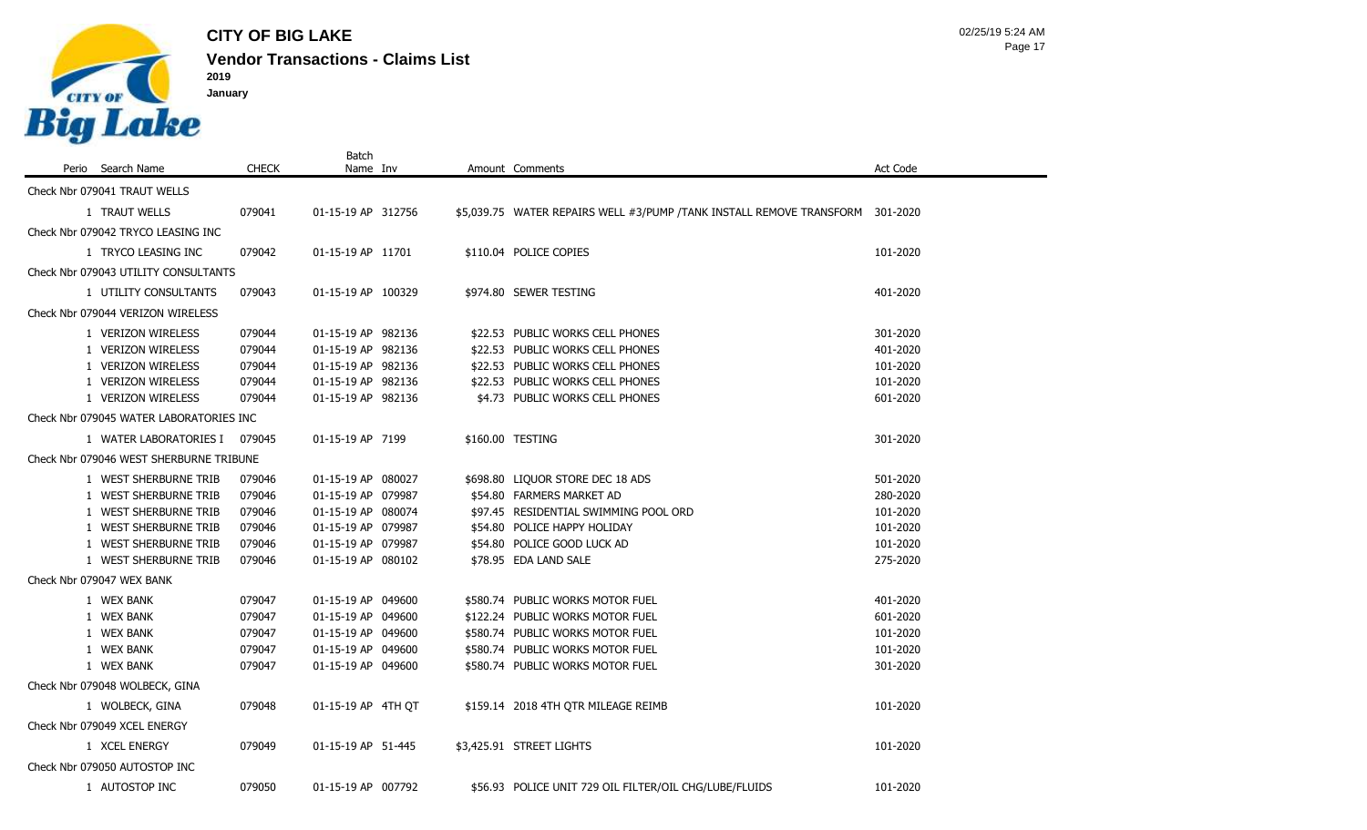# CITY OF BIG LAKE

## Vendor Transactions - Claims List

**2019**

**January**

| Perio | Search Name | CHECK | Batch Name | Inv | Amount | Comments | Act Code |
|---|---|---|---|---|---|---|---|
| Check Nbr 079041 TRAUT WELLS | | | | | | | |
| 1 | TRAUT WELLS | 079041 | 01-15-19 AP | 312756 | $5,039.75 | WATER REPAIRS WELL #3/PUMP /TANK INSTALL REMOVE TRANSFORM | 301-2020 |
| Check Nbr 079042 TRYCO LEASING INC | | | | | | | |
| 1 | TRYCO LEASING INC | 079042 | 01-15-19 AP | 11701 | $110.04 | POLICE COPIES | 101-2020 |
| Check Nbr 079043 UTILITY CONSULTANTS | | | | | | | |
| 1 | UTILITY CONSULTANTS | 079043 | 01-15-19 AP | 100329 | $974.80 | SEWER TESTING | 401-2020 |
| Check Nbr 079044 VERIZON WIRELESS | | | | | | | |
| 1 | VERIZON WIRELESS | 079044 | 01-15-19 AP | 982136 | $22.53 | PUBLIC WORKS CELL PHONES | 301-2020 |
| 1 | VERIZON WIRELESS | 079044 | 01-15-19 AP | 982136 | $22.53 | PUBLIC WORKS CELL PHONES | 401-2020 |
| 1 | VERIZON WIRELESS | 079044 | 01-15-19 AP | 982136 | $22.53 | PUBLIC WORKS CELL PHONES | 101-2020 |
| 1 | VERIZON WIRELESS | 079044 | 01-15-19 AP | 982136 | $22.53 | PUBLIC WORKS CELL PHONES | 101-2020 |
| 1 | VERIZON WIRELESS | 079044 | 01-15-19 AP | 982136 | $4.73 | PUBLIC WORKS CELL PHONES | 601-2020 |
| Check Nbr 079045 WATER LABORATORIES INC | | | | | | | |
| 1 | WATER LABORATORIES I | 079045 | 01-15-19 AP | 7199 | $160.00 | TESTING | 301-2020 |
| Check Nbr 079046 WEST SHERBURNE TRIBUNE | | | | | | | |
| 1 | WEST SHERBURNE TRIB | 079046 | 01-15-19 AP | 080027 | $698.80 | LIQUOR STORE DEC 18 ADS | 501-2020 |
| 1 | WEST SHERBURNE TRIB | 079046 | 01-15-19 AP | 079987 | $54.80 | FARMERS MARKET AD | 280-2020 |
| 1 | WEST SHERBURNE TRIB | 079046 | 01-15-19 AP | 080074 | $97.45 | RESIDENTIAL SWIMMING POOL ORD | 101-2020 |
| 1 | WEST SHERBURNE TRIB | 079046 | 01-15-19 AP | 079987 | $54.80 | POLICE HAPPY HOLIDAY | 101-2020 |
| 1 | WEST SHERBURNE TRIB | 079046 | 01-15-19 AP | 079987 | $54.80 | POLICE GOOD LUCK AD | 101-2020 |
| 1 | WEST SHERBURNE TRIB | 079046 | 01-15-19 AP | 080102 | $78.95 | EDA LAND SALE | 275-2020 |
| Check Nbr 079047 WEX BANK | | | | | | | |
| 1 | WEX BANK | 079047 | 01-15-19 AP | 049600 | $580.74 | PUBLIC WORKS MOTOR FUEL | 401-2020 |
| 1 | WEX BANK | 079047 | 01-15-19 AP | 049600 | $122.24 | PUBLIC WORKS MOTOR FUEL | 601-2020 |
| 1 | WEX BANK | 079047 | 01-15-19 AP | 049600 | $580.74 | PUBLIC WORKS MOTOR FUEL | 101-2020 |
| 1 | WEX BANK | 079047 | 01-15-19 AP | 049600 | $580.74 | PUBLIC WORKS MOTOR FUEL | 101-2020 |
| 1 | WEX BANK | 079047 | 01-15-19 AP | 049600 | $580.74 | PUBLIC WORKS MOTOR FUEL | 301-2020 |
| Check Nbr 079048 WOLBECK, GINA | | | | | | | |
| 1 | WOLBECK, GINA | 079048 | 01-15-19 AP | 4TH QT | $159.14 | 2018 4TH QTR MILEAGE REIMB | 101-2020 |
| Check Nbr 079049 XCEL ENERGY | | | | | | | |
| 1 | XCEL ENERGY | 079049 | 01-15-19 AP | 51-445 | $3,425.91 | STREET LIGHTS | 101-2020 |
| Check Nbr 079050 AUTOSTOP INC | | | | | | | |
| 1 | AUTOSTOP INC | 079050 | 01-15-19 AP | 007792 | $56.93 | POLICE UNIT 729 OIL FILTER/OIL CHG/LUBE/FLUIDS | 101-2020 |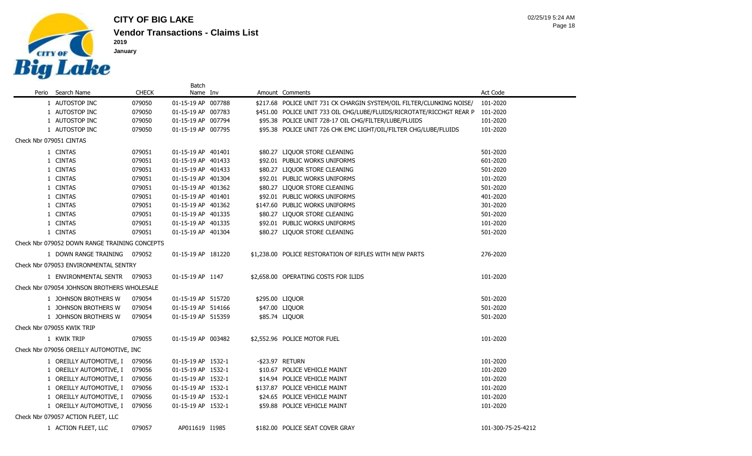# CITY OF BIG LAKE

## Vendor Transactions - Claims List

**2019**

**January**

| Perio | Search Name | CHECK | Batch Name | Inv | Amount | Comments | Act Code |
|---|---|---|---|---|---|---|---|
| 1 | AUTOSTOP INC | 079050 | 01-15-19 AP | 007788 | $217.68 | POLICE UNIT 731 CK CHARGIN SYSTEM/OIL FILTER/CLUNKING NOISE/ | 101-2020 |
| 1 | AUTOSTOP INC | 079050 | 01-15-19 AP | 007783 | $451.00 | POLICE UNIT 733 OIL CHG/LUBE/FLUIDS/RICROTATE/RICCHGT REAR P | 101-2020 |
| 1 | AUTOSTOP INC | 079050 | 01-15-19 AP | 007794 | $95.38 | POLICE UNIT 728-17 OIL CHG/FILTER/LUBE/FLUIDS | 101-2020 |
| 1 | AUTOSTOP INC | 079050 | 01-15-19 AP | 007795 | $95.38 | POLICE UNIT 726 CHK EMC LIGHT/OIL/FILTER CHG/LUBE/FLUIDS | 101-2020 |
| Check Nbr 079051 CINTAS | | | | | | | |
| 1 | CINTAS | 079051 | 01-15-19 AP | 401401 | $80.27 | LIQUOR STORE CLEANING | 501-2020 |
| 1 | CINTAS | 079051 | 01-15-19 AP | 401433 | $92.01 | PUBLIC WORKS UNIFORMS | 601-2020 |
| 1 | CINTAS | 079051 | 01-15-19 AP | 401433 | $80.27 | LIQUOR STORE CLEANING | 501-2020 |
| 1 | CINTAS | 079051 | 01-15-19 AP | 401304 | $92.01 | PUBLIC WORKS UNIFORMS | 101-2020 |
| 1 | CINTAS | 079051 | 01-15-19 AP | 401362 | $80.27 | LIQUOR STORE CLEANING | 501-2020 |
| 1 | CINTAS | 079051 | 01-15-19 AP | 401401 | $92.01 | PUBLIC WORKS UNIFORMS | 401-2020 |
| 1 | CINTAS | 079051 | 01-15-19 AP | 401362 | $147.60 | PUBLIC WORKS UNIFORMS | 301-2020 |
| 1 | CINTAS | 079051 | 01-15-19 AP | 401335 | $80.27 | LIQUOR STORE CLEANING | 501-2020 |
| 1 | CINTAS | 079051 | 01-15-19 AP | 401335 | $92.01 | PUBLIC WORKS UNIFORMS | 101-2020 |
| 1 | CINTAS | 079051 | 01-15-19 AP | 401304 | $80.27 | LIQUOR STORE CLEANING | 501-2020 |
| Check Nbr 079052 DOWN RANGE TRAINING CONCEPTS | | | | | | | |
| 1 | DOWN RANGE TRAINING | 079052 | 01-15-19 AP | 181220 | $1,238.00 | POLICE RESTORATION OF RIFLES WITH NEW PARTS | 276-2020 |
| Check Nbr 079053 ENVIRONMENTAL SENTRY | | | | | | | |
| 1 | ENVIRONMENTAL SENTR | 079053 | 01-15-19 AP | 1147 | $2,658.00 | OPERATING COSTS FOR ILIDS | 101-2020 |
| Check Nbr 079054 JOHNSON BROTHERS WHOLESALE | | | | | | | |
| 1 | JOHNSON BROTHERS W | 079054 | 01-15-19 AP | 515720 | $295.00 | LIQUOR | 501-2020 |
| 1 | JOHNSON BROTHERS W | 079054 | 01-15-19 AP | 514166 | $47.00 | LIQUOR | 501-2020 |
| 1 | JOHNSON BROTHERS W | 079054 | 01-15-19 AP | 515359 | $85.74 | LIQUOR | 501-2020 |
| Check Nbr 079055 KWIK TRIP | | | | | | | |
| 1 | KWIK TRIP | 079055 | 01-15-19 AP | 003482 | $2,552.96 | POLICE MOTOR FUEL | 101-2020 |
| Check Nbr 079056 OREILLY AUTOMOTIVE, INC | | | | | | | |
| 1 | OREILLY AUTOMOTIVE, I | 079056 | 01-15-19 AP | 1532-1 | -$23.97 | RETURN | 101-2020 |
| 1 | OREILLY AUTOMOTIVE, I | 079056 | 01-15-19 AP | 1532-1 | $10.67 | POLICE VEHICLE MAINT | 101-2020 |
| 1 | OREILLY AUTOMOTIVE, I | 079056 | 01-15-19 AP | 1532-1 | $14.94 | POLICE VEHICLE MAINT | 101-2020 |
| 1 | OREILLY AUTOMOTIVE, I | 079056 | 01-15-19 AP | 1532-1 | $137.87 | POLICE VEHICLE MAINT | 101-2020 |
| 1 | OREILLY AUTOMOTIVE, I | 079056 | 01-15-19 AP | 1532-1 | $24.65 | POLICE VEHICLE MAINT | 101-2020 |
| 1 | OREILLY AUTOMOTIVE, I | 079056 | 01-15-19 AP | 1532-1 | $59.88 | POLICE VEHICLE MAINT | 101-2020 |
| Check Nbr 079057 ACTION FLEET, LLC | | | | | | | |
| 1 | ACTION FLEET, LLC | 079057 | AP011619 | I1985 | $182.00 | POLICE SEAT COVER GRAY | 101-300-75-25-4212 |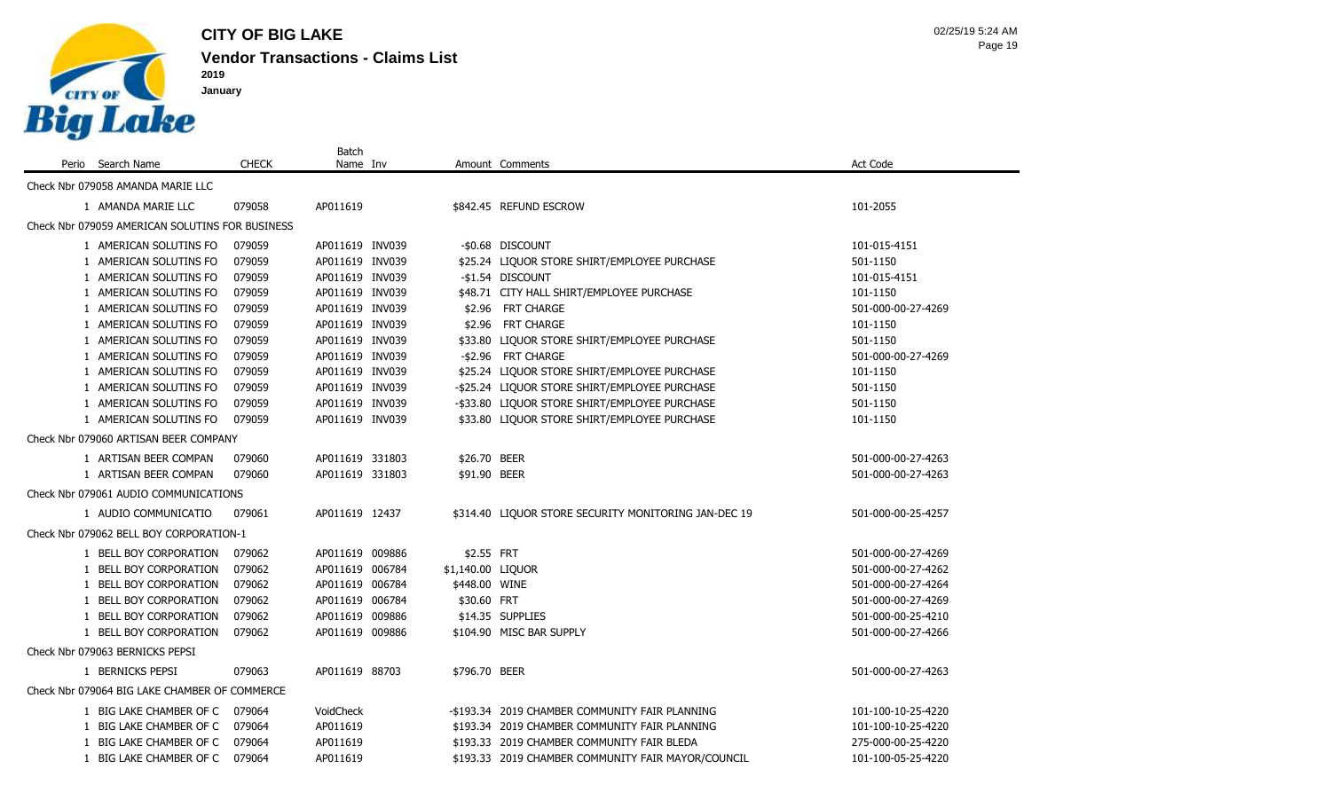# CITY OF BIG LAKE

## Vendor Transactions - Claims List

**2019**

**January**

| Perio | Search Name | CHECK | Batch Name | Inv | Amount | Comments | Act Code |
|---|---|---|---|---|---|---|---|
| Check Nbr 079058 AMANDA MARIE LLC | | | | | | | |
| 1 | AMANDA MARIE LLC | 079058 | AP011619 | | $842.45 | REFUND ESCROW | 101-2055 |
| Check Nbr 079059 AMERICAN SOLUTINS FOR BUSINESS | | | | | | | |
| 1 | AMERICAN SOLUTINS FO | 079059 | AP011619 | INV039 | -$0.68 | DISCOUNT | 101-015-4151 |
| 1 | AMERICAN SOLUTINS FO | 079059 | AP011619 | INV039 | $25.24 | LIQUOR STORE SHIRT/EMPLOYEE PURCHASE | 501-1150 |
| 1 | AMERICAN SOLUTINS FO | 079059 | AP011619 | INV039 | -$1.54 | DISCOUNT | 101-015-4151 |
| 1 | AMERICAN SOLUTINS FO | 079059 | AP011619 | INV039 | $48.71 | CITY HALL SHIRT/EMPLOYEE PURCHASE | 101-1150 |
| 1 | AMERICAN SOLUTINS FO | 079059 | AP011619 | INV039 | $2.96 | FRT CHARGE | 501-000-00-27-4269 |
| 1 | AMERICAN SOLUTINS FO | 079059 | AP011619 | INV039 | $2.96 | FRT CHARGE | 101-1150 |
| 1 | AMERICAN SOLUTINS FO | 079059 | AP011619 | INV039 | $33.80 | LIQUOR STORE SHIRT/EMPLOYEE PURCHASE | 501-1150 |
| 1 | AMERICAN SOLUTINS FO | 079059 | AP011619 | INV039 | -$2.96 | FRT CHARGE | 501-000-00-27-4269 |
| 1 | AMERICAN SOLUTINS FO | 079059 | AP011619 | INV039 | $25.24 | LIQUOR STORE SHIRT/EMPLOYEE PURCHASE | 101-1150 |
| 1 | AMERICAN SOLUTINS FO | 079059 | AP011619 | INV039 | -$25.24 | LIQUOR STORE SHIRT/EMPLOYEE PURCHASE | 501-1150 |
| 1 | AMERICAN SOLUTINS FO | 079059 | AP011619 | INV039 | -$33.80 | LIQUOR STORE SHIRT/EMPLOYEE PURCHASE | 501-1150 |
| 1 | AMERICAN SOLUTINS FO | 079059 | AP011619 | INV039 | $33.80 | LIQUOR STORE SHIRT/EMPLOYEE PURCHASE | 101-1150 |
| Check Nbr 079060 ARTISAN BEER COMPANY | | | | | | | |
| 1 | ARTISAN BEER COMPAN | 079060 | AP011619 | 331803 | $26.70 | BEER | 501-000-00-27-4263 |
| 1 | ARTISAN BEER COMPAN | 079060 | AP011619 | 331803 | $91.90 | BEER | 501-000-00-27-4263 |
| Check Nbr 079061 AUDIO COMMUNICATIONS | | | | | | | |
| 1 | AUDIO COMMUNICATIO | 079061 | AP011619 | 12437 | $314.40 | LIQUOR STORE SECURITY MONITORING JAN-DEC 19 | 501-000-00-25-4257 |
| Check Nbr 079062 BELL BOY CORPORATION-1 | | | | | | | |
| 1 | BELL BOY CORPORATION | 079062 | AP011619 | 009886 | $2.55 | FRT | 501-000-00-27-4269 |
| 1 | BELL BOY CORPORATION | 079062 | AP011619 | 006784 | $1,140.00 | LIQUOR | 501-000-00-27-4262 |
| 1 | BELL BOY CORPORATION | 079062 | AP011619 | 006784 | $448.00 | WINE | 501-000-00-27-4264 |
| 1 | BELL BOY CORPORATION | 079062 | AP011619 | 006784 | $30.60 | FRT | 501-000-00-27-4269 |
| 1 | BELL BOY CORPORATION | 079062 | AP011619 | 009886 | $14.35 | SUPPLIES | 501-000-00-25-4210 |
| 1 | BELL BOY CORPORATION | 079062 | AP011619 | 009886 | $104.90 | MISC BAR SUPPLY | 501-000-00-27-4266 |
| Check Nbr 079063 BERNICKS PEPSI | | | | | | | |
| 1 | BERNICKS PEPSI | 079063 | AP011619 | 88703 | $796.70 | BEER | 501-000-00-27-4263 |
| Check Nbr 079064 BIG LAKE CHAMBER OF COMMERCE | | | | | | | |
| 1 | BIG LAKE CHAMBER OF C | 079064 | VoidCheck | | -$193.34 | 2019 CHAMBER COMMUNITY FAIR PLANNING | 101-100-10-25-4220 |
| 1 | BIG LAKE CHAMBER OF C | 079064 | AP011619 | | $193.34 | 2019 CHAMBER COMMUNITY FAIR PLANNING | 101-100-10-25-4220 |
| 1 | BIG LAKE CHAMBER OF C | 079064 | AP011619 | | $193.33 | 2019 CHAMBER COMMUNITY FAIR BLEDA | 275-000-00-25-4220 |
| 1 | BIG LAKE CHAMBER OF C | 079064 | AP011619 | | $193.33 | 2019 CHAMBER COMMUNITY FAIR MAYOR/COUNCIL | 101-100-05-25-4220 |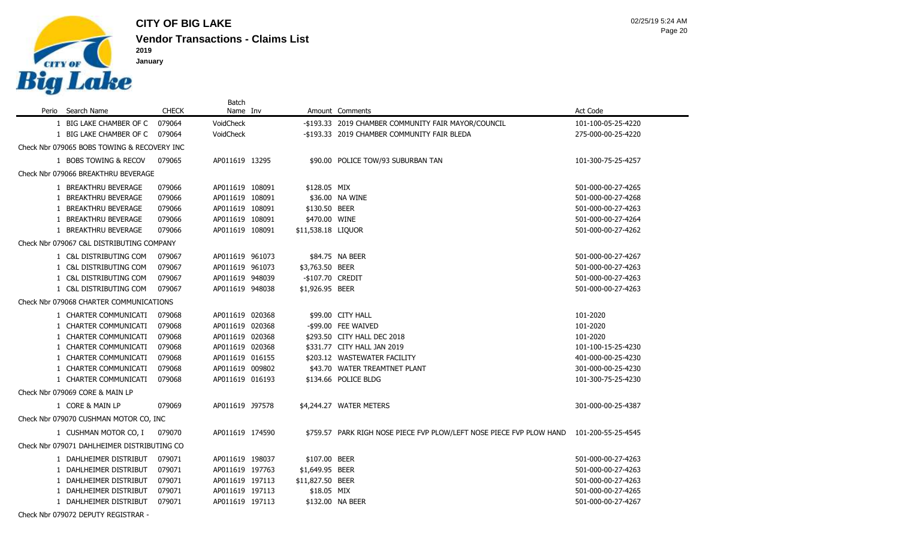# CITY OF BIG LAKE

## Vendor Transactions - Claims List

**2019**

**January**

| Perio | Search Name | CHECK | Batch Name | Inv | Amount | Comments | Act Code |
|---|---|---|---|---|---|---|---|
| 1 | BIG LAKE CHAMBER OF C | 079064 | VoidCheck | | -$193.33 | 2019 CHAMBER COMMUNITY FAIR MAYOR/COUNCIL | 101-100-05-25-4220 |
| 1 | BIG LAKE CHAMBER OF C | 079064 | VoidCheck | | -$193.33 | 2019 CHAMBER COMMUNITY FAIR BLEDA | 275-000-00-25-4220 |
| Check Nbr 079065 BOBS TOWING & RECOVERY INC | | | | | | | |
| 1 | BOBS TOWING & RECOV | 079065 | AP011619 | 13295 | $90.00 | POLICE TOW/93 SUBURBAN TAN | 101-300-75-25-4257 |
| Check Nbr 079066 BREAKTHRU BEVERAGE | | | | | | | |
| 1 | BREAKTHRU BEVERAGE | 079066 | AP011619 | 108091 | $128.05 | MIX | 501-000-00-27-4265 |
| 1 | BREAKTHRU BEVERAGE | 079066 | AP011619 | 108091 | $36.00 | NA WINE | 501-000-00-27-4268 |
| 1 | BREAKTHRU BEVERAGE | 079066 | AP011619 | 108091 | $130.50 | BEER | 501-000-00-27-4263 |
| 1 | BREAKTHRU BEVERAGE | 079066 | AP011619 | 108091 | $470.00 | WINE | 501-000-00-27-4264 |
| 1 | BREAKTHRU BEVERAGE | 079066 | AP011619 | 108091 | $11,538.18 | LIQUOR | 501-000-00-27-4262 |
| Check Nbr 079067 C&L DISTRIBUTING COMPANY | | | | | | | |
| 1 | C&L DISTRIBUTING COM | 079067 | AP011619 | 961073 | $84.75 | NA BEER | 501-000-00-27-4267 |
| 1 | C&L DISTRIBUTING COM | 079067 | AP011619 | 961073 | $3,763.50 | BEER | 501-000-00-27-4263 |
| 1 | C&L DISTRIBUTING COM | 079067 | AP011619 | 948039 | -$107.70 | CREDIT | 501-000-00-27-4263 |
| 1 | C&L DISTRIBUTING COM | 079067 | AP011619 | 948038 | $1,926.95 | BEER | 501-000-00-27-4263 |
| Check Nbr 079068 CHARTER COMMUNICATIONS | | | | | | | |
| 1 | CHARTER COMMUNICATI | 079068 | AP011619 | 020368 | $99.00 | CITY HALL | 101-2020 |
| 1 | CHARTER COMMUNICATI | 079068 | AP011619 | 020368 | -$99.00 | FEE WAIVED | 101-2020 |
| 1 | CHARTER COMMUNICATI | 079068 | AP011619 | 020368 | $293.50 | CITY HALL DEC 2018 | 101-2020 |
| 1 | CHARTER COMMUNICATI | 079068 | AP011619 | 020368 | $331.77 | CITY HALL JAN 2019 | 101-100-15-25-4230 |
| 1 | CHARTER COMMUNICATI | 079068 | AP011619 | 016155 | $203.12 | WASTEWATER FACILITY | 401-000-00-25-4230 |
| 1 | CHARTER COMMUNICATI | 079068 | AP011619 | 009802 | $43.70 | WATER TREAMTNET PLANT | 301-000-00-25-4230 |
| 1 | CHARTER COMMUNICATI | 079068 | AP011619 | 016193 | $134.66 | POLICE BLDG | 101-300-75-25-4230 |
| Check Nbr 079069 CORE & MAIN LP | | | | | | | |
| 1 | CORE & MAIN LP | 079069 | AP011619 | J97578 | $4,244.27 | WATER METERS | 301-000-00-25-4387 |
| Check Nbr 079070 CUSHMAN MOTOR CO, INC | | | | | | | |
| 1 | CUSHMAN MOTOR CO, I | 079070 | AP011619 | 174590 | $759.57 | PARK RIGH NOSE PIECE FVP PLOW/LEFT NOSE PIECE FVP PLOW HAND | 101-200-55-25-4545 |
| Check Nbr 079071 DAHLHEIMER DISTRIBUTING CO | | | | | | | |
| 1 | DAHLHEIMER DISTRIBUT | 079071 | AP011619 | 198037 | $107.00 | BEER | 501-000-00-27-4263 |
| 1 | DAHLHEIMER DISTRIBUT | 079071 | AP011619 | 197763 | $1,649.95 | BEER | 501-000-00-27-4263 |
| 1 | DAHLHEIMER DISTRIBUT | 079071 | AP011619 | 197113 | $11,827.50 | BEER | 501-000-00-27-4263 |
| 1 | DAHLHEIMER DISTRIBUT | 079071 | AP011619 | 197113 | $18.05 | MIX | 501-000-00-27-4265 |
| 1 | DAHLHEIMER DISTRIBUT | 079071 | AP011619 | 197113 | $132.00 | NA BEER | 501-000-00-27-4267 |
| Check Nbr 079072 DEPUTY REGISTRAR - | | | | | | | |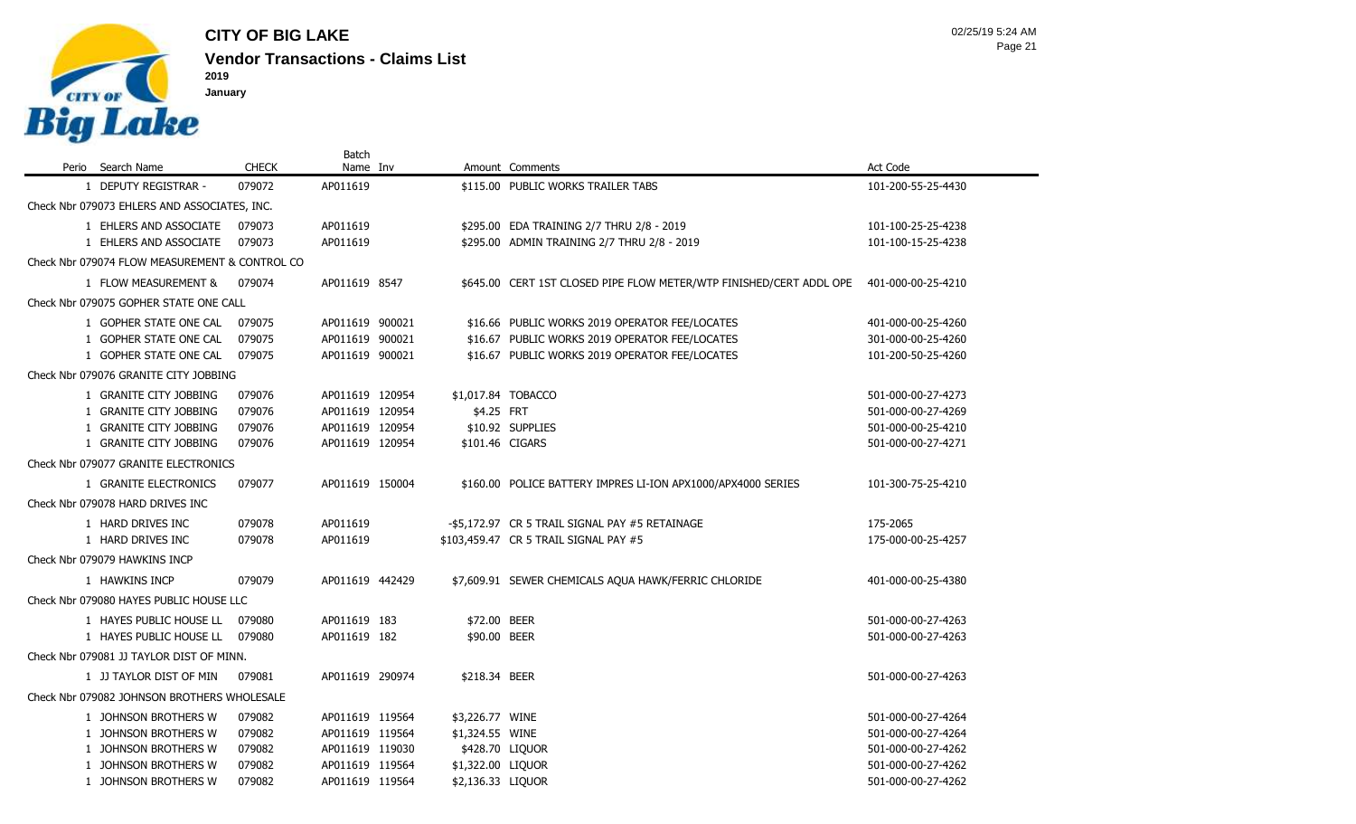# CITY OF BIG LAKE

## Vendor Transactions - Claims List

**2019**

**January**

| Perio | Search Name | CHECK | Batch Name | Inv | Amount | Comments | Act Code |
|---|---|---|---|---|---|---|---|
| 1 | DEPUTY REGISTRAR - | 079072 | AP011619 | | $115.00 | PUBLIC WORKS TRAILER TABS | 101-200-55-25-4430 |
| Check Nbr 079073 EHLERS AND ASSOCIATES, INC. | | | | | | | |
| 1 | EHLERS AND ASSOCIATE | 079073 | AP011619 | | $295.00 | EDA TRAINING 2/7 THRU 2/8 - 2019 | 101-100-25-25-4238 |
| 1 | EHLERS AND ASSOCIATE | 079073 | AP011619 | | $295.00 | ADMIN TRAINING 2/7 THRU 2/8 - 2019 | 101-100-15-25-4238 |
| Check Nbr 079074 FLOW MEASUREMENT & CONTROL CO | | | | | | | |
| 1 | FLOW MEASUREMENT & | 079074 | AP011619 | 8547 | $645.00 | CERT 1ST CLOSED PIPE FLOW METER/WTP FINISHED/CERT ADDL OPE | 401-000-00-25-4210 |
| Check Nbr 079075 GOPHER STATE ONE CALL | | | | | | | |
| 1 | GOPHER STATE ONE CAL | 079075 | AP011619 | 900021 | $16.66 | PUBLIC WORKS 2019 OPERATOR FEE/LOCATES | 401-000-00-25-4260 |
| 1 | GOPHER STATE ONE CAL | 079075 | AP011619 | 900021 | $16.67 | PUBLIC WORKS 2019 OPERATOR FEE/LOCATES | 301-000-00-25-4260 |
| 1 | GOPHER STATE ONE CAL | 079075 | AP011619 | 900021 | $16.67 | PUBLIC WORKS 2019 OPERATOR FEE/LOCATES | 101-200-50-25-4260 |
| Check Nbr 079076 GRANITE CITY JOBBING | | | | | | | |
| 1 | GRANITE CITY JOBBING | 079076 | AP011619 | 120954 | $1,017.84 | TOBACCO | 501-000-00-27-4273 |
| 1 | GRANITE CITY JOBBING | 079076 | AP011619 | 120954 | $4.25 | FRT | 501-000-00-27-4269 |
| 1 | GRANITE CITY JOBBING | 079076 | AP011619 | 120954 | $10.92 | SUPPLIES | 501-000-00-25-4210 |
| 1 | GRANITE CITY JOBBING | 079076 | AP011619 | 120954 | $101.46 | CIGARS | 501-000-00-27-4271 |
| Check Nbr 079077 GRANITE ELECTRONICS | | | | | | | |
| 1 | GRANITE ELECTRONICS | 079077 | AP011619 | 150004 | $160.00 | POLICE BATTERY IMPRES LI-ION APX1000/APX4000 SERIES | 101-300-75-25-4210 |
| Check Nbr 079078 HARD DRIVES INC | | | | | | | |
| 1 | HARD DRIVES INC | 079078 | AP011619 | | -$5,172.97 | CR 5 TRAIL SIGNAL PAY #5 RETAINAGE | 175-2065 |
| 1 | HARD DRIVES INC | 079078 | AP011619 | | $103,459.47 | CR 5 TRAIL SIGNAL PAY #5 | 175-000-00-25-4257 |
| Check Nbr 079079 HAWKINS INCP | | | | | | | |
| 1 | HAWKINS INCP | 079079 | AP011619 | 442429 | $7,609.91 | SEWER CHEMICALS AQUA HAWK/FERRIC CHLORIDE | 401-000-00-25-4380 |
| Check Nbr 079080 HAYES PUBLIC HOUSE LLC | | | | | | | |
| 1 | HAYES PUBLIC HOUSE LL | 079080 | AP011619 | 183 | $72.00 | BEER | 501-000-00-27-4263 |
| 1 | HAYES PUBLIC HOUSE LL | 079080 | AP011619 | 182 | $90.00 | BEER | 501-000-00-27-4263 |
| Check Nbr 079081 JJ TAYLOR DIST OF MINN. | | | | | | | |
| 1 | JJ TAYLOR DIST OF MIN | 079081 | AP011619 | 290974 | $218.34 | BEER | 501-000-00-27-4263 |
| Check Nbr 079082 JOHNSON BROTHERS WHOLESALE | | | | | | | |
| 1 | JOHNSON BROTHERS W | 079082 | AP011619 | 119564 | $3,226.77 | WINE | 501-000-00-27-4264 |
| 1 | JOHNSON BROTHERS W | 079082 | AP011619 | 119564 | $1,324.55 | WINE | 501-000-00-27-4264 |
| 1 | JOHNSON BROTHERS W | 079082 | AP011619 | 119030 | $428.70 | LIQUOR | 501-000-00-27-4262 |
| 1 | JOHNSON BROTHERS W | 079082 | AP011619 | 119564 | $1,322.00 | LIQUOR | 501-000-00-27-4262 |
| 1 | JOHNSON BROTHERS W | 079082 | AP011619 | 119564 | $2,136.33 | LIQUOR | 501-000-00-27-4262 |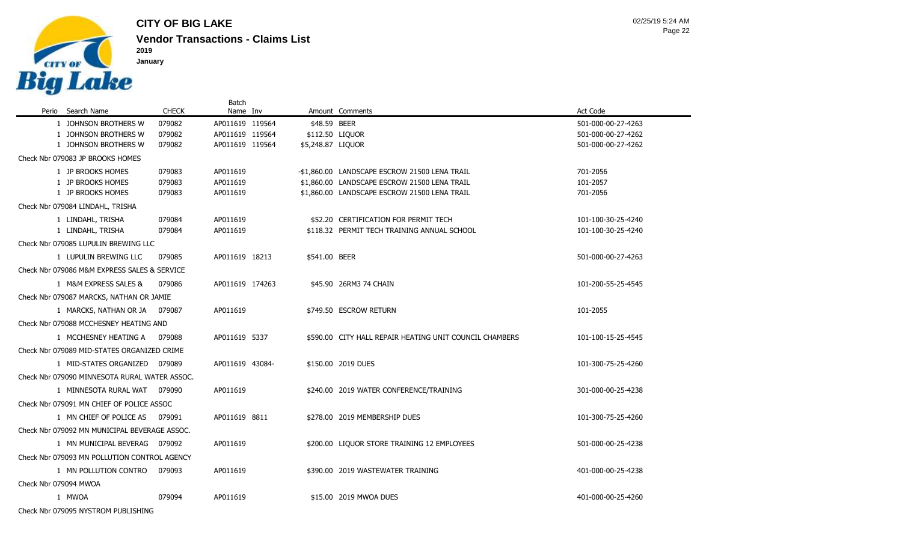# CITY OF BIG LAKE

## Vendor Transactions - Claims List

**2019**

**January**

| Perio | Search Name | CHECK | Batch Name | Inv | Amount | Comments | Act Code |
|---|---|---|---|---|---|---|---|
| 1 | JOHNSON BROTHERS W | 079082 | AP011619 | 119564 | $48.59 | BEER | 501-000-00-27-4263 |
| 1 | JOHNSON BROTHERS W | 079082 | AP011619 | 119564 | $112.50 | LIQUOR | 501-000-00-27-4262 |
| 1 | JOHNSON BROTHERS W | 079082 | AP011619 | 119564 | $5,248.87 | LIQUOR | 501-000-00-27-4262 |
| Check Nbr 079083 JP BROOKS HOMES | | | | | | | |
| 1 | JP BROOKS HOMES | 079083 | AP011619 | | -$1,860.00 | LANDSCAPE ESCROW 21500 LENA TRAIL | 701-2056 |
| 1 | JP BROOKS HOMES | 079083 | AP011619 | | $1,860.00 | LANDSCAPE ESCROW 21500 LENA TRAIL | 101-2057 |
| 1 | JP BROOKS HOMES | 079083 | AP011619 | | $1,860.00 | LANDSCAPE ESCROW 21500 LENA TRAIL | 701-2056 |
| Check Nbr 079084 LINDAHL, TRISHA | | | | | | | |
| 1 | LINDAHL, TRISHA | 079084 | AP011619 | | $52.20 | CERTIFICATION FOR PERMIT TECH | 101-100-30-25-4240 |
| 1 | LINDAHL, TRISHA | 079084 | AP011619 | | $118.32 | PERMIT TECH TRAINING ANNUAL SCHOOL | 101-100-30-25-4240 |
| Check Nbr 079085 LUPULIN BREWING LLC | | | | | | | |
| 1 | LUPULIN BREWING LLC | 079085 | AP011619 | 18213 | $541.00 | BEER | 501-000-00-27-4263 |
| Check Nbr 079086 M&M EXPRESS SALES & SERVICE | | | | | | | |
| 1 | M&M EXPRESS SALES & | 079086 | AP011619 | 174263 | $45.90 | 26RM3 74 CHAIN | 101-200-55-25-4545 |
| Check Nbr 079087 MARCKS, NATHAN OR JAMIE | | | | | | | |
| 1 | MARCKS, NATHAN OR JA | 079087 | AP011619 | | $749.50 | ESCROW RETURN | 101-2055 |
| Check Nbr 079088 MCCHESNEY HEATING AND | | | | | | | |
| 1 | MCCHESNEY HEATING A | 079088 | AP011619 | 5337 | $590.00 | CITY HALL REPAIR HEATING UNIT COUNCIL CHAMBERS | 101-100-15-25-4545 |
| Check Nbr 079089 MID-STATES ORGANIZED CRIME | | | | | | | |
| 1 | MID-STATES ORGANIZED | 079089 | AP011619 | 43084- | $150.00 | 2019 DUES | 101-300-75-25-4260 |
| Check Nbr 079090 MINNESOTA RURAL WATER ASSOC. | | | | | | | |
| 1 | MINNESOTA RURAL WAT | 079090 | AP011619 | | $240.00 | 2019 WATER CONFERENCE/TRAINING | 301-000-00-25-4238 |
| Check Nbr 079091 MN CHIEF OF POLICE ASSOC | | | | | | | |
| 1 | MN CHIEF OF POLICE AS | 079091 | AP011619 | 8811 | $278.00 | 2019 MEMBERSHIP DUES | 101-300-75-25-4260 |
| Check Nbr 079092 MN MUNICIPAL BEVERAGE ASSOC. | | | | | | | |
| 1 | MN MUNICIPAL BEVERAG | 079092 | AP011619 | | $200.00 | LIQUOR STORE TRAINING 12 EMPLOYEES | 501-000-00-25-4238 |
| Check Nbr 079093 MN POLLUTION CONTROL AGENCY | | | | | | | |
| 1 | MN POLLUTION CONTRO | 079093 | AP011619 | | $390.00 | 2019 WASTEWATER TRAINING | 401-000-00-25-4238 |
| Check Nbr 079094 MWOA | | | | | | | |
| 1 | MWOA | 079094 | AP011619 | | $15.00 | 2019 MWOA DUES | 401-000-00-25-4260 |
| Check Nbr 079095 NYSTROM PUBLISHING | | | | | | | |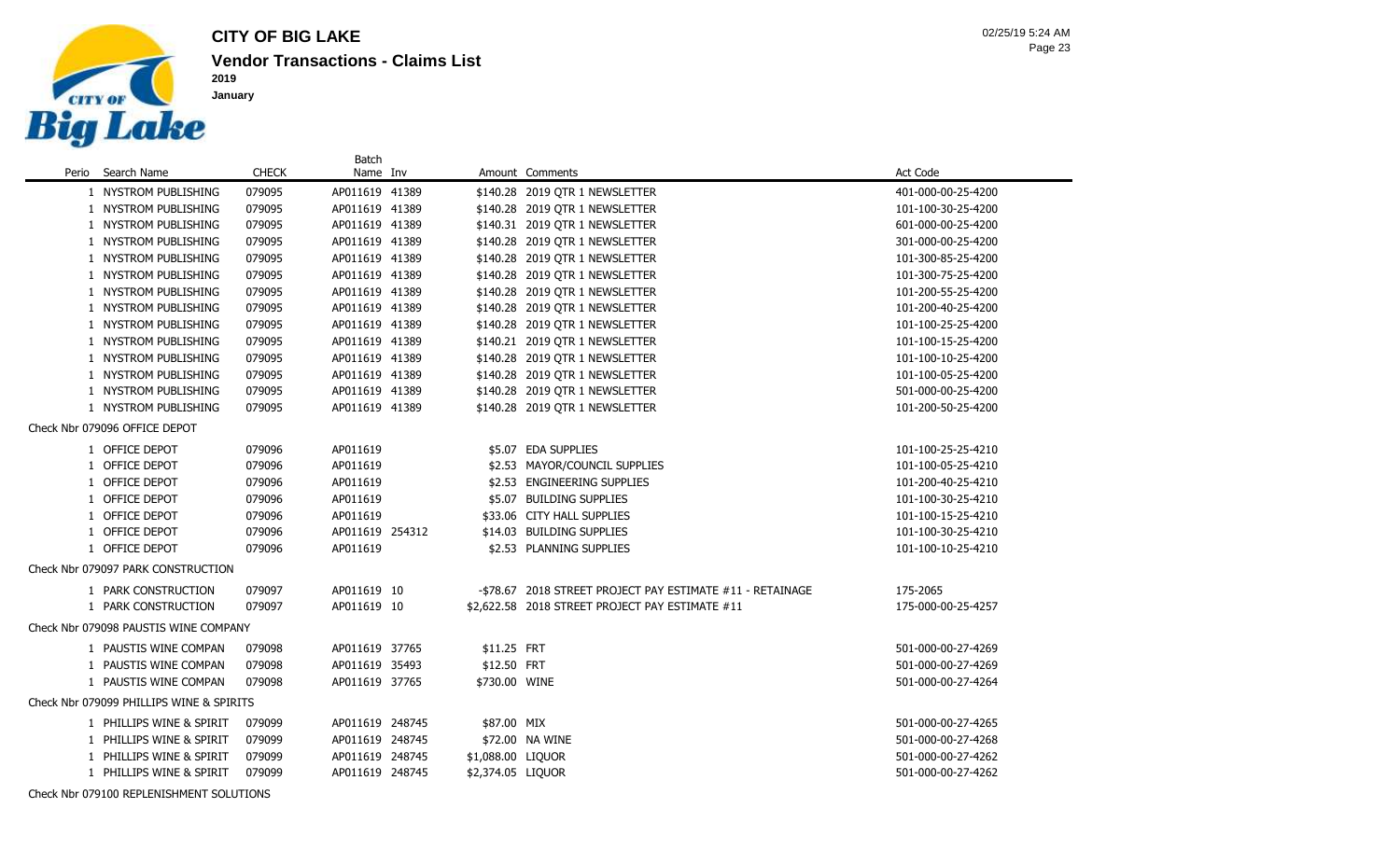# CITY OF BIG LAKE

## Vendor Transactions - Claims List

**2019**

**January**

| Perio | Search Name | CHECK | Batch Name | Inv | Amount | Comments | Act Code |
|---|---|---|---|---|---|---|---|
| 1 | NYSTROM PUBLISHING | 079095 | AP011619 | 41389 | $140.28 | 2019 QTR 1 NEWSLETTER | 401-000-00-25-4200 |
| 1 | NYSTROM PUBLISHING | 079095 | AP011619 | 41389 | $140.28 | 2019 QTR 1 NEWSLETTER | 101-100-30-25-4200 |
| 1 | NYSTROM PUBLISHING | 079095 | AP011619 | 41389 | $140.31 | 2019 QTR 1 NEWSLETTER | 601-000-00-25-4200 |
| 1 | NYSTROM PUBLISHING | 079095 | AP011619 | 41389 | $140.28 | 2019 QTR 1 NEWSLETTER | 301-000-00-25-4200 |
| 1 | NYSTROM PUBLISHING | 079095 | AP011619 | 41389 | $140.28 | 2019 QTR 1 NEWSLETTER | 101-300-85-25-4200 |
| 1 | NYSTROM PUBLISHING | 079095 | AP011619 | 41389 | $140.28 | 2019 QTR 1 NEWSLETTER | 101-300-75-25-4200 |
| 1 | NYSTROM PUBLISHING | 079095 | AP011619 | 41389 | $140.28 | 2019 QTR 1 NEWSLETTER | 101-200-55-25-4200 |
| 1 | NYSTROM PUBLISHING | 079095 | AP011619 | 41389 | $140.28 | 2019 QTR 1 NEWSLETTER | 101-200-40-25-4200 |
| 1 | NYSTROM PUBLISHING | 079095 | AP011619 | 41389 | $140.28 | 2019 QTR 1 NEWSLETTER | 101-100-25-25-4200 |
| 1 | NYSTROM PUBLISHING | 079095 | AP011619 | 41389 | $140.21 | 2019 QTR 1 NEWSLETTER | 101-100-15-25-4200 |
| 1 | NYSTROM PUBLISHING | 079095 | AP011619 | 41389 | $140.28 | 2019 QTR 1 NEWSLETTER | 101-100-10-25-4200 |
| 1 | NYSTROM PUBLISHING | 079095 | AP011619 | 41389 | $140.28 | 2019 QTR 1 NEWSLETTER | 101-100-05-25-4200 |
| 1 | NYSTROM PUBLISHING | 079095 | AP011619 | 41389 | $140.28 | 2019 QTR 1 NEWSLETTER | 501-000-00-25-4200 |
| 1 | NYSTROM PUBLISHING | 079095 | AP011619 | 41389 | $140.28 | 2019 QTR 1 NEWSLETTER | 101-200-50-25-4200 |
| Check Nbr 079096 OFFICE DEPOT | | | | | | | |
| 1 | OFFICE DEPOT | 079096 | AP011619 | | $5.07 | EDA SUPPLIES | 101-100-25-25-4210 |
| 1 | OFFICE DEPOT | 079096 | AP011619 | | $2.53 | MAYOR/COUNCIL SUPPLIES | 101-100-05-25-4210 |
| 1 | OFFICE DEPOT | 079096 | AP011619 | | $2.53 | ENGINEERING SUPPLIES | 101-200-40-25-4210 |
| 1 | OFFICE DEPOT | 079096 | AP011619 | | $5.07 | BUILDING SUPPLIES | 101-100-30-25-4210 |
| 1 | OFFICE DEPOT | 079096 | AP011619 | | $33.06 | CITY HALL SUPPLIES | 101-100-15-25-4210 |
| 1 | OFFICE DEPOT | 079096 | AP011619 | 254312 | $14.03 | BUILDING SUPPLIES | 101-100-30-25-4210 |
| 1 | OFFICE DEPOT | 079096 | AP011619 | | $2.53 | PLANNING SUPPLIES | 101-100-10-25-4210 |
| Check Nbr 079097 PARK CONSTRUCTION | | | | | | | |
| 1 | PARK CONSTRUCTION | 079097 | AP011619 | 10 | -$78.67 | 2018 STREET PROJECT PAY ESTIMATE #11 - RETAINAGE | 175-2065 |
| 1 | PARK CONSTRUCTION | 079097 | AP011619 | 10 | $2,622.58 | 2018 STREET PROJECT PAY ESTIMATE #11 | 175-000-00-25-4257 |
| Check Nbr 079098 PAUSTIS WINE COMPANY | | | | | | | |
| 1 | PAUSTIS WINE COMPAN | 079098 | AP011619 | 37765 | $11.25 | FRT | 501-000-00-27-4269 |
| 1 | PAUSTIS WINE COMPAN | 079098 | AP011619 | 35493 | $12.50 | FRT | 501-000-00-27-4269 |
| 1 | PAUSTIS WINE COMPAN | 079098 | AP011619 | 37765 | $730.00 | WINE | 501-000-00-27-4264 |
| Check Nbr 079099 PHILLIPS WINE & SPIRITS | | | | | | | |
| 1 | PHILLIPS WINE & SPIRIT | 079099 | AP011619 | 248745 | $87.00 | MIX | 501-000-00-27-4265 |
| 1 | PHILLIPS WINE & SPIRIT | 079099 | AP011619 | 248745 | $72.00 | NA WINE | 501-000-00-27-4268 |
| 1 | PHILLIPS WINE & SPIRIT | 079099 | AP011619 | 248745 | $1,088.00 | LIQUOR | 501-000-00-27-4262 |
| 1 | PHILLIPS WINE & SPIRIT | 079099 | AP011619 | 248745 | $2,374.05 | LIQUOR | 501-000-00-27-4262 |

Check Nbr 079100 REPLENISHMENT SOLUTIONS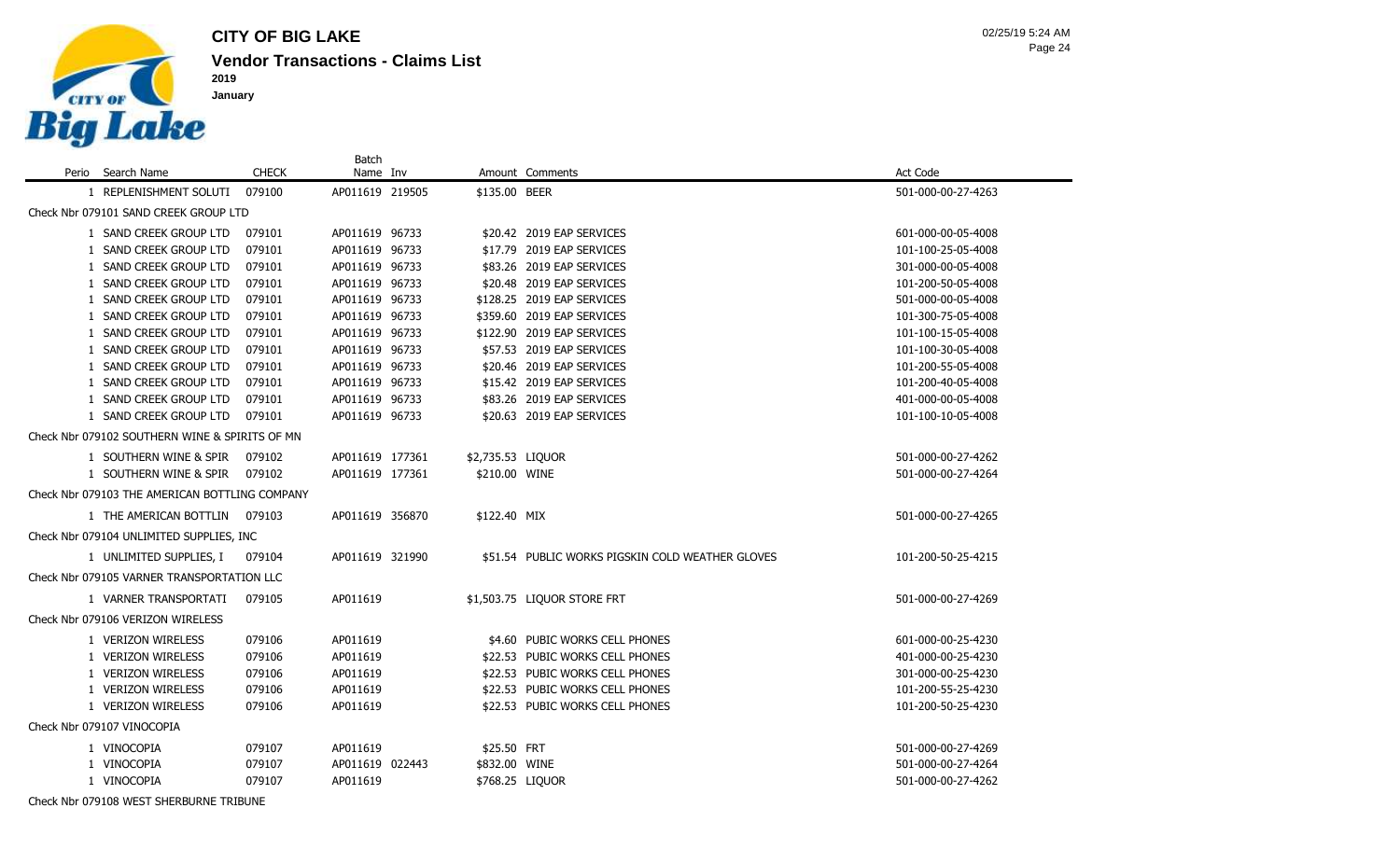# CITY OF BIG LAKE

## Vendor Transactions - Claims List

**2019**

**January**

| Perio | Search Name | CHECK | Batch Name | Inv | Amount | Comments | Act Code |
|---|---|---|---|---|---|---|---|
| 1 | REPLENISHMENT SOLUTI | 079100 | AP011619 | 219505 | $135.00 | BEER | 501-000-00-27-4263 |
| Check Nbr 079101 SAND CREEK GROUP LTD | | | | | | | |
| 1 | SAND CREEK GROUP LTD | 079101 | AP011619 | 96733 | $20.42 | 2019 EAP SERVICES | 601-000-00-05-4008 |
| 1 | SAND CREEK GROUP LTD | 079101 | AP011619 | 96733 | $17.79 | 2019 EAP SERVICES | 101-100-25-05-4008 |
| 1 | SAND CREEK GROUP LTD | 079101 | AP011619 | 96733 | $83.26 | 2019 EAP SERVICES | 301-000-00-05-4008 |
| 1 | SAND CREEK GROUP LTD | 079101 | AP011619 | 96733 | $20.48 | 2019 EAP SERVICES | 101-200-50-05-4008 |
| 1 | SAND CREEK GROUP LTD | 079101 | AP011619 | 96733 | $128.25 | 2019 EAP SERVICES | 501-000-00-05-4008 |
| 1 | SAND CREEK GROUP LTD | 079101 | AP011619 | 96733 | $359.60 | 2019 EAP SERVICES | 101-300-75-05-4008 |
| 1 | SAND CREEK GROUP LTD | 079101 | AP011619 | 96733 | $122.90 | 2019 EAP SERVICES | 101-100-15-05-4008 |
| 1 | SAND CREEK GROUP LTD | 079101 | AP011619 | 96733 | $57.53 | 2019 EAP SERVICES | 101-100-30-05-4008 |
| 1 | SAND CREEK GROUP LTD | 079101 | AP011619 | 96733 | $20.46 | 2019 EAP SERVICES | 101-200-55-05-4008 |
| 1 | SAND CREEK GROUP LTD | 079101 | AP011619 | 96733 | $15.42 | 2019 EAP SERVICES | 101-200-40-05-4008 |
| 1 | SAND CREEK GROUP LTD | 079101 | AP011619 | 96733 | $83.26 | 2019 EAP SERVICES | 401-000-00-05-4008 |
| 1 | SAND CREEK GROUP LTD | 079101 | AP011619 | 96733 | $20.63 | 2019 EAP SERVICES | 101-100-10-05-4008 |
| Check Nbr 079102 SOUTHERN WINE & SPIRITS OF MN | | | | | | | |
| 1 | SOUTHERN WINE & SPIR | 079102 | AP011619 | 177361 | $2,735.53 | LIQUOR | 501-000-00-27-4262 |
| 1 | SOUTHERN WINE & SPIR | 079102 | AP011619 | 177361 | $210.00 | WINE | 501-000-00-27-4264 |
| Check Nbr 079103 THE AMERICAN BOTTLING COMPANY | | | | | | | |
| 1 | THE AMERICAN BOTTLIN | 079103 | AP011619 | 356870 | $122.40 | MIX | 501-000-00-27-4265 |
| Check Nbr 079104 UNLIMITED SUPPLIES, INC | | | | | | | |
| 1 | UNLIMITED SUPPLIES, I | 079104 | AP011619 | 321990 | $51.54 | PUBLIC WORKS PIGSKIN COLD WEATHER GLOVES | 101-200-50-25-4215 |
| Check Nbr 079105 VARNER TRANSPORTATION LLC | | | | | | | |
| 1 | VARNER TRANSPORTATI | 079105 | AP011619 | | $1,503.75 | LIQUOR STORE FRT | 501-000-00-27-4269 |
| Check Nbr 079106 VERIZON WIRELESS | | | | | | | |
| 1 | VERIZON WIRELESS | 079106 | AP011619 | | $4.60 | PUBIC WORKS CELL PHONES | 601-000-00-25-4230 |
| 1 | VERIZON WIRELESS | 079106 | AP011619 | | $22.53 | PUBIC WORKS CELL PHONES | 401-000-00-25-4230 |
| 1 | VERIZON WIRELESS | 079106 | AP011619 | | $22.53 | PUBIC WORKS CELL PHONES | 301-000-00-25-4230 |
| 1 | VERIZON WIRELESS | 079106 | AP011619 | | $22.53 | PUBIC WORKS CELL PHONES | 101-200-55-25-4230 |
| 1 | VERIZON WIRELESS | 079106 | AP011619 | | $22.53 | PUBIC WORKS CELL PHONES | 101-200-50-25-4230 |
| Check Nbr 079107 VINOCOPIA | | | | | | | |
| 1 | VINOCOPIA | 079107 | AP011619 | | $25.50 | FRT | 501-000-00-27-4269 |
| 1 | VINOCOPIA | 079107 | AP011619 | 022443 | $832.00 | WINE | 501-000-00-27-4264 |
| 1 | VINOCOPIA | 079107 | AP011619 | | $768.25 | LIQUOR | 501-000-00-27-4262 |
| Check Nbr 079108 WEST SHERBURNE TRIBUNE | | | | | | | |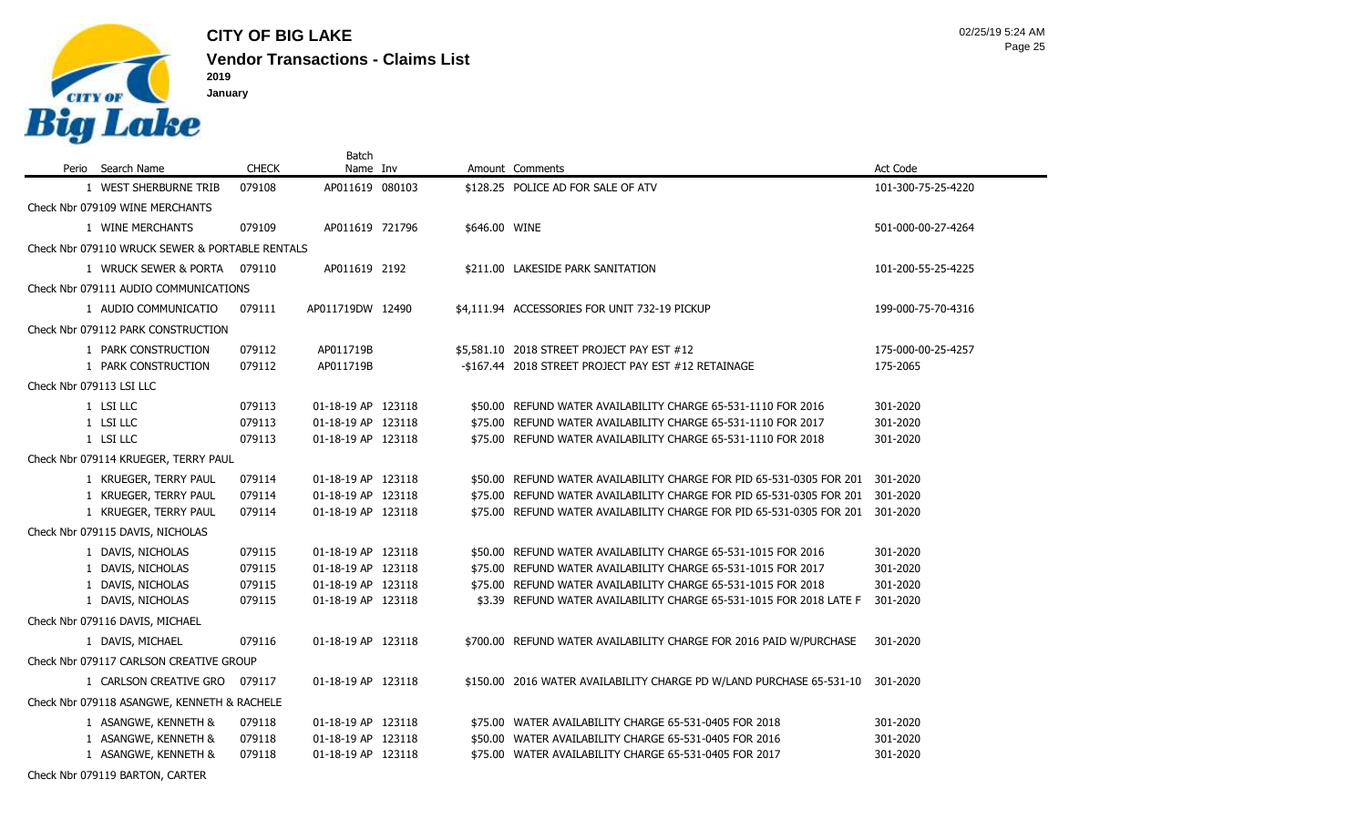# CITY OF BIG LAKE

## Vendor Transactions - Claims List

**2019**

**January**

| Perio | Search Name | CHECK | Batch Name | Inv | Amount | Comments | Act Code |
|---|---|---|---|---|---|---|---|
| 1 | WEST SHERBURNE TRIB | 079108 | AP011619 | 080103 | $128.25 | POLICE AD FOR SALE OF ATV | 101-300-75-25-4220 |
| Check Nbr 079109 WINE MERCHANTS | | | | | | | |
| 1 | WINE MERCHANTS | 079109 | AP011619 | 721796 | $646.00 | WINE | 501-000-00-27-4264 |
| Check Nbr 079110 WRUCK SEWER & PORTABLE RENTALS | | | | | | | |
| 1 | WRUCK SEWER & PORTA | 079110 | AP011619 | 2192 | $211.00 | LAKESIDE PARK SANITATION | 101-200-55-25-4225 |
| Check Nbr 079111 AUDIO COMMUNICATIONS | | | | | | | |
| 1 | AUDIO COMMUNICATIO | 079111 | AP011719DW | 12490 | $4,111.94 | ACCESSORIES FOR UNIT 732-19 PICKUP | 199-000-75-70-4316 |
| Check Nbr 079112 PARK CONSTRUCTION | | | | | | | |
| 1 | PARK CONSTRUCTION | 079112 | AP011719B | | $5,581.10 | 2018 STREET PROJECT PAY EST #12 | 175-000-00-25-4257 |
| 1 | PARK CONSTRUCTION | 079112 | AP011719B | | -$167.44 | 2018 STREET PROJECT PAY EST #12 RETAINAGE | 175-2065 |
| Check Nbr 079113 LSI LLC | | | | | | | |
| 1 | LSI LLC | 079113 | 01-18-19 AP | 123118 | $50.00 | REFUND WATER AVAILABILITY CHARGE 65-531-1110 FOR 2016 | 301-2020 |
| 1 | LSI LLC | 079113 | 01-18-19 AP | 123118 | $75.00 | REFUND WATER AVAILABILITY CHARGE 65-531-1110 FOR 2017 | 301-2020 |
| 1 | LSI LLC | 079113 | 01-18-19 AP | 123118 | $75.00 | REFUND WATER AVAILABILITY CHARGE 65-531-1110 FOR 2018 | 301-2020 |
| Check Nbr 079114 KRUEGER, TERRY PAUL | | | | | | | |
| 1 | KRUEGER, TERRY PAUL | 079114 | 01-18-19 AP | 123118 | $50.00 | REFUND WATER AVAILABILITY CHARGE FOR PID 65-531-0305 FOR 201 | 301-2020 |
| 1 | KRUEGER, TERRY PAUL | 079114 | 01-18-19 AP | 123118 | $75.00 | REFUND WATER AVAILABILITY CHARGE FOR PID 65-531-0305 FOR 201 | 301-2020 |
| 1 | KRUEGER, TERRY PAUL | 079114 | 01-18-19 AP | 123118 | $75.00 | REFUND WATER AVAILABILITY CHARGE FOR PID 65-531-0305 FOR 201 | 301-2020 |
| Check Nbr 079115 DAVIS, NICHOLAS | | | | | | | |
| 1 | DAVIS, NICHOLAS | 079115 | 01-18-19 AP | 123118 | $50.00 | REFUND WATER AVAILABILITY CHARGE 65-531-1015 FOR 2016 | 301-2020 |
| 1 | DAVIS, NICHOLAS | 079115 | 01-18-19 AP | 123118 | $75.00 | REFUND WATER AVAILABILITY CHARGE 65-531-1015 FOR 2017 | 301-2020 |
| 1 | DAVIS, NICHOLAS | 079115 | 01-18-19 AP | 123118 | $75.00 | REFUND WATER AVAILABILITY CHARGE 65-531-1015 FOR 2018 | 301-2020 |
| 1 | DAVIS, NICHOLAS | 079115 | 01-18-19 AP | 123118 | $3.39 | REFUND WATER AVAILABILITY CHARGE 65-531-1015 FOR 2018 LATE F | 301-2020 |
| Check Nbr 079116 DAVIS, MICHAEL | | | | | | | |
| 1 | DAVIS, MICHAEL | 079116 | 01-18-19 AP | 123118 | $700.00 | REFUND WATER AVAILABILITY CHARGE FOR 2016 PAID W/PURCHASE | 301-2020 |
| Check Nbr 079117 CARLSON CREATIVE GROUP | | | | | | | |
| 1 | CARLSON CREATIVE GRO | 079117 | 01-18-19 AP | 123118 | $150.00 | 2016 WATER AVAILABILITY CHARGE PD W/LAND PURCHASE 65-531-10 | 301-2020 |
| Check Nbr 079118 ASANGWE, KENNETH & RACHELE | | | | | | | |
| 1 | ASANGWE, KENNETH & | 079118 | 01-18-19 AP | 123118 | $75.00 | WATER AVAILABILITY CHARGE 65-531-0405 FOR 2018 | 301-2020 |
| 1 | ASANGWE, KENNETH & | 079118 | 01-18-19 AP | 123118 | $50.00 | WATER AVAILABILITY CHARGE 65-531-0405 FOR 2016 | 301-2020 |
| 1 | ASANGWE, KENNETH & | 079118 | 01-18-19 AP | 123118 | $75.00 | WATER AVAILABILITY CHARGE 65-531-0405 FOR 2017 | 301-2020 |
| Check Nbr 079119 BARTON, CARTER | | | | | | | |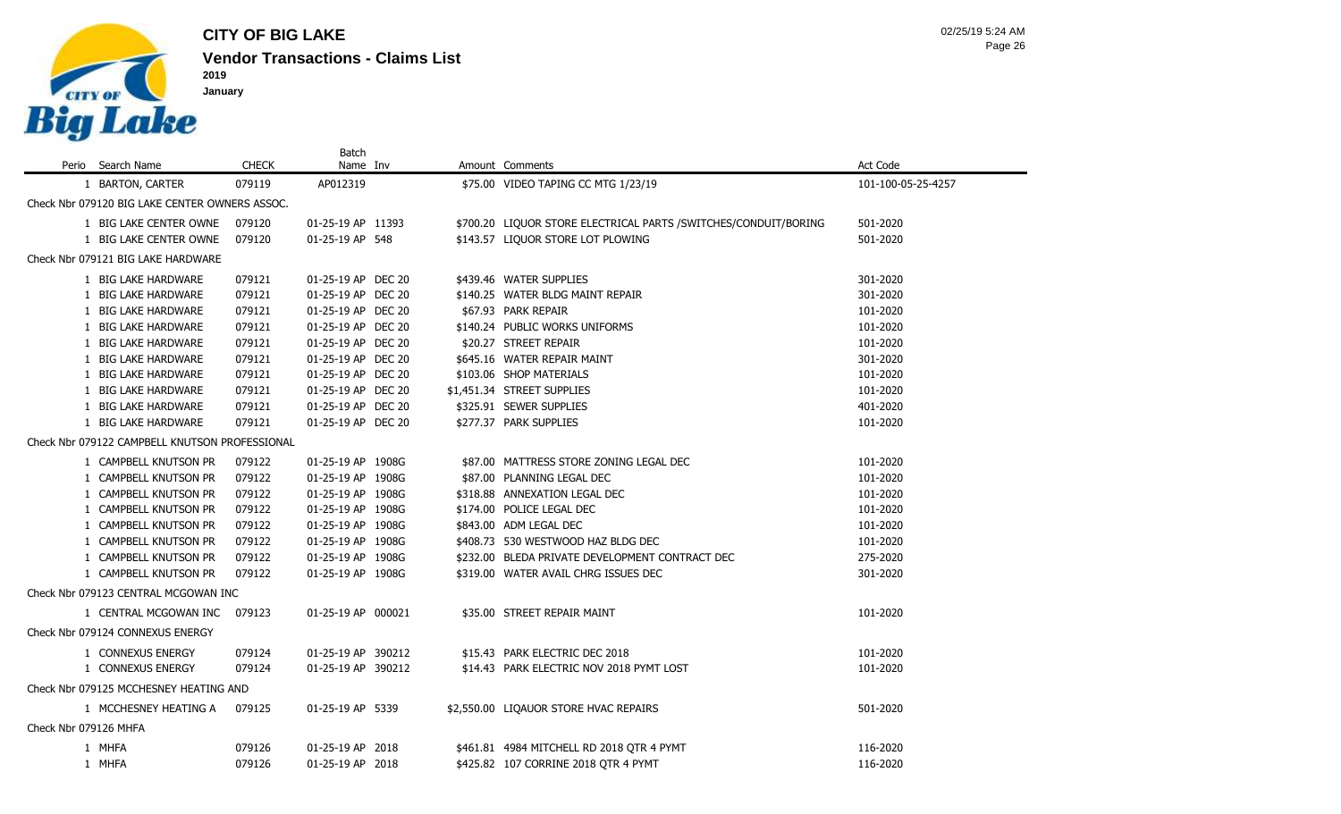**CITY OF BIG LAKE**

**Vendor Transactions - Claims List**

**2019**

**January**

| Perio | Search Name | CHECK | Batch Name | Inv | Amount | Comments | Act Code |
|---|---|---|---|---|---|---|---|
| 1 | BARTON, CARTER | 079119 | AP012319 | | $75.00 | VIDEO TAPING CC MTG 1/23/19 | 101-100-05-25-4257 |
| Check Nbr 079120 BIG LAKE CENTER OWNERS ASSOC. | | | | | | | |
| 1 | BIG LAKE CENTER OWNE | 079120 | 01-25-19 AP | 11393 | $700.20 | LIQUOR STORE ELECTRICAL PARTS /SWITCHES/CONDUIT/BORING | 501-2020 |
| 1 | BIG LAKE CENTER OWNE | 079120 | 01-25-19 AP | 548 | $143.57 | LIQUOR STORE LOT PLOWING | 501-2020 |
| Check Nbr 079121 BIG LAKE HARDWARE | | | | | | | |
| 1 | BIG LAKE HARDWARE | 079121 | 01-25-19 AP | DEC 20 | $439.46 | WATER SUPPLIES | 301-2020 |
| 1 | BIG LAKE HARDWARE | 079121 | 01-25-19 AP | DEC 20 | $140.25 | WATER BLDG MAINT REPAIR | 301-2020 |
| 1 | BIG LAKE HARDWARE | 079121 | 01-25-19 AP | DEC 20 | $67.93 | PARK REPAIR | 101-2020 |
| 1 | BIG LAKE HARDWARE | 079121 | 01-25-19 AP | DEC 20 | $140.24 | PUBLIC WORKS UNIFORMS | 101-2020 |
| 1 | BIG LAKE HARDWARE | 079121 | 01-25-19 AP | DEC 20 | $20.27 | STREET REPAIR | 101-2020 |
| 1 | BIG LAKE HARDWARE | 079121 | 01-25-19 AP | DEC 20 | $645.16 | WATER REPAIR MAINT | 301-2020 |
| 1 | BIG LAKE HARDWARE | 079121 | 01-25-19 AP | DEC 20 | $103.06 | SHOP MATERIALS | 101-2020 |
| 1 | BIG LAKE HARDWARE | 079121 | 01-25-19 AP | DEC 20 | $1,451.34 | STREET SUPPLIES | 101-2020 |
| 1 | BIG LAKE HARDWARE | 079121 | 01-25-19 AP | DEC 20 | $325.91 | SEWER SUPPLIES | 401-2020 |
| 1 | BIG LAKE HARDWARE | 079121 | 01-25-19 AP | DEC 20 | $277.37 | PARK SUPPLIES | 101-2020 |
| Check Nbr 079122 CAMPBELL KNUTSON PROFESSIONAL | | | | | | | |
| 1 | CAMPBELL KNUTSON PR | 079122 | 01-25-19 AP | 1908G | $87.00 | MATTRESS STORE ZONING LEGAL DEC | 101-2020 |
| 1 | CAMPBELL KNUTSON PR | 079122 | 01-25-19 AP | 1908G | $87.00 | PLANNING LEGAL DEC | 101-2020 |
| 1 | CAMPBELL KNUTSON PR | 079122 | 01-25-19 AP | 1908G | $318.88 | ANNEXATION LEGAL DEC | 101-2020 |
| 1 | CAMPBELL KNUTSON PR | 079122 | 01-25-19 AP | 1908G | $174.00 | POLICE LEGAL DEC | 101-2020 |
| 1 | CAMPBELL KNUTSON PR | 079122 | 01-25-19 AP | 1908G | $843.00 | ADM LEGAL DEC | 101-2020 |
| 1 | CAMPBELL KNUTSON PR | 079122 | 01-25-19 AP | 1908G | $408.73 | 530 WESTWOOD HAZ BLDG DEC | 101-2020 |
| 1 | CAMPBELL KNUTSON PR | 079122 | 01-25-19 AP | 1908G | $232.00 | BLEDA PRIVATE DEVELOPMENT CONTRACT DEC | 275-2020 |
| 1 | CAMPBELL KNUTSON PR | 079122 | 01-25-19 AP | 1908G | $319.00 | WATER AVAIL CHRG ISSUES DEC | 301-2020 |
| Check Nbr 079123 CENTRAL MCGOWAN INC | | | | | | | |
| 1 | CENTRAL MCGOWAN INC | 079123 | 01-25-19 AP | 000021 | $35.00 | STREET REPAIR MAINT | 101-2020 |
| Check Nbr 079124 CONNEXUS ENERGY | | | | | | | |
| 1 | CONNEXUS ENERGY | 079124 | 01-25-19 AP | 390212 | $15.43 | PARK ELECTRIC DEC 2018 | 101-2020 |
| 1 | CONNEXUS ENERGY | 079124 | 01-25-19 AP | 390212 | $14.43 | PARK ELECTRIC NOV 2018 PYMT LOST | 101-2020 |
| Check Nbr 079125 MCCHESNEY HEATING AND | | | | | | | |
| 1 | MCCHESNEY HEATING A | 079125 | 01-25-19 AP | 5339 | $2,550.00 | LIQAUOR STORE HVAC REPAIRS | 501-2020 |
| Check Nbr 079126 MHFA | | | | | | | |
| 1 | MHFA | 079126 | 01-25-19 AP | 2018 | $461.81 | 4984 MITCHELL RD 2018 QTR 4 PYMT | 116-2020 |
| 1 | MHFA | 079126 | 01-25-19 AP | 2018 | $425.82 | 107 CORRINE 2018 QTR 4 PYMT | 116-2020 |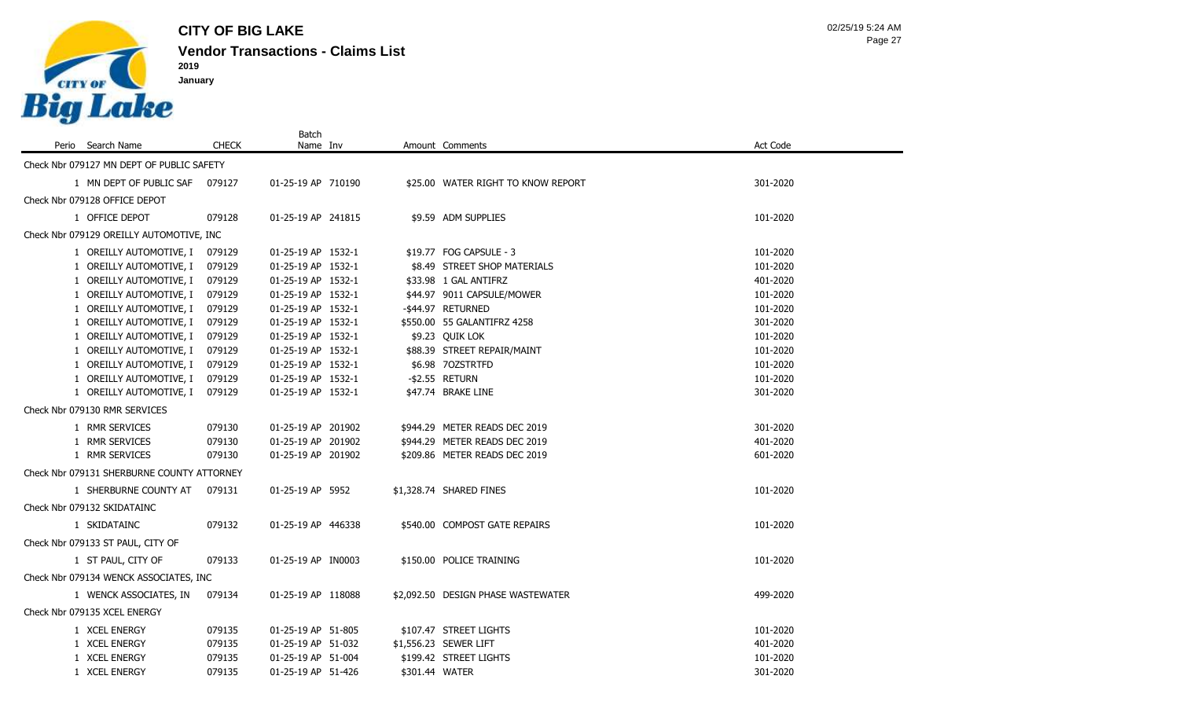# CITY OF BIG LAKE

## Vendor Transactions - Claims List

**2019**

**January**

| Perio | Search Name | CHECK | Batch Name | Inv | Amount | Comments | Act Code |
|---|---|---|---|---|---|---|---|
| Check Nbr 079127 MN DEPT OF PUBLIC SAFETY | | | | | | | |
| 1 | MN DEPT OF PUBLIC SAF | 079127 | 01-25-19 AP | 710190 | $25.00 | WATER RIGHT TO KNOW REPORT | 301-2020 |
| Check Nbr 079128 OFFICE DEPOT | | | | | | | |
| 1 | OFFICE DEPOT | 079128 | 01-25-19 AP | 241815 | $9.59 | ADM SUPPLIES | 101-2020 |
| Check Nbr 079129 OREILLY AUTOMOTIVE, INC | | | | | | | |
| 1 | OREILLY AUTOMOTIVE, I | 079129 | 01-25-19 AP | 1532-1 | $19.77 | FOG CAPSULE - 3 | 101-2020 |
| 1 | OREILLY AUTOMOTIVE, I | 079129 | 01-25-19 AP | 1532-1 | $8.49 | STREET SHOP MATERIALS | 101-2020 |
| 1 | OREILLY AUTOMOTIVE, I | 079129 | 01-25-19 AP | 1532-1 | $33.98 | 1 GAL ANTIFRZ | 401-2020 |
| 1 | OREILLY AUTOMOTIVE, I | 079129 | 01-25-19 AP | 1532-1 | $44.97 | 9011 CAPSULE/MOWER | 101-2020 |
| 1 | OREILLY AUTOMOTIVE, I | 079129 | 01-25-19 AP | 1532-1 | -$44.97 | RETURNED | 101-2020 |
| 1 | OREILLY AUTOMOTIVE, I | 079129 | 01-25-19 AP | 1532-1 | $550.00 | 55 GALANTIFRZ 4258 | 301-2020 |
| 1 | OREILLY AUTOMOTIVE, I | 079129 | 01-25-19 AP | 1532-1 | $9.23 | QUIK LOK | 101-2020 |
| 1 | OREILLY AUTOMOTIVE, I | 079129 | 01-25-19 AP | 1532-1 | $88.39 | STREET REPAIR/MAINT | 101-2020 |
| 1 | OREILLY AUTOMOTIVE, I | 079129 | 01-25-19 AP | 1532-1 | $6.98 | 7OZSTRTFD | 101-2020 |
| 1 | OREILLY AUTOMOTIVE, I | 079129 | 01-25-19 AP | 1532-1 | -$2.55 | RETURN | 101-2020 |
| 1 | OREILLY AUTOMOTIVE, I | 079129 | 01-25-19 AP | 1532-1 | $47.74 | BRAKE LINE | 301-2020 |
| Check Nbr 079130 RMR SERVICES | | | | | | | |
| 1 | RMR SERVICES | 079130 | 01-25-19 AP | 201902 | $944.29 | METER READS DEC 2019 | 301-2020 |
| 1 | RMR SERVICES | 079130 | 01-25-19 AP | 201902 | $944.29 | METER READS DEC 2019 | 401-2020 |
| 1 | RMR SERVICES | 079130 | 01-25-19 AP | 201902 | $209.86 | METER READS DEC 2019 | 601-2020 |
| Check Nbr 079131 SHERBURNE COUNTY ATTORNEY | | | | | | | |
| 1 | SHERBURNE COUNTY AT | 079131 | 01-25-19 AP | 5952 | $1,328.74 | SHARED FINES | 101-2020 |
| Check Nbr 079132 SKIDATAINC | | | | | | | |
| 1 | SKIDATAINC | 079132 | 01-25-19 AP | 446338 | $540.00 | COMPOST GATE REPAIRS | 101-2020 |
| Check Nbr 079133 ST PAUL, CITY OF | | | | | | | |
| 1 | ST PAUL, CITY OF | 079133 | 01-25-19 AP | IN0003 | $150.00 | POLICE TRAINING | 101-2020 |
| Check Nbr 079134 WENCK ASSOCIATES, INC | | | | | | | |
| 1 | WENCK ASSOCIATES, IN | 079134 | 01-25-19 AP | 118088 | $2,092.50 | DESIGN PHASE WASTEWATER | 499-2020 |
| Check Nbr 079135 XCEL ENERGY | | | | | | | |
| 1 | XCEL ENERGY | 079135 | 01-25-19 AP | 51-805 | $107.47 | STREET LIGHTS | 101-2020 |
| 1 | XCEL ENERGY | 079135 | 01-25-19 AP | 51-032 | $1,556.23 | SEWER LIFT | 401-2020 |
| 1 | XCEL ENERGY | 079135 | 01-25-19 AP | 51-004 | $199.42 | STREET LIGHTS | 101-2020 |
| 1 | XCEL ENERGY | 079135 | 01-25-19 AP | 51-426 | $301.44 | WATER | 301-2020 |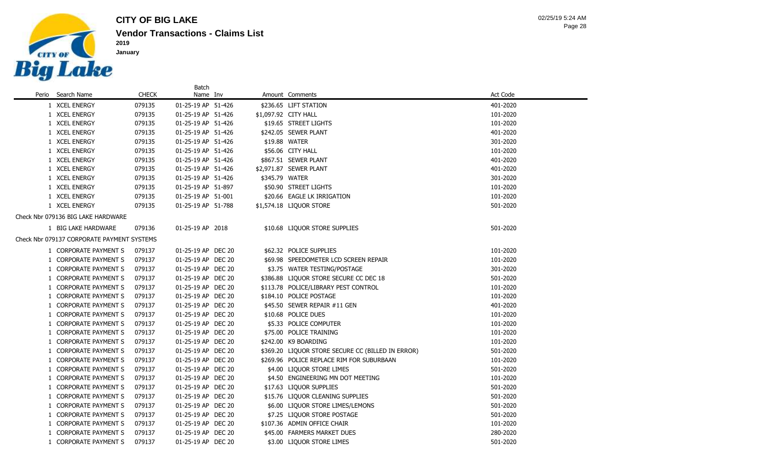# CITY OF BIG LAKE

## Vendor Transactions - Claims List

**2019**

**January**

| Perio | Search Name | CHECK | Batch Name | Inv | Amount | Comments | Act Code |
|---|---|---|---|---|---|---|---|
| 1 | XCEL ENERGY | 079135 | 01-25-19 AP | 51-426 | $236.65 | LIFT STATION | 401-2020 |
| 1 | XCEL ENERGY | 079135 | 01-25-19 AP | 51-426 | $1,097.92 | CITY HALL | 101-2020 |
| 1 | XCEL ENERGY | 079135 | 01-25-19 AP | 51-426 | $19.65 | STREET LIGHTS | 101-2020 |
| 1 | XCEL ENERGY | 079135 | 01-25-19 AP | 51-426 | $242.05 | SEWER PLANT | 401-2020 |
| 1 | XCEL ENERGY | 079135 | 01-25-19 AP | 51-426 | $19.88 | WATER | 301-2020 |
| 1 | XCEL ENERGY | 079135 | 01-25-19 AP | 51-426 | $56.06 | CITY HALL | 101-2020 |
| 1 | XCEL ENERGY | 079135 | 01-25-19 AP | 51-426 | $867.51 | SEWER PLANT | 401-2020 |
| 1 | XCEL ENERGY | 079135 | 01-25-19 AP | 51-426 | $2,971.87 | SEWER PLANT | 401-2020 |
| 1 | XCEL ENERGY | 079135 | 01-25-19 AP | 51-426 | $345.79 | WATER | 301-2020 |
| 1 | XCEL ENERGY | 079135 | 01-25-19 AP | 51-897 | $50.90 | STREET LIGHTS | 101-2020 |
| 1 | XCEL ENERGY | 079135 | 01-25-19 AP | 51-001 | $20.66 | EAGLE LK IRRIGATION | 101-2020 |
| 1 | XCEL ENERGY | 079135 | 01-25-19 AP | 51-788 | $1,574.18 | LIQUOR STORE | 501-2020 |
| Check Nbr 079136 BIG LAKE HARDWARE | | | | | | | |
| 1 | BIG LAKE HARDWARE | 079136 | 01-25-19 AP | 2018 | $10.68 | LIQUOR STORE SUPPLIES | 501-2020 |
| Check Nbr 079137 CORPORATE PAYMENT SYSTEMS | | | | | | | |
| 1 | CORPORATE PAYMENT S | 079137 | 01-25-19 AP | DEC 20 | $62.32 | POLICE SUPPLIES | 101-2020 |
| 1 | CORPORATE PAYMENT S | 079137 | 01-25-19 AP | DEC 20 | $69.98 | SPEEDOMETER LCD SCREEN REPAIR | 101-2020 |
| 1 | CORPORATE PAYMENT S | 079137 | 01-25-19 AP | DEC 20 | $3.75 | WATER TESTING/POSTAGE | 301-2020 |
| 1 | CORPORATE PAYMENT S | 079137 | 01-25-19 AP | DEC 20 | $386.88 | LIQUOR STORE SECURE CC DEC 18 | 501-2020 |
| 1 | CORPORATE PAYMENT S | 079137 | 01-25-19 AP | DEC 20 | $113.78 | POLICE/LIBRARY PEST CONTROL | 101-2020 |
| 1 | CORPORATE PAYMENT S | 079137 | 01-25-19 AP | DEC 20 | $184.10 | POLICE POSTAGE | 101-2020 |
| 1 | CORPORATE PAYMENT S | 079137 | 01-25-19 AP | DEC 20 | $45.50 | SEWER REPAIR #11 GEN | 401-2020 |
| 1 | CORPORATE PAYMENT S | 079137 | 01-25-19 AP | DEC 20 | $10.68 | POLICE DUES | 101-2020 |
| 1 | CORPORATE PAYMENT S | 079137 | 01-25-19 AP | DEC 20 | $5.33 | POLICE COMPUTER | 101-2020 |
| 1 | CORPORATE PAYMENT S | 079137 | 01-25-19 AP | DEC 20 | $75.00 | POLICE TRAINING | 101-2020 |
| 1 | CORPORATE PAYMENT S | 079137 | 01-25-19 AP | DEC 20 | $242.00 | K9 BOARDING | 101-2020 |
| 1 | CORPORATE PAYMENT S | 079137 | 01-25-19 AP | DEC 20 | $369.20 | LIQUOR STORE SECURE CC (BILLED IN ERROR) | 501-2020 |
| 1 | CORPORATE PAYMENT S | 079137 | 01-25-19 AP | DEC 20 | $269.96 | POLICE REPLACE RIM FOR SUBURBAAN | 101-2020 |
| 1 | CORPORATE PAYMENT S | 079137 | 01-25-19 AP | DEC 20 | $4.00 | LIQUOR STORE LIMES | 501-2020 |
| 1 | CORPORATE PAYMENT S | 079137 | 01-25-19 AP | DEC 20 | $4.50 | ENGINEERING MN DOT MEETING | 101-2020 |
| 1 | CORPORATE PAYMENT S | 079137 | 01-25-19 AP | DEC 20 | $17.63 | LIQUOR SUPPLIES | 501-2020 |
| 1 | CORPORATE PAYMENT S | 079137 | 01-25-19 AP | DEC 20 | $15.76 | LIQUOR CLEANING SUPPLIES | 501-2020 |
| 1 | CORPORATE PAYMENT S | 079137 | 01-25-19 AP | DEC 20 | $6.00 | LIQUOR STORE LIMES/LEMONS | 501-2020 |
| 1 | CORPORATE PAYMENT S | 079137 | 01-25-19 AP | DEC 20 | $7.25 | LIQUOR STORE POSTAGE | 501-2020 |
| 1 | CORPORATE PAYMENT S | 079137 | 01-25-19 AP | DEC 20 | $107.36 | ADMIN OFFICE CHAIR | 101-2020 |
| 1 | CORPORATE PAYMENT S | 079137 | 01-25-19 AP | DEC 20 | $45.00 | FARMERS MARKET DUES | 280-2020 |
| 1 | CORPORATE PAYMENT S | 079137 | 01-25-19 AP | DEC 20 | $3.00 | LIQUOR STORE LIMES | 501-2020 |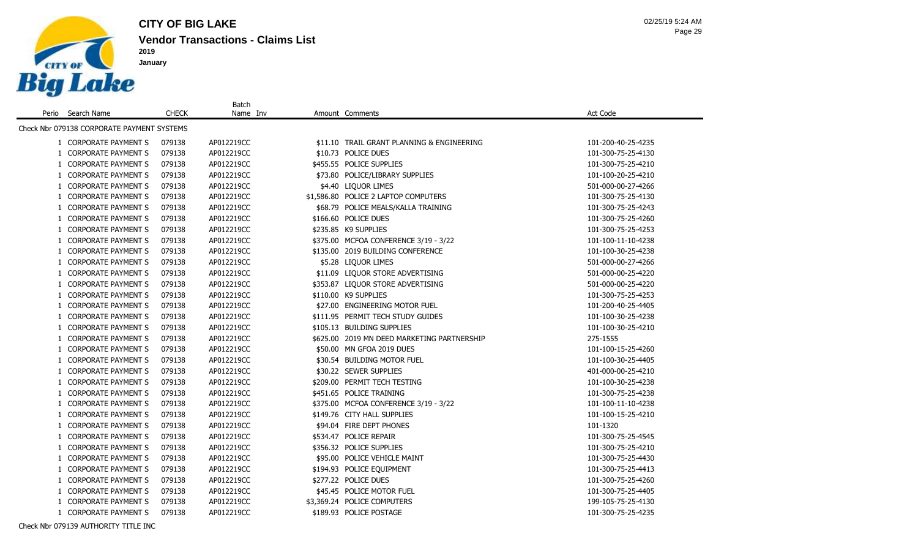# CITY OF BIG LAKE

## Vendor Transactions - Claims List

**2019**

**January**

| Perio | Search Name | CHECK | Batch Name | Inv | Amount | Comments | Act Code |
|---|---|---|---|---|---|---|---|
| Check Nbr 079138 CORPORATE PAYMENT SYSTEMS | | | | | | | |
| 1 | CORPORATE PAYMENT S | 079138 | AP012219CC | | $11.10 | TRAIL GRANT PLANNING & ENGINEERING | 101-200-40-25-4235 |
| 1 | CORPORATE PAYMENT S | 079138 | AP012219CC | | $10.73 | POLICE DUES | 101-300-75-25-4130 |
| 1 | CORPORATE PAYMENT S | 079138 | AP012219CC | | $455.55 | POLICE SUPPLIES | 101-300-75-25-4210 |
| 1 | CORPORATE PAYMENT S | 079138 | AP012219CC | | $73.80 | POLICE/LIBRARY SUPPLIES | 101-100-20-25-4210 |
| 1 | CORPORATE PAYMENT S | 079138 | AP012219CC | | $4.40 | LIQUOR LIMES | 501-000-00-27-4266 |
| 1 | CORPORATE PAYMENT S | 079138 | AP012219CC | | $1,586.80 | POLICE 2 LAPTOP COMPUTERS | 101-300-75-25-4130 |
| 1 | CORPORATE PAYMENT S | 079138 | AP012219CC | | $68.79 | POLICE MEALS/KALLA TRAINING | 101-300-75-25-4243 |
| 1 | CORPORATE PAYMENT S | 079138 | AP012219CC | | $166.60 | POLICE DUES | 101-300-75-25-4260 |
| 1 | CORPORATE PAYMENT S | 079138 | AP012219CC | | $235.85 | K9 SUPPLIES | 101-300-75-25-4253 |
| 1 | CORPORATE PAYMENT S | 079138 | AP012219CC | | $375.00 | MCFOA CONFERENCE 3/19 - 3/22 | 101-100-11-10-4238 |
| 1 | CORPORATE PAYMENT S | 079138 | AP012219CC | | $135.00 | 2019 BUILDING CONFERENCE | 101-100-30-25-4238 |
| 1 | CORPORATE PAYMENT S | 079138 | AP012219CC | | $5.28 | LIQUOR LIMES | 501-000-00-27-4266 |
| 1 | CORPORATE PAYMENT S | 079138 | AP012219CC | | $11.09 | LIQUOR STORE ADVERTISING | 501-000-00-25-4220 |
| 1 | CORPORATE PAYMENT S | 079138 | AP012219CC | | $353.87 | LIQUOR STORE ADVERTISING | 501-000-00-25-4220 |
| 1 | CORPORATE PAYMENT S | 079138 | AP012219CC | | $110.00 | K9 SUPPLIES | 101-300-75-25-4253 |
| 1 | CORPORATE PAYMENT S | 079138 | AP012219CC | | $27.00 | ENGINEERING MOTOR FUEL | 101-200-40-25-4405 |
| 1 | CORPORATE PAYMENT S | 079138 | AP012219CC | | $111.95 | PERMIT TECH STUDY GUIDES | 101-100-30-25-4238 |
| 1 | CORPORATE PAYMENT S | 079138 | AP012219CC | | $105.13 | BUILDING SUPPLIES | 101-100-30-25-4210 |
| 1 | CORPORATE PAYMENT S | 079138 | AP012219CC | | $625.00 | 2019 MN DEED MARKETING PARTNERSHIP | 275-1555 |
| 1 | CORPORATE PAYMENT S | 079138 | AP012219CC | | $50.00 | MN GFOA 2019 DUES | 101-100-15-25-4260 |
| 1 | CORPORATE PAYMENT S | 079138 | AP012219CC | | $30.54 | BUILDING MOTOR FUEL | 101-100-30-25-4405 |
| 1 | CORPORATE PAYMENT S | 079138 | AP012219CC | | $30.22 | SEWER SUPPLIES | 401-000-00-25-4210 |
| 1 | CORPORATE PAYMENT S | 079138 | AP012219CC | | $209.00 | PERMIT TECH TESTING | 101-100-30-25-4238 |
| 1 | CORPORATE PAYMENT S | 079138 | AP012219CC | | $451.65 | POLICE TRAINING | 101-300-75-25-4238 |
| 1 | CORPORATE PAYMENT S | 079138 | AP012219CC | | $375.00 | MCFOA CONFERENCE 3/19 - 3/22 | 101-100-11-10-4238 |
| 1 | CORPORATE PAYMENT S | 079138 | AP012219CC | | $149.76 | CITY HALL SUPPLIES | 101-100-15-25-4210 |
| 1 | CORPORATE PAYMENT S | 079138 | AP012219CC | | $94.04 | FIRE DEPT PHONES | 101-1320 |
| 1 | CORPORATE PAYMENT S | 079138 | AP012219CC | | $534.47 | POLICE REPAIR | 101-300-75-25-4545 |
| 1 | CORPORATE PAYMENT S | 079138 | AP012219CC | | $356.32 | POLICE SUPPLIES | 101-300-75-25-4210 |
| 1 | CORPORATE PAYMENT S | 079138 | AP012219CC | | $95.00 | POLICE VEHICLE MAINT | 101-300-75-25-4430 |
| 1 | CORPORATE PAYMENT S | 079138 | AP012219CC | | $194.93 | POLICE EQUIPMENT | 101-300-75-25-4413 |
| 1 | CORPORATE PAYMENT S | 079138 | AP012219CC | | $277.22 | POLICE DUES | 101-300-75-25-4260 |
| 1 | CORPORATE PAYMENT S | 079138 | AP012219CC | | $45.45 | POLICE MOTOR FUEL | 101-300-75-25-4405 |
| 1 | CORPORATE PAYMENT S | 079138 | AP012219CC | | $3,369.24 | POLICE COMPUTERS | 199-105-75-25-4130 |
| 1 | CORPORATE PAYMENT S | 079138 | AP012219CC | | $189.93 | POLICE POSTAGE | 101-300-75-25-4235 |
| Check Nbr 079139 AUTHORITY TITLE INC | | | | | | | |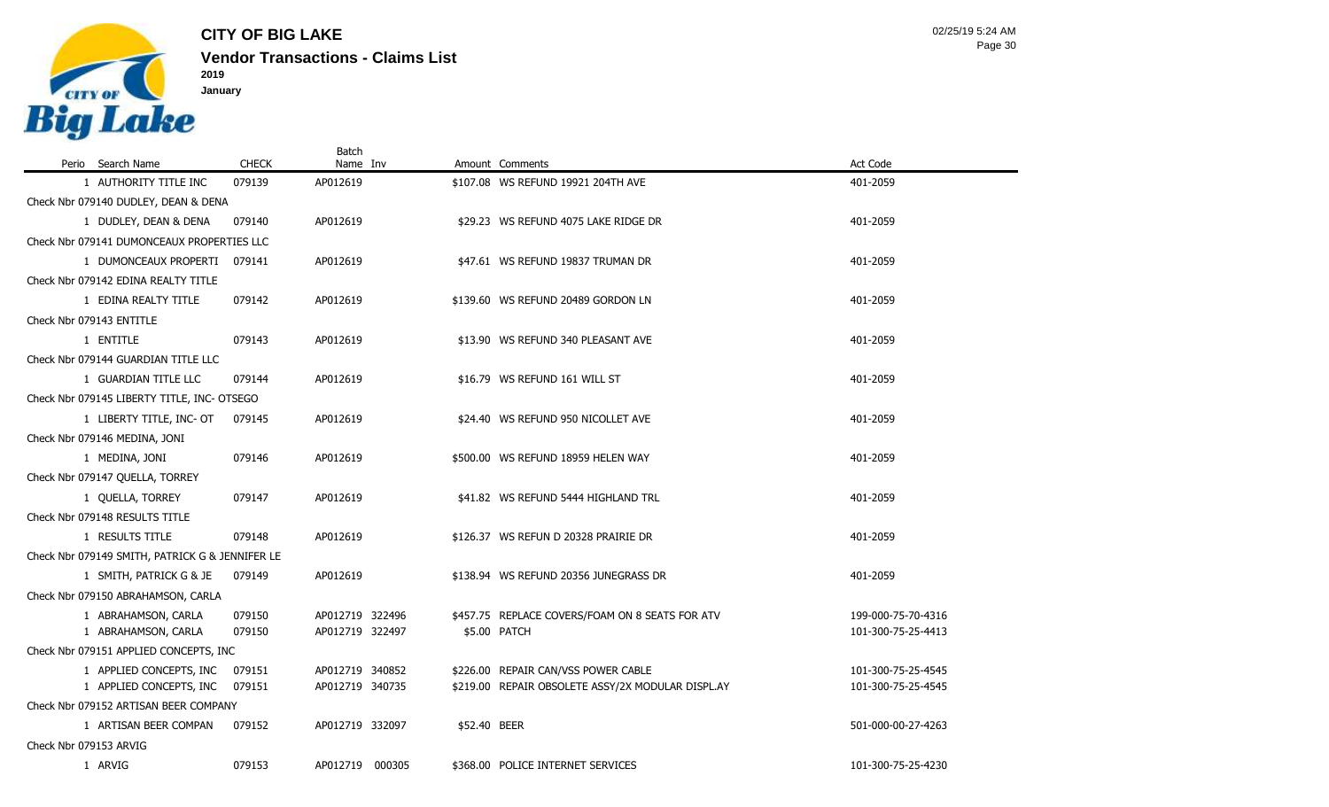# CITY OF BIG LAKE

## Vendor Transactions - Claims List

**2019**

**January**

| Perio | Search Name | CHECK | Batch Name | Inv | Amount | Comments | Act Code |
|---|---|---|---|---|---|---|---|
| 1 | AUTHORITY TITLE INC | 079139 | AP012619 | | $107.08 | WS REFUND 19921 204TH AVE | 401-2059 |
| Check Nbr 079140 DUDLEY, DEAN & DENA | | | | | | | |
| 1 | DUDLEY, DEAN & DENA | 079140 | AP012619 | | $29.23 | WS REFUND 4075 LAKE RIDGE DR | 401-2059 |
| Check Nbr 079141 DUMONCEAUX PROPERTIES LLC | | | | | | | |
| 1 | DUMONCEAUX PROPERTI | 079141 | AP012619 | | $47.61 | WS REFUND 19837 TRUMAN DR | 401-2059 |
| Check Nbr 079142 EDINA REALTY TITLE | | | | | | | |
| 1 | EDINA REALTY TITLE | 079142 | AP012619 | | $139.60 | WS REFUND 20489 GORDON LN | 401-2059 |
| Check Nbr 079143 ENTITLE | | | | | | | |
| 1 | ENTITLE | 079143 | AP012619 | | $13.90 | WS REFUND 340 PLEASANT AVE | 401-2059 |
| Check Nbr 079144 GUARDIAN TITLE LLC | | | | | | | |
| 1 | GUARDIAN TITLE LLC | 079144 | AP012619 | | $16.79 | WS REFUND 161 WILL ST | 401-2059 |
| Check Nbr 079145 LIBERTY TITLE, INC- OTSEGO | | | | | | | |
| 1 | LIBERTY TITLE, INC- OT | 079145 | AP012619 | | $24.40 | WS REFUND 950 NICOLLET AVE | 401-2059 |
| Check Nbr 079146 MEDINA, JONI | | | | | | | |
| 1 | MEDINA, JONI | 079146 | AP012619 | | $500.00 | WS REFUND 18959 HELEN WAY | 401-2059 |
| Check Nbr 079147 QUELLA, TORREY | | | | | | | |
| 1 | QUELLA, TORREY | 079147 | AP012619 | | $41.82 | WS REFUND 5444 HIGHLAND TRL | 401-2059 |
| Check Nbr 079148 RESULTS TITLE | | | | | | | |
| 1 | RESULTS TITLE | 079148 | AP012619 | | $126.37 | WS REFUN D 20328 PRAIRIE DR | 401-2059 |
| Check Nbr 079149 SMITH, PATRICK G & JENNIFER LE | | | | | | | |
| 1 | SMITH, PATRICK G & JE | 079149 | AP012619 | | $138.94 | WS REFUND 20356 JUNEGRASS DR | 401-2059 |
| Check Nbr 079150 ABRAHAMSON, CARLA | | | | | | | |
| 1 | ABRAHAMSON, CARLA | 079150 | AP012719 | 322496 | $457.75 | REPLACE COVERS/FOAM ON 8 SEATS FOR ATV | 199-000-75-70-4316 |
| 1 | ABRAHAMSON, CARLA | 079150 | AP012719 | 322497 | $5.00 | PATCH | 101-300-75-25-4413 |
| Check Nbr 079151 APPLIED CONCEPTS, INC | | | | | | | |
| 1 | APPLIED CONCEPTS, INC | 079151 | AP012719 | 340852 | $226.00 | REPAIR CAN/VSS POWER CABLE | 101-300-75-25-4545 |
| 1 | APPLIED CONCEPTS, INC | 079151 | AP012719 | 340735 | $219.00 | REPAIR OBSOLETE ASSY/2X MODULAR DISPL.AY | 101-300-75-25-4545 |
| Check Nbr 079152 ARTISAN BEER COMPANY | | | | | | | |
| 1 | ARTISAN BEER COMPAN | 079152 | AP012719 | 332097 | $52.40 | BEER | 501-000-00-27-4263 |
| Check Nbr 079153 ARVIG | | | | | | | |
| 1 | ARVIG | 079153 | AP012719 | 000305 | $368.00 | POLICE INTERNET SERVICES | 101-300-75-25-4230 |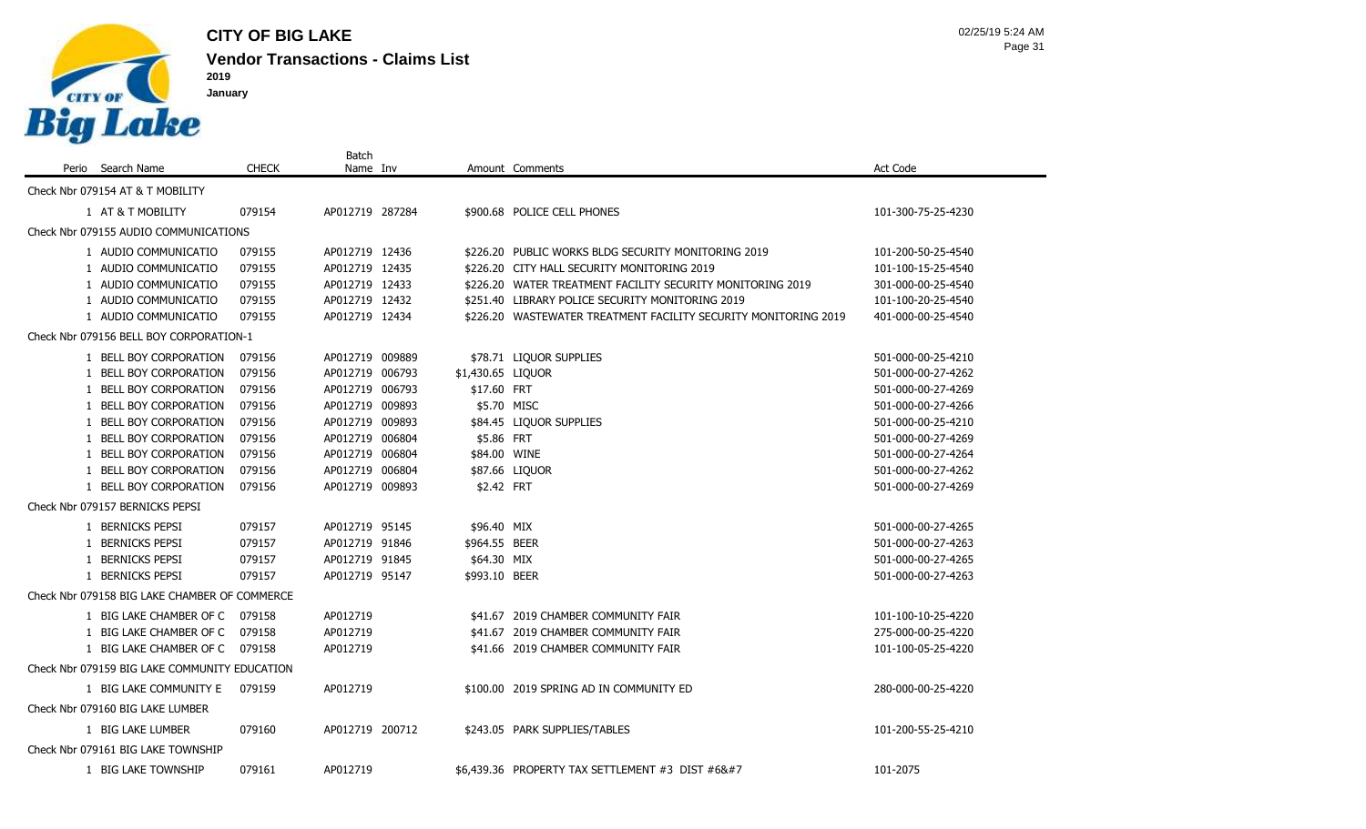# CITY OF BIG LAKE

## Vendor Transactions - Claims List

**2019**

**January**

| Perio | Search Name | CHECK | Batch Name | Inv | Amount | Comments | Act Code |
|---|---|---|---|---|---|---|---|
| Check Nbr 079154 AT & T MOBILITY | | | | | | | |
| 1 | AT & T MOBILITY | 079154 | AP012719 | 287284 | $900.68 | POLICE CELL PHONES | 101-300-75-25-4230 |
| Check Nbr 079155 AUDIO COMMUNICATIONS | | | | | | | |
| 1 | AUDIO COMMUNICATIO | 079155 | AP012719 | 12436 | $226.20 | PUBLIC WORKS BLDG SECURITY MONITORING 2019 | 101-200-50-25-4540 |
| 1 | AUDIO COMMUNICATIO | 079155 | AP012719 | 12435 | $226.20 | CITY HALL SECURITY MONITORING 2019 | 101-100-15-25-4540 |
| 1 | AUDIO COMMUNICATIO | 079155 | AP012719 | 12433 | $226.20 | WATER TREATMENT FACILITY SECURITY MONITORING 2019 | 301-000-00-25-4540 |
| 1 | AUDIO COMMUNICATIO | 079155 | AP012719 | 12432 | $251.40 | LIBRARY POLICE SECURITY MONITORING 2019 | 101-100-20-25-4540 |
| 1 | AUDIO COMMUNICATIO | 079155 | AP012719 | 12434 | $226.20 | WASTEWATER TREATMENT FACILITY SECURITY MONITORING 2019 | 401-000-00-25-4540 |
| Check Nbr 079156 BELL BOY CORPORATION-1 | | | | | | | |
| 1 | BELL BOY CORPORATION | 079156 | AP012719 | 009889 | $78.71 | LIQUOR SUPPLIES | 501-000-00-25-4210 |
| 1 | BELL BOY CORPORATION | 079156 | AP012719 | 006793 | $1,430.65 | LIQUOR | 501-000-00-27-4262 |
| 1 | BELL BOY CORPORATION | 079156 | AP012719 | 006793 | $17.60 | FRT | 501-000-00-27-4269 |
| 1 | BELL BOY CORPORATION | 079156 | AP012719 | 009893 | $5.70 | MISC | 501-000-00-27-4266 |
| 1 | BELL BOY CORPORATION | 079156 | AP012719 | 009893 | $84.45 | LIQUOR SUPPLIES | 501-000-00-25-4210 |
| 1 | BELL BOY CORPORATION | 079156 | AP012719 | 006804 | $5.86 | FRT | 501-000-00-27-4269 |
| 1 | BELL BOY CORPORATION | 079156 | AP012719 | 006804 | $84.00 | WINE | 501-000-00-27-4264 |
| 1 | BELL BOY CORPORATION | 079156 | AP012719 | 006804 | $87.66 | LIQUOR | 501-000-00-27-4262 |
| 1 | BELL BOY CORPORATION | 079156 | AP012719 | 009893 | $2.42 | FRT | 501-000-00-27-4269 |
| Check Nbr 079157 BERNICKS PEPSI | | | | | | | |
| 1 | BERNICKS PEPSI | 079157 | AP012719 | 95145 | $96.40 | MIX | 501-000-00-27-4265 |
| 1 | BERNICKS PEPSI | 079157 | AP012719 | 91846 | $964.55 | BEER | 501-000-00-27-4263 |
| 1 | BERNICKS PEPSI | 079157 | AP012719 | 91845 | $64.30 | MIX | 501-000-00-27-4265 |
| 1 | BERNICKS PEPSI | 079157 | AP012719 | 95147 | $993.10 | BEER | 501-000-00-27-4263 |
| Check Nbr 079158 BIG LAKE CHAMBER OF COMMERCE | | | | | | | |
| 1 | BIG LAKE CHAMBER OF C | 079158 | AP012719 | | $41.67 | 2019 CHAMBER COMMUNITY FAIR | 101-100-10-25-4220 |
| 1 | BIG LAKE CHAMBER OF C | 079158 | AP012719 | | $41.67 | 2019 CHAMBER COMMUNITY FAIR | 275-000-00-25-4220 |
| 1 | BIG LAKE CHAMBER OF C | 079158 | AP012719 | | $41.66 | 2019 CHAMBER COMMUNITY FAIR | 101-100-05-25-4220 |
| Check Nbr 079159 BIG LAKE COMMUNITY EDUCATION | | | | | | | |
| 1 | BIG LAKE COMMUNITY E | 079159 | AP012719 | | $100.00 | 2019 SPRING AD IN COMMUNITY ED | 280-000-00-25-4220 |
| Check Nbr 079160 BIG LAKE LUMBER | | | | | | | |
| 1 | BIG LAKE LUMBER | 079160 | AP012719 | 200712 | $243.05 | PARK SUPPLIES/TABLES | 101-200-55-25-4210 |
| Check Nbr 079161 BIG LAKE TOWNSHIP | | | | | | | |
| 1 | BIG LAKE TOWNSHIP | 079161 | AP012719 | | $6,439.36 | PROPERTY TAX SETTLEMENT #3 DIST #6&#7 | 101-2075 |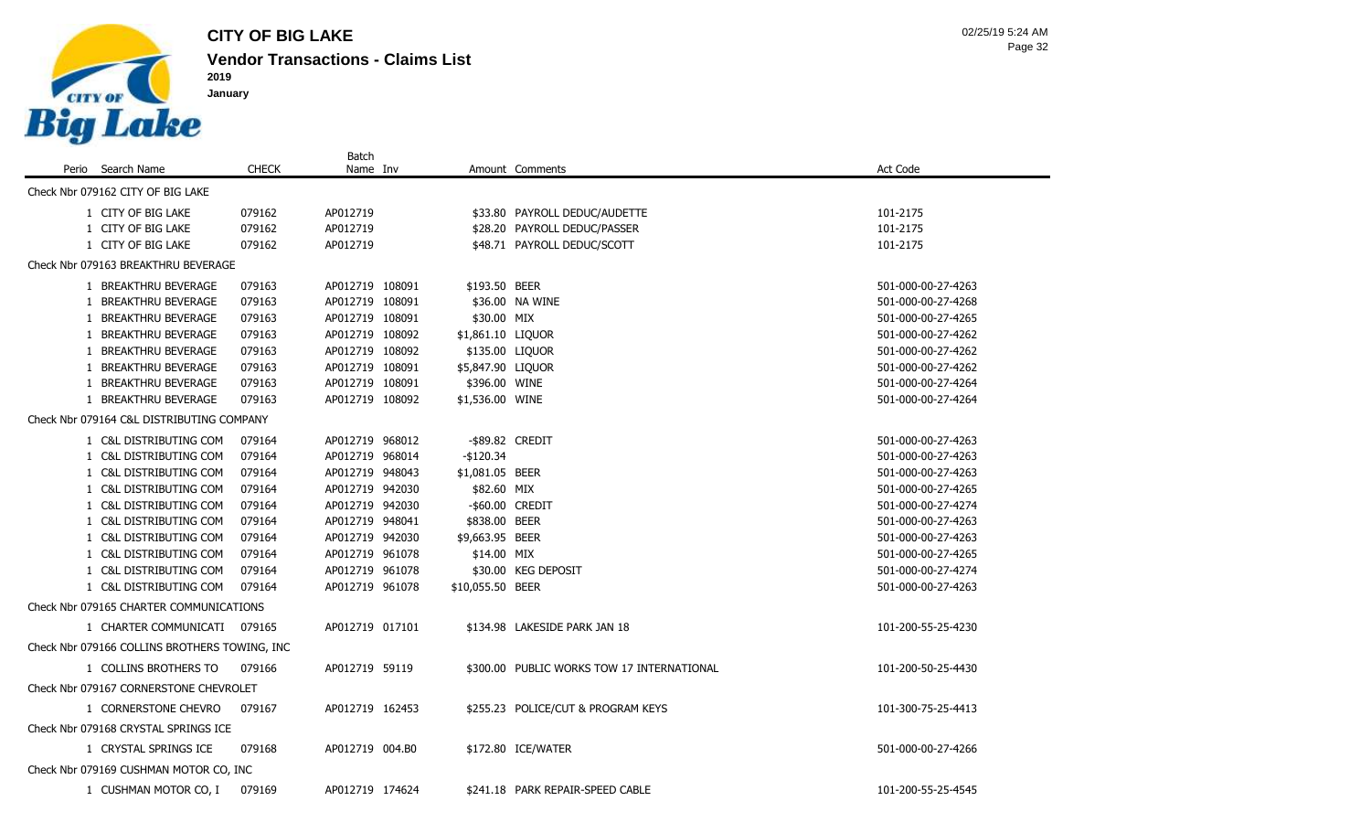# CITY OF BIG LAKE

## Vendor Transactions - Claims List

**2019**

**January**

| Perio | Search Name | CHECK | Batch Name | Inv | Amount | Comments | Act Code |
|---|---|---|---|---|---|---|---|
| Check Nbr 079162 CITY OF BIG LAKE | | | | | | | |
| 1 | CITY OF BIG LAKE | 079162 | AP012719 | | $33.80 | PAYROLL DEDUC/AUDETTE | 101-2175 |
| 1 | CITY OF BIG LAKE | 079162 | AP012719 | | $28.20 | PAYROLL DEDUC/PASSER | 101-2175 |
| 1 | CITY OF BIG LAKE | 079162 | AP012719 | | $48.71 | PAYROLL DEDUC/SCOTT | 101-2175 |
| Check Nbr 079163 BREAKTHRU BEVERAGE | | | | | | | |
| 1 | BREAKTHRU BEVERAGE | 079163 | AP012719 | 108091 | $193.50 | BEER | 501-000-00-27-4263 |
| 1 | BREAKTHRU BEVERAGE | 079163 | AP012719 | 108091 | $36.00 | NA WINE | 501-000-00-27-4268 |
| 1 | BREAKTHRU BEVERAGE | 079163 | AP012719 | 108091 | $30.00 | MIX | 501-000-00-27-4265 |
| 1 | BREAKTHRU BEVERAGE | 079163 | AP012719 | 108092 | $1,861.10 | LIQUOR | 501-000-00-27-4262 |
| 1 | BREAKTHRU BEVERAGE | 079163 | AP012719 | 108092 | $135.00 | LIQUOR | 501-000-00-27-4262 |
| 1 | BREAKTHRU BEVERAGE | 079163 | AP012719 | 108091 | $5,847.90 | LIQUOR | 501-000-00-27-4262 |
| 1 | BREAKTHRU BEVERAGE | 079163 | AP012719 | 108091 | $396.00 | WINE | 501-000-00-27-4264 |
| 1 | BREAKTHRU BEVERAGE | 079163 | AP012719 | 108092 | $1,536.00 | WINE | 501-000-00-27-4264 |
| Check Nbr 079164 C&L DISTRIBUTING COMPANY | | | | | | | |
| 1 | C&L DISTRIBUTING COM | 079164 | AP012719 | 968012 | -$89.82 | CREDIT | 501-000-00-27-4263 |
| 1 | C&L DISTRIBUTING COM | 079164 | AP012719 | 968014 | -$120.34 | | 501-000-00-27-4263 |
| 1 | C&L DISTRIBUTING COM | 079164 | AP012719 | 948043 | $1,081.05 | BEER | 501-000-00-27-4263 |
| 1 | C&L DISTRIBUTING COM | 079164 | AP012719 | 942030 | $82.60 | MIX | 501-000-00-27-4265 |
| 1 | C&L DISTRIBUTING COM | 079164 | AP012719 | 942030 | -$60.00 | CREDIT | 501-000-00-27-4274 |
| 1 | C&L DISTRIBUTING COM | 079164 | AP012719 | 948041 | $838.00 | BEER | 501-000-00-27-4263 |
| 1 | C&L DISTRIBUTING COM | 079164 | AP012719 | 942030 | $9,663.95 | BEER | 501-000-00-27-4263 |
| 1 | C&L DISTRIBUTING COM | 079164 | AP012719 | 961078 | $14.00 | MIX | 501-000-00-27-4265 |
| 1 | C&L DISTRIBUTING COM | 079164 | AP012719 | 961078 | $30.00 | KEG DEPOSIT | 501-000-00-27-4274 |
| 1 | C&L DISTRIBUTING COM | 079164 | AP012719 | 961078 | $10,055.50 | BEER | 501-000-00-27-4263 |
| Check Nbr 079165 CHARTER COMMUNICATIONS | | | | | | | |
| 1 | CHARTER COMMUNICATI | 079165 | AP012719 | 017101 | $134.98 | LAKESIDE PARK JAN 18 | 101-200-55-25-4230 |
| Check Nbr 079166 COLLINS BROTHERS TOWING, INC | | | | | | | |
| 1 | COLLINS BROTHERS TO | 079166 | AP012719 | 59119 | $300.00 | PUBLIC WORKS TOW 17 INTERNATIONAL | 101-200-50-25-4430 |
| Check Nbr 079167 CORNERSTONE CHEVROLET | | | | | | | |
| 1 | CORNERSTONE CHEVRO | 079167 | AP012719 | 162453 | $255.23 | POLICE/CUT & PROGRAM KEYS | 101-300-75-25-4413 |
| Check Nbr 079168 CRYSTAL SPRINGS ICE | | | | | | | |
| 1 | CRYSTAL SPRINGS ICE | 079168 | AP012719 | 004.B0 | $172.80 | ICE/WATER | 501-000-00-27-4266 |
| Check Nbr 079169 CUSHMAN MOTOR CO, INC | | | | | | | |
| 1 | CUSHMAN MOTOR CO, I | 079169 | AP012719 | 174624 | $241.18 | PARK REPAIR-SPEED CABLE | 101-200-55-25-4545 |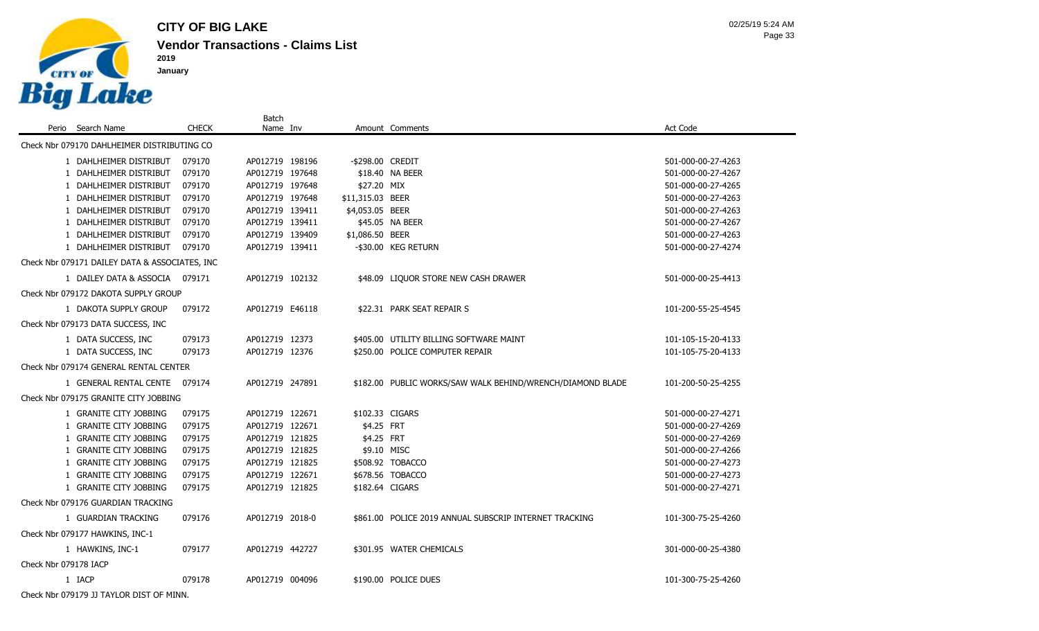# CITY OF BIG LAKE

## Vendor Transactions - Claims List

**2019**

**January**

| Perio | Search Name | CHECK | Batch Name | Inv | Amount | Comments | Act Code |
|---|---|---|---|---|---|---|---|
| Check Nbr 079170 DAHLHEIMER DISTRIBUTING CO | | | | | | | |
| 1 | DAHLHEIMER DISTRIBUT | 079170 | AP012719 | 198196 | -$298.00 | CREDIT | 501-000-00-27-4263 |
| 1 | DAHLHEIMER DISTRIBUT | 079170 | AP012719 | 197648 | $18.40 | NA BEER | 501-000-00-27-4267 |
| 1 | DAHLHEIMER DISTRIBUT | 079170 | AP012719 | 197648 | $27.20 | MIX | 501-000-00-27-4265 |
| 1 | DAHLHEIMER DISTRIBUT | 079170 | AP012719 | 197648 | $11,315.03 | BEER | 501-000-00-27-4263 |
| 1 | DAHLHEIMER DISTRIBUT | 079170 | AP012719 | 139411 | $4,053.05 | BEER | 501-000-00-27-4263 |
| 1 | DAHLHEIMER DISTRIBUT | 079170 | AP012719 | 139411 | $45.05 | NA BEER | 501-000-00-27-4267 |
| 1 | DAHLHEIMER DISTRIBUT | 079170 | AP012719 | 139409 | $1,086.50 | BEER | 501-000-00-27-4263 |
| 1 | DAHLHEIMER DISTRIBUT | 079170 | AP012719 | 139411 | -$30.00 | KEG RETURN | 501-000-00-27-4274 |
| Check Nbr 079171 DAILEY DATA & ASSOCIATES, INC | | | | | | | |
| 1 | DAILEY DATA & ASSOCIA | 079171 | AP012719 | 102132 | $48.09 | LIQUOR STORE NEW CASH DRAWER | 501-000-00-25-4413 |
| Check Nbr 079172 DAKOTA SUPPLY GROUP | | | | | | | |
| 1 | DAKOTA SUPPLY GROUP | 079172 | AP012719 | E46118 | $22.31 | PARK SEAT REPAIR S | 101-200-55-25-4545 |
| Check Nbr 079173 DATA SUCCESS, INC | | | | | | | |
| 1 | DATA SUCCESS, INC | 079173 | AP012719 | 12373 | $405.00 | UTILITY BILLING SOFTWARE MAINT | 101-105-15-20-4133 |
| 1 | DATA SUCCESS, INC | 079173 | AP012719 | 12376 | $250.00 | POLICE COMPUTER REPAIR | 101-105-75-20-4133 |
| Check Nbr 079174 GENERAL RENTAL CENTER | | | | | | | |
| 1 | GENERAL RENTAL CENTE | 079174 | AP012719 | 247891 | $182.00 | PUBLIC WORKS/SAW WALK BEHIND/WRENCH/DIAMOND BLADE | 101-200-50-25-4255 |
| Check Nbr 079175 GRANITE CITY JOBBING | | | | | | | |
| 1 | GRANITE CITY JOBBING | 079175 | AP012719 | 122671 | $102.33 | CIGARS | 501-000-00-27-4271 |
| 1 | GRANITE CITY JOBBING | 079175 | AP012719 | 122671 | $4.25 | FRT | 501-000-00-27-4269 |
| 1 | GRANITE CITY JOBBING | 079175 | AP012719 | 121825 | $4.25 | FRT | 501-000-00-27-4269 |
| 1 | GRANITE CITY JOBBING | 079175 | AP012719 | 121825 | $9.10 | MISC | 501-000-00-27-4266 |
| 1 | GRANITE CITY JOBBING | 079175 | AP012719 | 121825 | $508.92 | TOBACCO | 501-000-00-27-4273 |
| 1 | GRANITE CITY JOBBING | 079175 | AP012719 | 122671 | $678.56 | TOBACCO | 501-000-00-27-4273 |
| 1 | GRANITE CITY JOBBING | 079175 | AP012719 | 121825 | $182.64 | CIGARS | 501-000-00-27-4271 |
| Check Nbr 079176 GUARDIAN TRACKING | | | | | | | |
| 1 | GUARDIAN TRACKING | 079176 | AP012719 | 2018-0 | $861.00 | POLICE 2019 ANNUAL SUBSCRIP INTERNET TRACKING | 101-300-75-25-4260 |
| Check Nbr 079177 HAWKINS, INC-1 | | | | | | | |
| 1 | HAWKINS, INC-1 | 079177 | AP012719 | 442727 | $301.95 | WATER CHEMICALS | 301-000-00-25-4380 |
| Check Nbr 079178 IACP | | | | | | | |
| 1 | IACP | 079178 | AP012719 | 004096 | $190.00 | POLICE DUES | 101-300-75-25-4260 |
| Check Nbr 079179 JJ TAYLOR DIST OF MINN. | | | | | | | |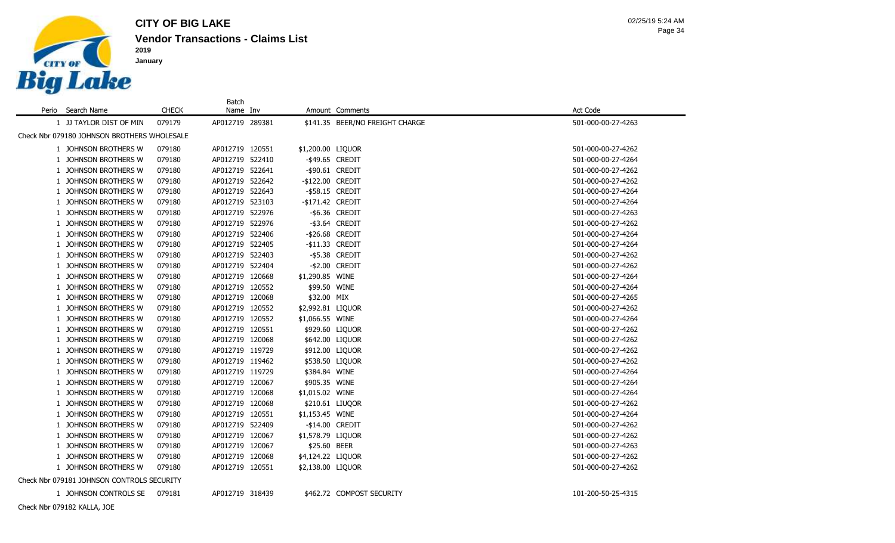# CITY OF BIG LAKE

## Vendor Transactions - Claims List

**2019**

**January**

| Perio | Search Name | CHECK | Batch Name | Inv | Amount | Comments | Act Code |
|---|---|---|---|---|---|---|---|
| 1 | JJ TAYLOR DIST OF MIN | 079179 | AP012719 | 289381 | $141.35 | BEER/NO FREIGHT CHARGE | 501-000-00-27-4263 |
| Check Nbr 079180 JOHNSON BROTHERS WHOLESALE | | | | | | | |
| 1 | JOHNSON BROTHERS W | 079180 | AP012719 | 120551 | $1,200.00 | LIQUOR | 501-000-00-27-4262 |
| 1 | JOHNSON BROTHERS W | 079180 | AP012719 | 522410 | -$49.65 | CREDIT | 501-000-00-27-4264 |
| 1 | JOHNSON BROTHERS W | 079180 | AP012719 | 522641 | -$90.61 | CREDIT | 501-000-00-27-4262 |
| 1 | JOHNSON BROTHERS W | 079180 | AP012719 | 522642 | -$122.00 | CREDIT | 501-000-00-27-4262 |
| 1 | JOHNSON BROTHERS W | 079180 | AP012719 | 522643 | -$58.15 | CREDIT | 501-000-00-27-4264 |
| 1 | JOHNSON BROTHERS W | 079180 | AP012719 | 523103 | -$171.42 | CREDIT | 501-000-00-27-4264 |
| 1 | JOHNSON BROTHERS W | 079180 | AP012719 | 522976 | -$6.36 | CREDIT | 501-000-00-27-4263 |
| 1 | JOHNSON BROTHERS W | 079180 | AP012719 | 522976 | -$3.64 | CREDIT | 501-000-00-27-4262 |
| 1 | JOHNSON BROTHERS W | 079180 | AP012719 | 522406 | -$26.68 | CREDIT | 501-000-00-27-4264 |
| 1 | JOHNSON BROTHERS W | 079180 | AP012719 | 522405 | -$11.33 | CREDIT | 501-000-00-27-4264 |
| 1 | JOHNSON BROTHERS W | 079180 | AP012719 | 522403 | -$5.38 | CREDIT | 501-000-00-27-4262 |
| 1 | JOHNSON BROTHERS W | 079180 | AP012719 | 522404 | -$2.00 | CREDIT | 501-000-00-27-4262 |
| 1 | JOHNSON BROTHERS W | 079180 | AP012719 | 120668 | $1,290.85 | WINE | 501-000-00-27-4264 |
| 1 | JOHNSON BROTHERS W | 079180 | AP012719 | 120552 | $99.50 | WINE | 501-000-00-27-4264 |
| 1 | JOHNSON BROTHERS W | 079180 | AP012719 | 120068 | $32.00 | MIX | 501-000-00-27-4265 |
| 1 | JOHNSON BROTHERS W | 079180 | AP012719 | 120552 | $2,992.81 | LIQUOR | 501-000-00-27-4262 |
| 1 | JOHNSON BROTHERS W | 079180 | AP012719 | 120552 | $1,066.55 | WINE | 501-000-00-27-4264 |
| 1 | JOHNSON BROTHERS W | 079180 | AP012719 | 120551 | $929.60 | LIQUOR | 501-000-00-27-4262 |
| 1 | JOHNSON BROTHERS W | 079180 | AP012719 | 120068 | $642.00 | LIQUOR | 501-000-00-27-4262 |
| 1 | JOHNSON BROTHERS W | 079180 | AP012719 | 119729 | $912.00 | LIQUOR | 501-000-00-27-4262 |
| 1 | JOHNSON BROTHERS W | 079180 | AP012719 | 119462 | $538.50 | LIQUOR | 501-000-00-27-4262 |
| 1 | JOHNSON BROTHERS W | 079180 | AP012719 | 119729 | $384.84 | WINE | 501-000-00-27-4264 |
| 1 | JOHNSON BROTHERS W | 079180 | AP012719 | 120067 | $905.35 | WINE | 501-000-00-27-4264 |
| 1 | JOHNSON BROTHERS W | 079180 | AP012719 | 120068 | $1,015.02 | WINE | 501-000-00-27-4264 |
| 1 | JOHNSON BROTHERS W | 079180 | AP012719 | 120068 | $210.61 | LIUQOR | 501-000-00-27-4262 |
| 1 | JOHNSON BROTHERS W | 079180 | AP012719 | 120551 | $1,153.45 | WINE | 501-000-00-27-4264 |
| 1 | JOHNSON BROTHERS W | 079180 | AP012719 | 522409 | -$14.00 | CREDIT | 501-000-00-27-4262 |
| 1 | JOHNSON BROTHERS W | 079180 | AP012719 | 120067 | $1,578.79 | LIQUOR | 501-000-00-27-4262 |
| 1 | JOHNSON BROTHERS W | 079180 | AP012719 | 120067 | $25.60 | BEER | 501-000-00-27-4263 |
| 1 | JOHNSON BROTHERS W | 079180 | AP012719 | 120068 | $4,124.22 | LIQUOR | 501-000-00-27-4262 |
| 1 | JOHNSON BROTHERS W | 079180 | AP012719 | 120551 | $2,138.00 | LIQUOR | 501-000-00-27-4262 |
| Check Nbr 079181 JOHNSON CONTROLS SECURITY | | | | | | | |
| 1 | JOHNSON CONTROLS SE | 079181 | AP012719 | 318439 | $462.72 | COMPOST SECURITY | 101-200-50-25-4315 |
| Check Nbr 079182 KALLA, JOE | | | | | | | |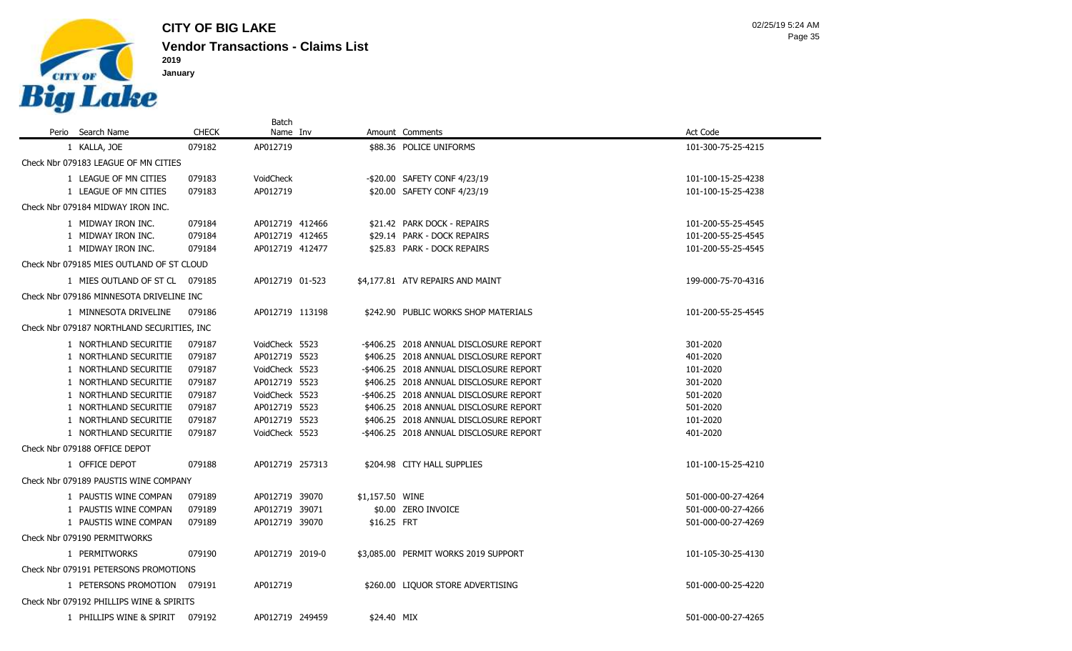# CITY OF BIG LAKE

## Vendor Transactions - Claims List

**2019**

**January**

| Perio | Search Name | CHECK | Batch Name | Inv | Amount | Comments | Act Code |
|---|---|---|---|---|---|---|---|
| 1 | KALLA, JOE | 079182 | AP012719 | | $88.36 | POLICE UNIFORMS | 101-300-75-25-4215 |
| Check Nbr 079183 LEAGUE OF MN CITIES | | | | | | | |
| 1 | LEAGUE OF MN CITIES | 079183 | VoidCheck | | -$20.00 | SAFETY CONF 4/23/19 | 101-100-15-25-4238 |
| 1 | LEAGUE OF MN CITIES | 079183 | AP012719 | | $20.00 | SAFETY CONF 4/23/19 | 101-100-15-25-4238 |
| Check Nbr 079184 MIDWAY IRON INC. | | | | | | | |
| 1 | MIDWAY IRON INC. | 079184 | AP012719 | 412466 | $21.42 | PARK DOCK - REPAIRS | 101-200-55-25-4545 |
| 1 | MIDWAY IRON INC. | 079184 | AP012719 | 412465 | $29.14 | PARK - DOCK REPAIRS | 101-200-55-25-4545 |
| 1 | MIDWAY IRON INC. | 079184 | AP012719 | 412477 | $25.83 | PARK - DOCK REPAIRS | 101-200-55-25-4545 |
| Check Nbr 079185 MIES OUTLAND OF ST CLOUD | | | | | | | |
| 1 | MIES OUTLAND OF ST CL | 079185 | AP012719 | 01-523 | $4,177.81 | ATV REPAIRS AND MAINT | 199-000-75-70-4316 |
| Check Nbr 079186 MINNESOTA DRIVELINE INC | | | | | | | |
| 1 | MINNESOTA DRIVELINE | 079186 | AP012719 | 113198 | $242.90 | PUBLIC WORKS SHOP MATERIALS | 101-200-55-25-4545 |
| Check Nbr 079187 NORTHLAND SECURITIES, INC | | | | | | | |
| 1 | NORTHLAND SECURITIE | 079187 | VoidCheck | 5523 | -$406.25 | 2018 ANNUAL DISCLOSURE REPORT | 301-2020 |
| 1 | NORTHLAND SECURITIE | 079187 | AP012719 | 5523 | $406.25 | 2018 ANNUAL DISCLOSURE REPORT | 401-2020 |
| 1 | NORTHLAND SECURITIE | 079187 | VoidCheck | 5523 | -$406.25 | 2018 ANNUAL DISCLOSURE REPORT | 101-2020 |
| 1 | NORTHLAND SECURITIE | 079187 | AP012719 | 5523 | $406.25 | 2018 ANNUAL DISCLOSURE REPORT | 301-2020 |
| 1 | NORTHLAND SECURITIE | 079187 | VoidCheck | 5523 | -$406.25 | 2018 ANNUAL DISCLOSURE REPORT | 501-2020 |
| 1 | NORTHLAND SECURITIE | 079187 | AP012719 | 5523 | $406.25 | 2018 ANNUAL DISCLOSURE REPORT | 501-2020 |
| 1 | NORTHLAND SECURITIE | 079187 | AP012719 | 5523 | $406.25 | 2018 ANNUAL DISCLOSURE REPORT | 101-2020 |
| 1 | NORTHLAND SECURITIE | 079187 | VoidCheck | 5523 | -$406.25 | 2018 ANNUAL DISCLOSURE REPORT | 401-2020 |
| Check Nbr 079188 OFFICE DEPOT | | | | | | | |
| 1 | OFFICE DEPOT | 079188 | AP012719 | 257313 | $204.98 | CITY HALL SUPPLIES | 101-100-15-25-4210 |
| Check Nbr 079189 PAUSTIS WINE COMPANY | | | | | | | |
| 1 | PAUSTIS WINE COMPAN | 079189 | AP012719 | 39070 | $1,157.50 | WINE | 501-000-00-27-4264 |
| 1 | PAUSTIS WINE COMPAN | 079189 | AP012719 | 39071 | $0.00 | ZERO INVOICE | 501-000-00-27-4266 |
| 1 | PAUSTIS WINE COMPAN | 079189 | AP012719 | 39070 | $16.25 | FRT | 501-000-00-27-4269 |
| Check Nbr 079190 PERMITWORKS | | | | | | | |
| 1 | PERMITWORKS | 079190 | AP012719 | 2019-0 | $3,085.00 | PERMIT WORKS 2019 SUPPORT | 101-105-30-25-4130 |
| Check Nbr 079191 PETERSONS PROMOTIONS | | | | | | | |
| 1 | PETERSONS PROMOTION | 079191 | AP012719 | | $260.00 | LIQUOR STORE ADVERTISING | 501-000-00-25-4220 |
| Check Nbr 079192 PHILLIPS WINE & SPIRITS | | | | | | | |
| 1 | PHILLIPS WINE & SPIRIT | 079192 | AP012719 | 249459 | $24.40 | MIX | 501-000-00-27-4265 |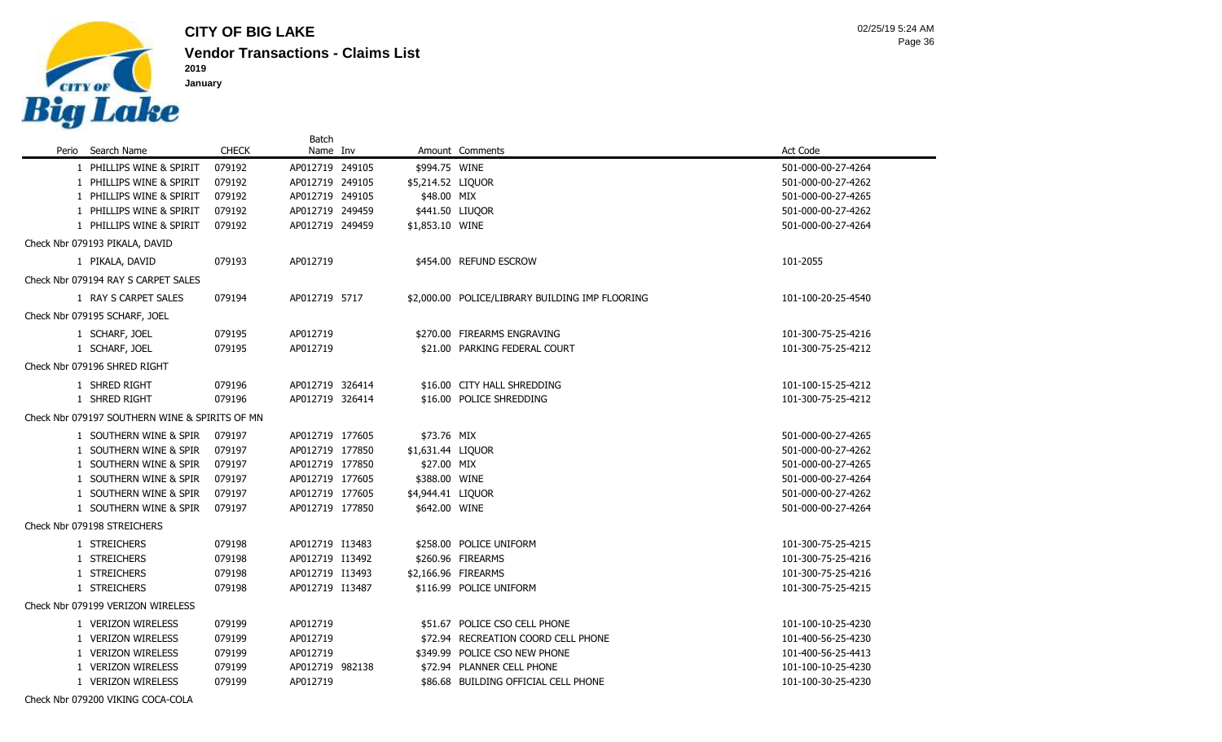# CITY OF BIG LAKE

## Vendor Transactions - Claims List

**2019**

**January**

| Perio | Search Name | CHECK | Batch Name | Inv | Amount | Comments | Act Code |
|---|---|---|---|---|---|---|---|
| 1 | PHILLIPS WINE & SPIRIT | 079192 | AP012719 | 249105 | $994.75 | WINE | 501-000-00-27-4264 |
| 1 | PHILLIPS WINE & SPIRIT | 079192 | AP012719 | 249105 | $5,214.52 | LIQUOR | 501-000-00-27-4262 |
| 1 | PHILLIPS WINE & SPIRIT | 079192 | AP012719 | 249105 | $48.00 | MIX | 501-000-00-27-4265 |
| 1 | PHILLIPS WINE & SPIRIT | 079192 | AP012719 | 249459 | $441.50 | LIUQOR | 501-000-00-27-4262 |
| 1 | PHILLIPS WINE & SPIRIT | 079192 | AP012719 | 249459 | $1,853.10 | WINE | 501-000-00-27-4264 |
| Check Nbr 079193 PIKALA, DAVID | | | | | | | |
| 1 | PIKALA, DAVID | 079193 | AP012719 | | $454.00 | REFUND ESCROW | 101-2055 |
| Check Nbr 079194 RAY S CARPET SALES | | | | | | | |
| 1 | RAY S CARPET SALES | 079194 | AP012719 | 5717 | $2,000.00 | POLICE/LIBRARY BUILDING IMP FLOORING | 101-100-20-25-4540 |
| Check Nbr 079195 SCHARF, JOEL | | | | | | | |
| 1 | SCHARF, JOEL | 079195 | AP012719 | | $270.00 | FIREARMS ENGRAVING | 101-300-75-25-4216 |
| 1 | SCHARF, JOEL | 079195 | AP012719 | | $21.00 | PARKING FEDERAL COURT | 101-300-75-25-4212 |
| Check Nbr 079196 SHRED RIGHT | | | | | | | |
| 1 | SHRED RIGHT | 079196 | AP012719 | 326414 | $16.00 | CITY HALL SHREDDING | 101-100-15-25-4212 |
| 1 | SHRED RIGHT | 079196 | AP012719 | 326414 | $16.00 | POLICE SHREDDING | 101-300-75-25-4212 |
| Check Nbr 079197 SOUTHERN WINE & SPIRITS OF MN | | | | | | | |
| 1 | SOUTHERN WINE & SPIR | 079197 | AP012719 | 177605 | $73.76 | MIX | 501-000-00-27-4265 |
| 1 | SOUTHERN WINE & SPIR | 079197 | AP012719 | 177850 | $1,631.44 | LIQUOR | 501-000-00-27-4262 |
| 1 | SOUTHERN WINE & SPIR | 079197 | AP012719 | 177850 | $27.00 | MIX | 501-000-00-27-4265 |
| 1 | SOUTHERN WINE & SPIR | 079197 | AP012719 | 177605 | $388.00 | WINE | 501-000-00-27-4264 |
| 1 | SOUTHERN WINE & SPIR | 079197 | AP012719 | 177605 | $4,944.41 | LIQUOR | 501-000-00-27-4262 |
| 1 | SOUTHERN WINE & SPIR | 079197 | AP012719 | 177850 | $642.00 | WINE | 501-000-00-27-4264 |
| Check Nbr 079198 STREICHERS | | | | | | | |
| 1 | STREICHERS | 079198 | AP012719 | I13483 | $258.00 | POLICE UNIFORM | 101-300-75-25-4215 |
| 1 | STREICHERS | 079198 | AP012719 | I13492 | $260.96 | FIREARMS | 101-300-75-25-4216 |
| 1 | STREICHERS | 079198 | AP012719 | I13493 | $2,166.96 | FIREARMS | 101-300-75-25-4216 |
| 1 | STREICHERS | 079198 | AP012719 | I13487 | $116.99 | POLICE UNIFORM | 101-300-75-25-4215 |
| Check Nbr 079199 VERIZON WIRELESS | | | | | | | |
| 1 | VERIZON WIRELESS | 079199 | AP012719 | | $51.67 | POLICE CSO CELL PHONE | 101-100-10-25-4230 |
| 1 | VERIZON WIRELESS | 079199 | AP012719 | | $72.94 | RECREATION COORD CELL PHONE | 101-400-56-25-4230 |
| 1 | VERIZON WIRELESS | 079199 | AP012719 | | $349.99 | POLICE CSO NEW PHONE | 101-400-56-25-4413 |
| 1 | VERIZON WIRELESS | 079199 | AP012719 | 982138 | $72.94 | PLANNER CELL PHONE | 101-100-10-25-4230 |
| 1 | VERIZON WIRELESS | 079199 | AP012719 | | $86.68 | BUILDING OFFICIAL CELL PHONE | 101-100-30-25-4230 |

Check Nbr 079200 VIKING COCA-COLA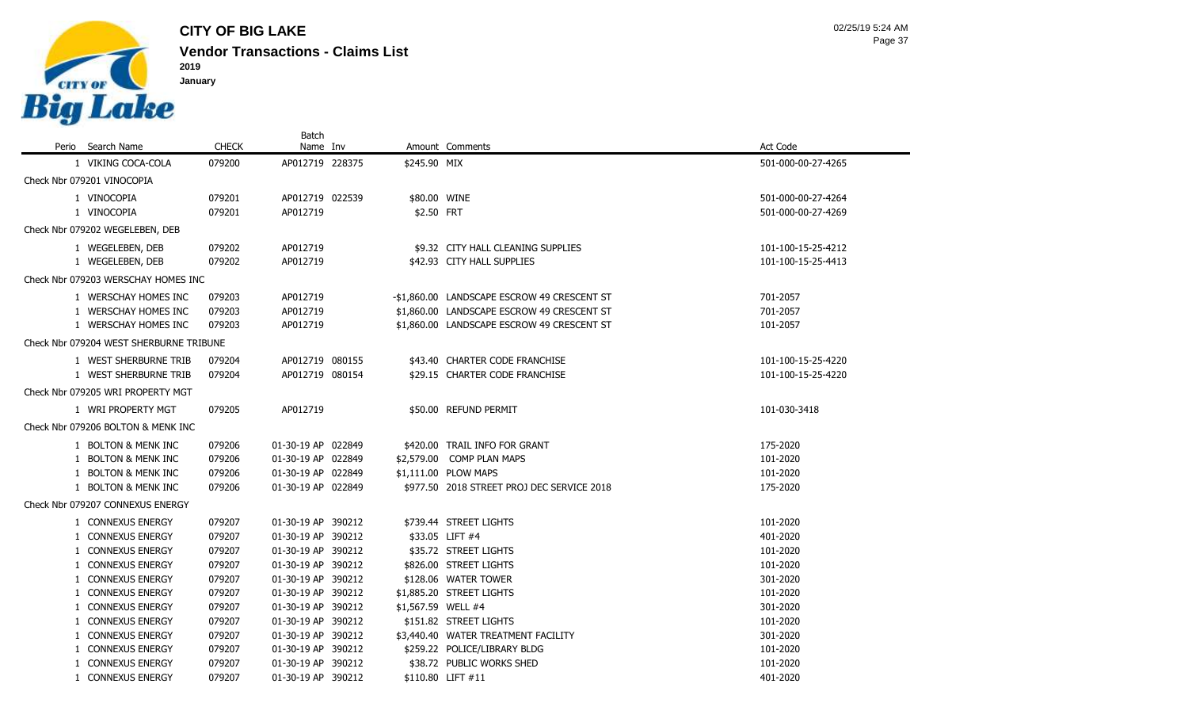# CITY OF BIG LAKE

**Vendor Transactions - Claims List**

**2019**

**January**

| Perio | Search Name | CHECK | Batch Name | Inv | Amount | Comments | Act Code |
|---|---|---|---|---|---|---|---|
| 1 | VIKING COCA-COLA | 079200 | AP012719 | 228375 | $245.90 | MIX | 501-000-00-27-4265 |
| Check Nbr 079201 VINOCOPIA | | | | | | | |
| 1 | VINOCOPIA | 079201 | AP012719 | 022539 | $80.00 | WINE | 501-000-00-27-4264 |
| 1 | VINOCOPIA | 079201 | AP012719 | | $2.50 | FRT | 501-000-00-27-4269 |
| Check Nbr 079202 WEGELEBEN, DEB | | | | | | | |
| 1 | WEGELEBEN, DEB | 079202 | AP012719 | | $9.32 | CITY HALL CLEANING SUPPLIES | 101-100-15-25-4212 |
| 1 | WEGELEBEN, DEB | 079202 | AP012719 | | $42.93 | CITY HALL SUPPLIES | 101-100-15-25-4413 |
| Check Nbr 079203 WERSCHAY HOMES INC | | | | | | | |
| 1 | WERSCHAY HOMES INC | 079203 | AP012719 | | -$1,860.00 | LANDSCAPE ESCROW 49 CRESCENT ST | 701-2057 |
| 1 | WERSCHAY HOMES INC | 079203 | AP012719 | | $1,860.00 | LANDSCAPE ESCROW 49 CRESCENT ST | 701-2057 |
| 1 | WERSCHAY HOMES INC | 079203 | AP012719 | | $1,860.00 | LANDSCAPE ESCROW 49 CRESCENT ST | 101-2057 |
| Check Nbr 079204 WEST SHERBURNE TRIBUNE | | | | | | | |
| 1 | WEST SHERBURNE TRIB | 079204 | AP012719 | 080155 | $43.40 | CHARTER CODE FRANCHISE | 101-100-15-25-4220 |
| 1 | WEST SHERBURNE TRIB | 079204 | AP012719 | 080154 | $29.15 | CHARTER CODE FRANCHISE | 101-100-15-25-4220 |
| Check Nbr 079205 WRI PROPERTY MGT | | | | | | | |
| 1 | WRI PROPERTY MGT | 079205 | AP012719 | | $50.00 | REFUND PERMIT | 101-030-3418 |
| Check Nbr 079206 BOLTON & MENK INC | | | | | | | |
| 1 | BOLTON & MENK INC | 079206 | 01-30-19 AP | 022849 | $420.00 | TRAIL INFO FOR GRANT | 175-2020 |
| 1 | BOLTON & MENK INC | 079206 | 01-30-19 AP | 022849 | $2,579.00 | COMP PLAN MAPS | 101-2020 |
| 1 | BOLTON & MENK INC | 079206 | 01-30-19 AP | 022849 | $1,111.00 | PLOW MAPS | 101-2020 |
| 1 | BOLTON & MENK INC | 079206 | 01-30-19 AP | 022849 | $977.50 | 2018 STREET PROJ DEC SERVICE 2018 | 175-2020 |
| Check Nbr 079207 CONNEXUS ENERGY | | | | | | | |
| 1 | CONNEXUS ENERGY | 079207 | 01-30-19 AP | 390212 | $739.44 | STREET LIGHTS | 101-2020 |
| 1 | CONNEXUS ENERGY | 079207 | 01-30-19 AP | 390212 | $33.05 | LIFT #4 | 401-2020 |
| 1 | CONNEXUS ENERGY | 079207 | 01-30-19 AP | 390212 | $35.72 | STREET LIGHTS | 101-2020 |
| 1 | CONNEXUS ENERGY | 079207 | 01-30-19 AP | 390212 | $826.00 | STREET LIGHTS | 101-2020 |
| 1 | CONNEXUS ENERGY | 079207 | 01-30-19 AP | 390212 | $128.06 | WATER TOWER | 301-2020 |
| 1 | CONNEXUS ENERGY | 079207 | 01-30-19 AP | 390212 | $1,885.20 | STREET LIGHTS | 101-2020 |
| 1 | CONNEXUS ENERGY | 079207 | 01-30-19 AP | 390212 | $1,567.59 | WELL #4 | 301-2020 |
| 1 | CONNEXUS ENERGY | 079207 | 01-30-19 AP | 390212 | $151.82 | STREET LIGHTS | 101-2020 |
| 1 | CONNEXUS ENERGY | 079207 | 01-30-19 AP | 390212 | $3,440.40 | WATER TREATMENT FACILITY | 301-2020 |
| 1 | CONNEXUS ENERGY | 079207 | 01-30-19 AP | 390212 | $259.22 | POLICE/LIBRARY BLDG | 101-2020 |
| 1 | CONNEXUS ENERGY | 079207 | 01-30-19 AP | 390212 | $38.72 | PUBLIC WORKS SHED | 101-2020 |
| 1 | CONNEXUS ENERGY | 079207 | 01-30-19 AP | 390212 | $110.80 | LIFT #11 | 401-2020 |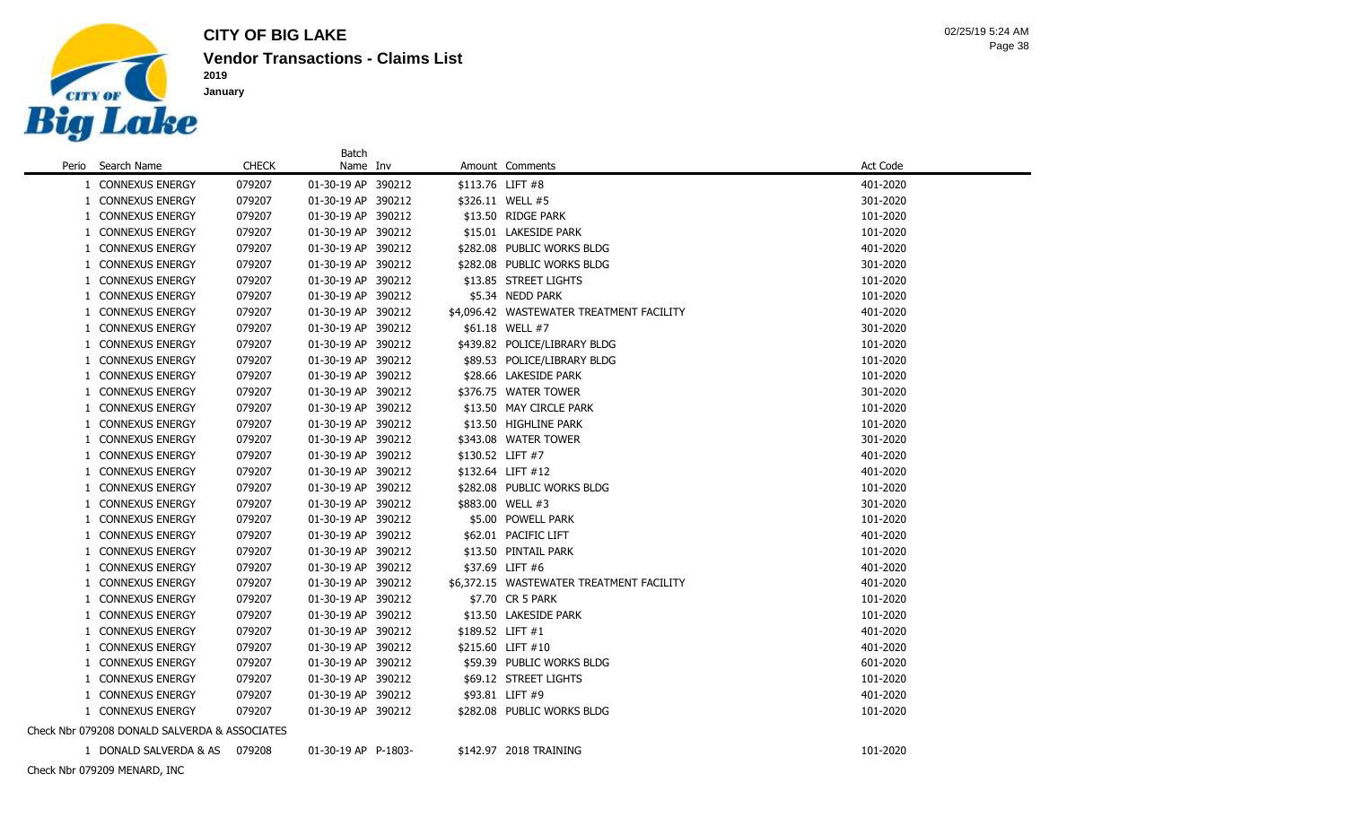# CITY OF BIG LAKE

## Vendor Transactions - Claims List

**2019**

**January**

| Perio | Search Name | CHECK | Batch Name | Inv | Amount | Comments | Act Code |
|---|---|---|---|---|---|---|---|
| 1 | CONNEXUS ENERGY | 079207 | 01-30-19 AP | 390212 | $113.76 | LIFT #8 | 401-2020 |
| 1 | CONNEXUS ENERGY | 079207 | 01-30-19 AP | 390212 | $326.11 | WELL #5 | 301-2020 |
| 1 | CONNEXUS ENERGY | 079207 | 01-30-19 AP | 390212 | $13.50 | RIDGE PARK | 101-2020 |
| 1 | CONNEXUS ENERGY | 079207 | 01-30-19 AP | 390212 | $15.01 | LAKESIDE PARK | 101-2020 |
| 1 | CONNEXUS ENERGY | 079207 | 01-30-19 AP | 390212 | $282.08 | PUBLIC WORKS BLDG | 401-2020 |
| 1 | CONNEXUS ENERGY | 079207 | 01-30-19 AP | 390212 | $282.08 | PUBLIC WORKS BLDG | 301-2020 |
| 1 | CONNEXUS ENERGY | 079207 | 01-30-19 AP | 390212 | $13.85 | STREET LIGHTS | 101-2020 |
| 1 | CONNEXUS ENERGY | 079207 | 01-30-19 AP | 390212 | $5.34 | NEDD PARK | 101-2020 |
| 1 | CONNEXUS ENERGY | 079207 | 01-30-19 AP | 390212 | $4,096.42 | WASTEWATER TREATMENT FACILITY | 401-2020 |
| 1 | CONNEXUS ENERGY | 079207 | 01-30-19 AP | 390212 | $61.18 | WELL #7 | 301-2020 |
| 1 | CONNEXUS ENERGY | 079207 | 01-30-19 AP | 390212 | $439.82 | POLICE/LIBRARY BLDG | 101-2020 |
| 1 | CONNEXUS ENERGY | 079207 | 01-30-19 AP | 390212 | $89.53 | POLICE/LIBRARY BLDG | 101-2020 |
| 1 | CONNEXUS ENERGY | 079207 | 01-30-19 AP | 390212 | $28.66 | LAKESIDE PARK | 101-2020 |
| 1 | CONNEXUS ENERGY | 079207 | 01-30-19 AP | 390212 | $376.75 | WATER TOWER | 301-2020 |
| 1 | CONNEXUS ENERGY | 079207 | 01-30-19 AP | 390212 | $13.50 | MAY CIRCLE PARK | 101-2020 |
| 1 | CONNEXUS ENERGY | 079207 | 01-30-19 AP | 390212 | $13.50 | HIGHLINE PARK | 101-2020 |
| 1 | CONNEXUS ENERGY | 079207 | 01-30-19 AP | 390212 | $343.08 | WATER TOWER | 301-2020 |
| 1 | CONNEXUS ENERGY | 079207 | 01-30-19 AP | 390212 | $130.52 | LIFT #7 | 401-2020 |
| 1 | CONNEXUS ENERGY | 079207 | 01-30-19 AP | 390212 | $132.64 | LIFT #12 | 401-2020 |
| 1 | CONNEXUS ENERGY | 079207 | 01-30-19 AP | 390212 | $282.08 | PUBLIC WORKS BLDG | 101-2020 |
| 1 | CONNEXUS ENERGY | 079207 | 01-30-19 AP | 390212 | $883.00 | WELL #3 | 301-2020 |
| 1 | CONNEXUS ENERGY | 079207 | 01-30-19 AP | 390212 | $5.00 | POWELL PARK | 101-2020 |
| 1 | CONNEXUS ENERGY | 079207 | 01-30-19 AP | 390212 | $62.01 | PACIFIC LIFT | 401-2020 |
| 1 | CONNEXUS ENERGY | 079207 | 01-30-19 AP | 390212 | $13.50 | PINTAIL PARK | 101-2020 |
| 1 | CONNEXUS ENERGY | 079207 | 01-30-19 AP | 390212 | $37.69 | LIFT #6 | 401-2020 |
| 1 | CONNEXUS ENERGY | 079207 | 01-30-19 AP | 390212 | $6,372.15 | WASTEWATER TREATMENT FACILITY | 401-2020 |
| 1 | CONNEXUS ENERGY | 079207 | 01-30-19 AP | 390212 | $7.70 | CR 5 PARK | 101-2020 |
| 1 | CONNEXUS ENERGY | 079207 | 01-30-19 AP | 390212 | $13.50 | LAKESIDE PARK | 101-2020 |
| 1 | CONNEXUS ENERGY | 079207 | 01-30-19 AP | 390212 | $189.52 | LIFT #1 | 401-2020 |
| 1 | CONNEXUS ENERGY | 079207 | 01-30-19 AP | 390212 | $215.60 | LIFT #10 | 401-2020 |
| 1 | CONNEXUS ENERGY | 079207 | 01-30-19 AP | 390212 | $59.39 | PUBLIC WORKS BLDG | 601-2020 |
| 1 | CONNEXUS ENERGY | 079207 | 01-30-19 AP | 390212 | $69.12 | STREET LIGHTS | 101-2020 |
| 1 | CONNEXUS ENERGY | 079207 | 01-30-19 AP | 390212 | $93.81 | LIFT #9 | 401-2020 |
| 1 | CONNEXUS ENERGY | 079207 | 01-30-19 AP | 390212 | $282.08 | PUBLIC WORKS BLDG | 101-2020 |
| Check Nbr 079208 DONALD SALVERDA & ASSOCIATES | | | | | | | |
| 1 | DONALD SALVERDA & AS | 079208 | 01-30-19 AP | P-1803- | $142.97 | 2018 TRAINING | 101-2020 |
| Check Nbr 079209 MENARD, INC | | | | | | | |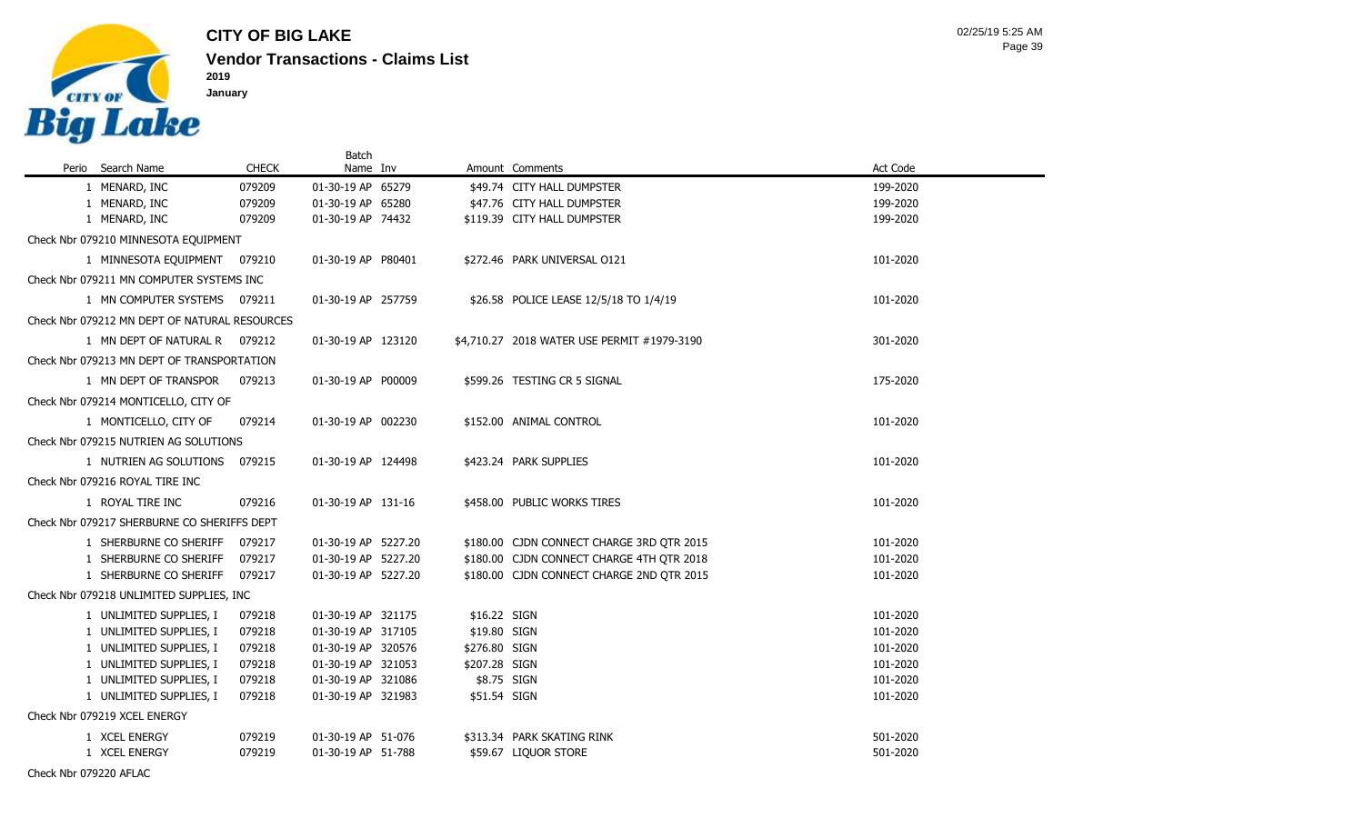# CITY OF BIG LAKE

## Vendor Transactions - Claims List

**2019**

**January**

| Perio | Search Name | CHECK | Batch Name | Inv | Amount | Comments | Act Code |
|---|---|---|---|---|---|---|---|
| 1 | MENARD, INC | 079209 | 01-30-19 AP | 65279 | $49.74 | CITY HALL DUMPSTER | 199-2020 |
| 1 | MENARD, INC | 079209 | 01-30-19 AP | 65280 | $47.76 | CITY HALL DUMPSTER | 199-2020 |
| 1 | MENARD, INC | 079209 | 01-30-19 AP | 74432 | $119.39 | CITY HALL DUMPSTER | 199-2020 |
| Check Nbr 079210 MINNESOTA EQUIPMENT | | | | | | | |
| 1 | MINNESOTA EQUIPMENT | 079210 | 01-30-19 AP | P80401 | $272.46 | PARK UNIVERSAL O121 | 101-2020 |
| Check Nbr 079211 MN COMPUTER SYSTEMS INC | | | | | | | |
| 1 | MN COMPUTER SYSTEMS | 079211 | 01-30-19 AP | 257759 | $26.58 | POLICE LEASE 12/5/18 TO 1/4/19 | 101-2020 |
| Check Nbr 079212 MN DEPT OF NATURAL RESOURCES | | | | | | | |
| 1 | MN DEPT OF NATURAL R | 079212 | 01-30-19 AP | 123120 | $4,710.27 | 2018 WATER USE PERMIT #1979-3190 | 301-2020 |
| Check Nbr 079213 MN DEPT OF TRANSPORTATION | | | | | | | |
| 1 | MN DEPT OF TRANSPOR | 079213 | 01-30-19 AP | P00009 | $599.26 | TESTING CR 5 SIGNAL | 175-2020 |
| Check Nbr 079214 MONTICELLO, CITY OF | | | | | | | |
| 1 | MONTICELLO, CITY OF | 079214 | 01-30-19 AP | 002230 | $152.00 | ANIMAL CONTROL | 101-2020 |
| Check Nbr 079215 NUTRIEN AG SOLUTIONS | | | | | | | |
| 1 | NUTRIEN AG SOLUTIONS | 079215 | 01-30-19 AP | 124498 | $423.24 | PARK SUPPLIES | 101-2020 |
| Check Nbr 079216 ROYAL TIRE INC | | | | | | | |
| 1 | ROYAL TIRE INC | 079216 | 01-30-19 AP | 131-16 | $458.00 | PUBLIC WORKS TIRES | 101-2020 |
| Check Nbr 079217 SHERBURNE CO SHERIFFS DEPT | | | | | | | |
| 1 | SHERBURNE CO SHERIFF | 079217 | 01-30-19 AP | 5227.20 | $180.00 | CJDN CONNECT CHARGE 3RD QTR 2015 | 101-2020 |
| 1 | SHERBURNE CO SHERIFF | 079217 | 01-30-19 AP | 5227.20 | $180.00 | CJDN CONNECT CHARGE 4TH QTR 2018 | 101-2020 |
| 1 | SHERBURNE CO SHERIFF | 079217 | 01-30-19 AP | 5227.20 | $180.00 | CJDN CONNECT CHARGE 2ND QTR 2015 | 101-2020 |
| Check Nbr 079218 UNLIMITED SUPPLIES, INC | | | | | | | |
| 1 | UNLIMITED SUPPLIES, I | 079218 | 01-30-19 AP | 321175 | $16.22 | SIGN | 101-2020 |
| 1 | UNLIMITED SUPPLIES, I | 079218 | 01-30-19 AP | 317105 | $19.80 | SIGN | 101-2020 |
| 1 | UNLIMITED SUPPLIES, I | 079218 | 01-30-19 AP | 320576 | $276.80 | SIGN | 101-2020 |
| 1 | UNLIMITED SUPPLIES, I | 079218 | 01-30-19 AP | 321053 | $207.28 | SIGN | 101-2020 |
| 1 | UNLIMITED SUPPLIES, I | 079218 | 01-30-19 AP | 321086 | $8.75 | SIGN | 101-2020 |
| 1 | UNLIMITED SUPPLIES, I | 079218 | 01-30-19 AP | 321983 | $51.54 | SIGN | 101-2020 |
| Check Nbr 079219 XCEL ENERGY | | | | | | | |
| 1 | XCEL ENERGY | 079219 | 01-30-19 AP | 51-076 | $313.34 | PARK SKATING RINK | 501-2020 |
| 1 | XCEL ENERGY | 079219 | 01-30-19 AP | 51-788 | $59.67 | LIQUOR STORE | 501-2020 |
| Check Nbr 079220 AFLAC | | | | | | | |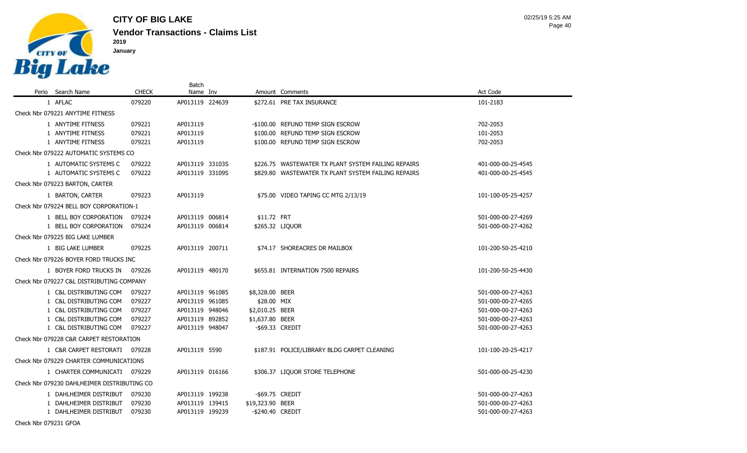# CITY OF BIG LAKE

## Vendor Transactions - Claims List

**2019**

**January**

| Perio | Search Name | CHECK | Batch Name | Inv | Amount | Comments | Act Code |
|---|---|---|---|---|---|---|---|
| 1 | AFLAC | 079220 | AP013119 | 224639 | $272.61 | PRE TAX INSURANCE | 101-2183 |
| Check Nbr 079221 ANYTIME FITNESS | | | | | | | |
| 1 | ANYTIME FITNESS | 079221 | AP013119 | | -$100.00 | REFUND TEMP SIGN ESCROW | 702-2053 |
| 1 | ANYTIME FITNESS | 079221 | AP013119 | | $100.00 | REFUND TEMP SIGN ESCROW | 101-2053 |
| 1 | ANYTIME FITNESS | 079221 | AP013119 | | $100.00 | REFUND TEMP SIGN ESCROW | 702-2053 |
| Check Nbr 079222 AUTOMATIC SYSTEMS CO | | | | | | | |
| 1 | AUTOMATIC SYSTEMS C | 079222 | AP013119 | 33103S | $226.75 | WASTEWATER TX PLANT SYSTEM FAILING REPAIRS | 401-000-00-25-4545 |
| 1 | AUTOMATIC SYSTEMS C | 079222 | AP013119 | 33109S | $829.80 | WASTEWATER TX PLANT SYSTEM FAILING REPAIRS | 401-000-00-25-4545 |
| Check Nbr 079223 BARTON, CARTER | | | | | | | |
| 1 | BARTON, CARTER | 079223 | AP013119 | | $75.00 | VIDEO TAPING CC MTG 2/13/19 | 101-100-05-25-4257 |
| Check Nbr 079224 BELL BOY CORPORATION-1 | | | | | | | |
| 1 | BELL BOY CORPORATION | 079224 | AP013119 | 006814 | $11.72 | FRT | 501-000-00-27-4269 |
| 1 | BELL BOY CORPORATION | 079224 | AP013119 | 006814 | $265.32 | LIQUOR | 501-000-00-27-4262 |
| Check Nbr 079225 BIG LAKE LUMBER | | | | | | | |
| 1 | BIG LAKE LUMBER | 079225 | AP013119 | 200711 | $74.17 | SHOREACRES DR MAILBOX | 101-200-50-25-4210 |
| Check Nbr 079226 BOYER FORD TRUCKS INC | | | | | | | |
| 1 | BOYER FORD TRUCKS IN | 079226 | AP013119 | 480170 | $655.81 | INTERNATION 7500 REPAIRS | 101-200-50-25-4430 |
| Check Nbr 079227 C&L DISTRIBUTING COMPANY | | | | | | | |
| 1 | C&L DISTRIBUTING COM | 079227 | AP013119 | 961085 | $8,328.00 | BEER | 501-000-00-27-4263 |
| 1 | C&L DISTRIBUTING COM | 079227 | AP013119 | 961085 | $28.00 | MIX | 501-000-00-27-4265 |
| 1 | C&L DISTRIBUTING COM | 079227 | AP013119 | 948046 | $2,010.25 | BEER | 501-000-00-27-4263 |
| 1 | C&L DISTRIBUTING COM | 079227 | AP013119 | 892852 | $1,637.80 | BEER | 501-000-00-27-4263 |
| 1 | C&L DISTRIBUTING COM | 079227 | AP013119 | 948047 | -$69.33 | CREDIT | 501-000-00-27-4263 |
| Check Nbr 079228 C&R CARPET RESTORATION | | | | | | | |
| 1 | C&R CARPET RESTORATI | 079228 | AP013119 | 5590 | $187.91 | POLICE/LIBRARY BLDG CARPET CLEANING | 101-100-20-25-4217 |
| Check Nbr 079229 CHARTER COMMUNICATIONS | | | | | | | |
| 1 | CHARTER COMMUNICATI | 079229 | AP013119 | 016166 | $306.37 | LIQUOR STORE TELEPHONE | 501-000-00-25-4230 |
| Check Nbr 079230 DAHLHEIMER DISTRIBUTING CO | | | | | | | |
| 1 | DAHLHEIMER DISTRIBUT | 079230 | AP013119 | 199238 | -$69.75 | CREDIT | 501-000-00-27-4263 |
| 1 | DAHLHEIMER DISTRIBUT | 079230 | AP013119 | 139415 | $19,323.90 | BEER | 501-000-00-27-4263 |
| 1 | DAHLHEIMER DISTRIBUT | 079230 | AP013119 | 199239 | -$240.40 | CREDIT | 501-000-00-27-4263 |
| Check Nbr 079231 GFOA | | | | | | | |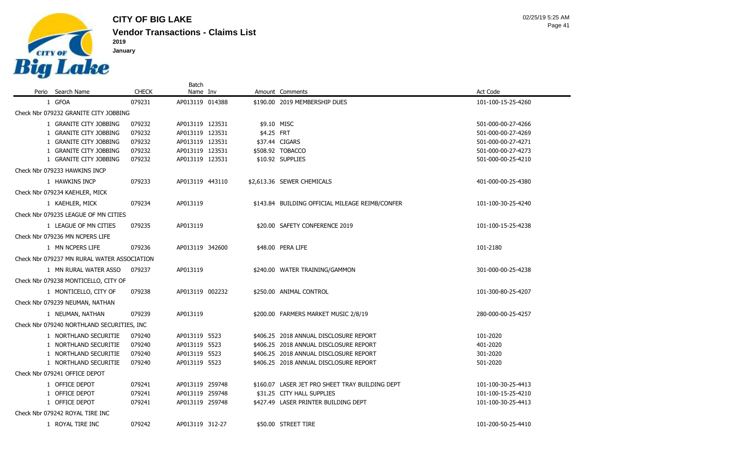# CITY OF BIG LAKE

## Vendor Transactions - Claims List

**2019**

**January**

02/25/19 5:25 AM

| Perio | Search Name | CHECK | Batch Name | Inv | Amount | Comments | Act Code |
|---|---|---|---|---|---|---|---|
| 1 | GFOA | 079231 | AP013119 | 014388 | $190.00 | 2019 MEMBERSHIP DUES | 101-100-15-25-4260 |
| Check Nbr 079232 GRANITE CITY JOBBING | | | | | | | |
| 1 | GRANITE CITY JOBBING | 079232 | AP013119 | 123531 | $9.10 | MISC | 501-000-00-27-4266 |
| 1 | GRANITE CITY JOBBING | 079232 | AP013119 | 123531 | $4.25 | FRT | 501-000-00-27-4269 |
| 1 | GRANITE CITY JOBBING | 079232 | AP013119 | 123531 | $37.44 | CIGARS | 501-000-00-27-4271 |
| 1 | GRANITE CITY JOBBING | 079232 | AP013119 | 123531 | $508.92 | TOBACCO | 501-000-00-27-4273 |
| 1 | GRANITE CITY JOBBING | 079232 | AP013119 | 123531 | $10.92 | SUPPLIES | 501-000-00-25-4210 |
| Check Nbr 079233 HAWKINS INCP | | | | | | | |
| 1 | HAWKINS INCP | 079233 | AP013119 | 443110 | $2,613.36 | SEWER CHEMICALS | 401-000-00-25-4380 |
| Check Nbr 079234 KAEHLER, MICK | | | | | | | |
| 1 | KAEHLER, MICK | 079234 | AP013119 | | $143.84 | BUILDING OFFICIAL MILEAGE REIMB/CONFER | 101-100-30-25-4240 |
| Check Nbr 079235 LEAGUE OF MN CITIES | | | | | | | |
| 1 | LEAGUE OF MN CITIES | 079235 | AP013119 | | $20.00 | SAFETY CONFERENCE 2019 | 101-100-15-25-4238 |
| Check Nbr 079236 MN NCPERS LIFE | | | | | | | |
| 1 | MN NCPERS LIFE | 079236 | AP013119 | 342600 | $48.00 | PERA LIFE | 101-2180 |
| Check Nbr 079237 MN RURAL WATER ASSOCIATION | | | | | | | |
| 1 | MN RURAL WATER ASSO | 079237 | AP013119 | | $240.00 | WATER TRAINING/GAMMON | 301-000-00-25-4238 |
| Check Nbr 079238 MONTICELLO, CITY OF | | | | | | | |
| 1 | MONTICELLO, CITY OF | 079238 | AP013119 | 002232 | $250.00 | ANIMAL CONTROL | 101-300-80-25-4207 |
| Check Nbr 079239 NEUMAN, NATHAN | | | | | | | |
| 1 | NEUMAN, NATHAN | 079239 | AP013119 | | $200.00 | FARMERS MARKET MUSIC 2/8/19 | 280-000-00-25-4257 |
| Check Nbr 079240 NORTHLAND SECURITIES, INC | | | | | | | |
| 1 | NORTHLAND SECURITIE | 079240 | AP013119 | 5523 | $406.25 | 2018 ANNUAL DISCLOSURE REPORT | 101-2020 |
| 1 | NORTHLAND SECURITIE | 079240 | AP013119 | 5523 | $406.25 | 2018 ANNUAL DISCLOSURE REPORT | 401-2020 |
| 1 | NORTHLAND SECURITIE | 079240 | AP013119 | 5523 | $406.25 | 2018 ANNUAL DISCLOSURE REPORT | 301-2020 |
| 1 | NORTHLAND SECURITIE | 079240 | AP013119 | 5523 | $406.25 | 2018 ANNUAL DISCLOSURE REPORT | 501-2020 |
| Check Nbr 079241 OFFICE DEPOT | | | | | | | |
| 1 | OFFICE DEPOT | 079241 | AP013119 | 259748 | $160.07 | LASER JET PRO SHEET TRAY BUILDING DEPT | 101-100-30-25-4413 |
| 1 | OFFICE DEPOT | 079241 | AP013119 | 259748 | $31.25 | CITY HALL SUPPLIES | 101-100-15-25-4210 |
| 1 | OFFICE DEPOT | 079241 | AP013119 | 259748 | $427.49 | LASER PRINTER BUILDING DEPT | 101-100-30-25-4413 |
| Check Nbr 079242 ROYAL TIRE INC | | | | | | | |
| 1 | ROYAL TIRE INC | 079242 | AP013119 | 312-27 | $50.00 | STREET TIRE | 101-200-50-25-4410 |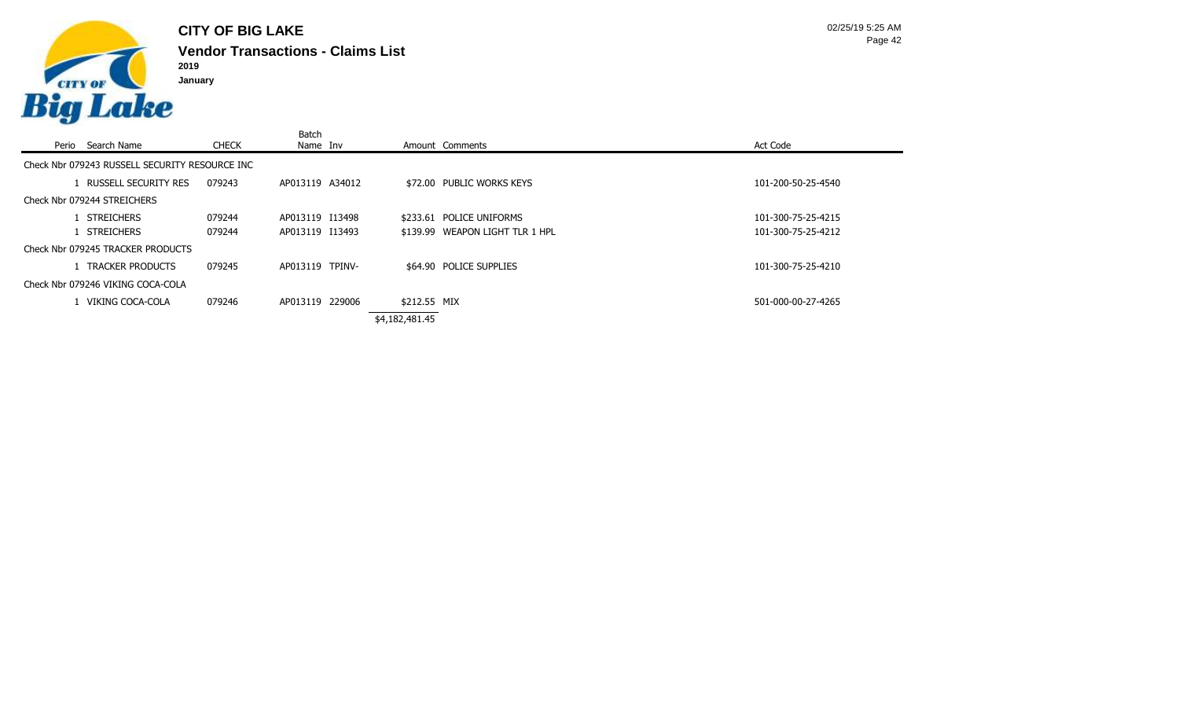# CITY OF BIG LAKE

## Vendor Transactions - Claims List

**2019**

**January**

| Perio | Search Name | CHECK | Batch Name | Inv | Amount | Comments | Act Code |
|---|---|---|---|---|---|---|---|
| Check Nbr 079243 RUSSELL SECURITY RESOURCE INC | | | | | | | |
| 1 | RUSSELL SECURITY RES | 079243 | AP013119 | A34012 | $72.00 | PUBLIC WORKS KEYS | 101-200-50-25-4540 |
| Check Nbr 079244 STREICHERS | | | | | | | |
| 1 | STREICHERS | 079244 | AP013119 | I13498 | $233.61 | POLICE UNIFORMS | 101-300-75-25-4215 |
| 1 | STREICHERS | 079244 | AP013119 | I13493 | $139.99 | WEAPON LIGHT TLR 1 HPL | 101-300-75-25-4212 |
| Check Nbr 079245 TRACKER PRODUCTS | | | | | | | |
| 1 | TRACKER PRODUCTS | 079245 | AP013119 | TPINV- | $64.90 | POLICE SUPPLIES | 101-300-75-25-4210 |
| Check Nbr 079246 VIKING COCA-COLA | | | | | | | |
| 1 | VIKING COCA-COLA | 079246 | AP013119 | 229006 | $212.55 | MIX | 501-000-00-27-4265 |
| | | | | | $4,182,481.45 | | |